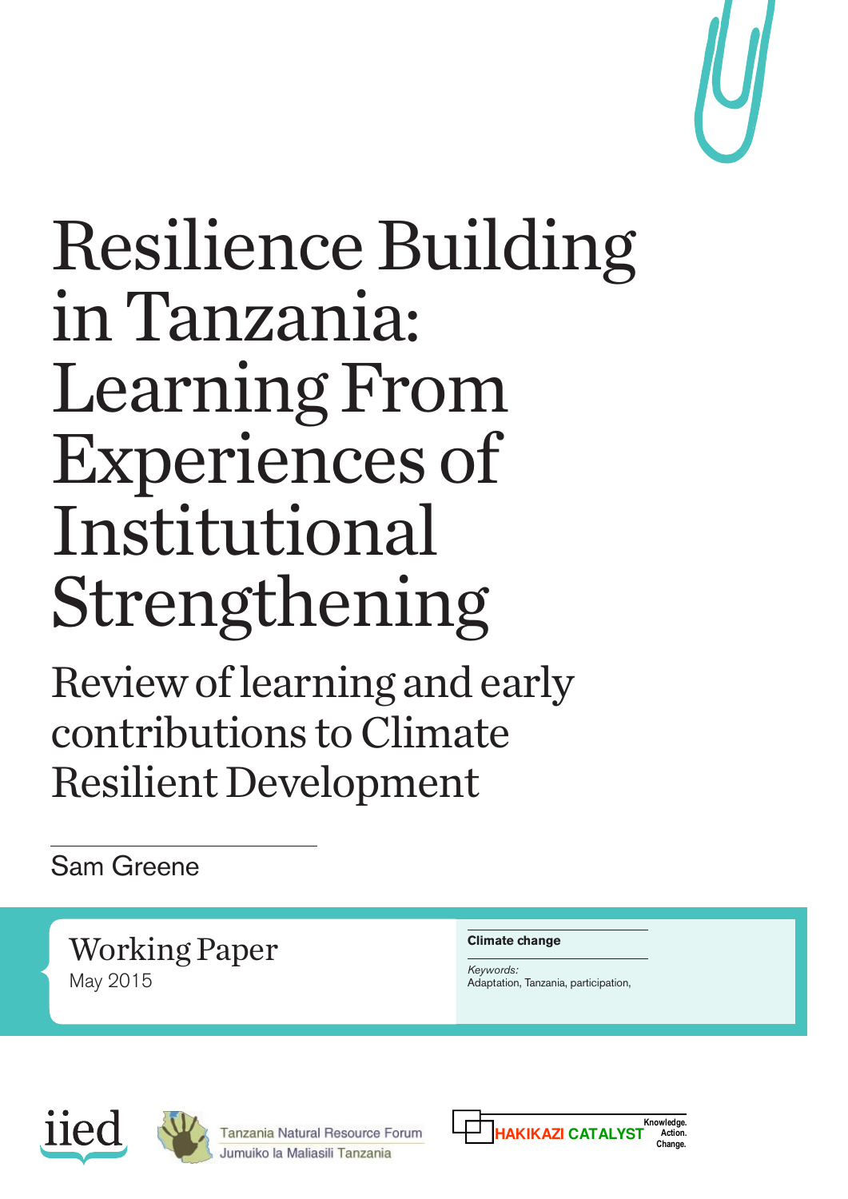# Resilience Building in Tanzania: Learning From Experiences of Institutional Strengthening

## Review of learning and early contributions to Climate Resilient Development

Sam Greene

Working Paper
May 2015

**Climate change**

*Keywords:*
Adaptation, Tanzania, participation,

iied

Tanzania Natural Resource Forum
Jumuiko la Maliasili Tanzania

HAKIKAZI CATALYST Knowledge. Action. Change.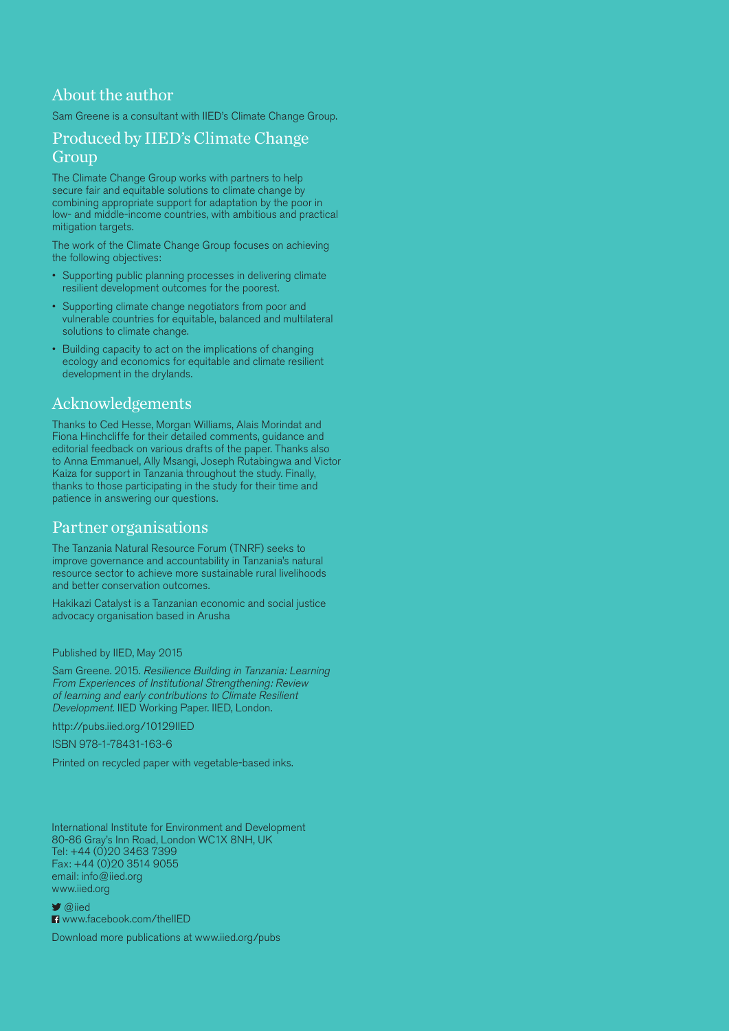## About the author

Sam Greene is a consultant with IIED's Climate Change Group.

## Produced by IIED's Climate Change Group

The Climate Change Group works with partners to help secure fair and equitable solutions to climate change by combining appropriate support for adaptation by the poor in low- and middle-income countries, with ambitious and practical mitigation targets.

The work of the Climate Change Group focuses on achieving the following objectives:

- Supporting public planning processes in delivering climate resilient development outcomes for the poorest.
- Supporting climate change negotiators from poor and vulnerable countries for equitable, balanced and multilateral solutions to climate change.
- Building capacity to act on the implications of changing ecology and economics for equitable and climate resilient development in the drylands.

## Acknowledgements

Thanks to Ced Hesse, Morgan Williams, Alais Morindat and Fiona Hinchcliffe for their detailed comments, guidance and editorial feedback on various drafts of the paper. Thanks also to Anna Emmanuel, Ally Msangi, Joseph Rutabingwa and Victor Kaiza for support in Tanzania throughout the study. Finally, thanks to those participating in the study for their time and patience in answering our questions.

## Partner organisations

The Tanzania Natural Resource Forum (TNRF) seeks to improve governance and accountability in Tanzania's natural resource sector to achieve more sustainable rural livelihoods and better conservation outcomes.

Hakikazi Catalyst is a Tanzanian economic and social justice advocacy organisation based in Arusha

Published by IIED, May 2015

Sam Greene. 2015. *Resilience Building in Tanzania: Learning From Experiences of Institutional Strengthening: Review of learning and early contributions to Climate Resilient Development.* IIED Working Paper. IIED, London.

http://pubs.iied.org/10129IIED

ISBN 978-1-78431-163-6

Printed on recycled paper with vegetable-based inks.

International Institute for Environment and Development
80-86 Gray's Inn Road, London WC1X 8NH, UK
Tel: +44 (0)20 3463 7399
Fax: +44 (0)20 3514 9055
email: info@iied.org
www.iied.org

@iied
www.facebook.com/theIIED

Download more publications at www.iied.org/pubs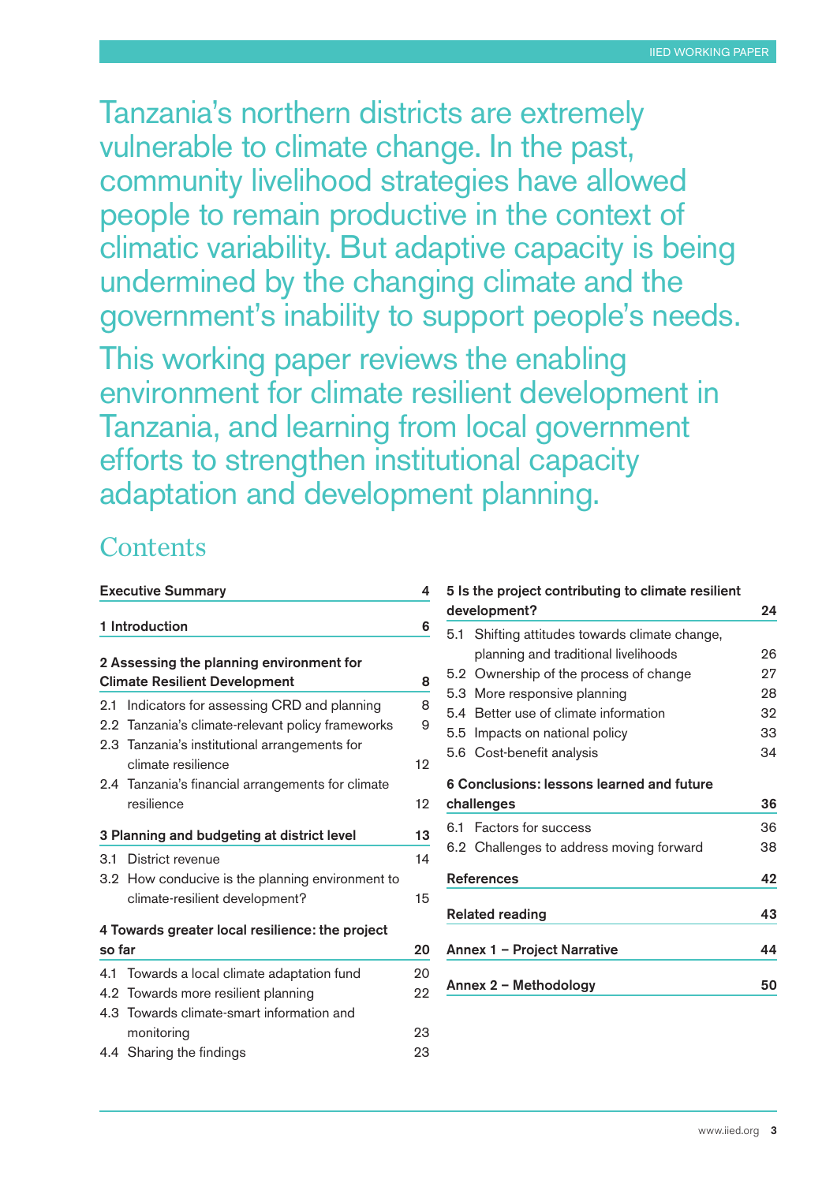Tanzania's northern districts are extremely vulnerable to climate change. In the past, community livelihood strategies have allowed people to remain productive in the context of climatic variability. But adaptive capacity is being undermined by the changing climate and the government's inability to support people's needs.

This working paper reviews the enabling environment for climate resilient development in Tanzania, and learning from local government efforts to strengthen institutional capacity adaptation and development planning.

## Contents

**Executive Summary** 4

**1 Introduction** 6

**2 Assessing the planning environment for Climate Resilient Development** 8

- 2.1 Indicators for assessing CRD and planning 8
- 2.2 Tanzania's climate-relevant policy frameworks 9
- 2.3 Tanzania's institutional arrangements for climate resilience 12
- 2.4 Tanzania's financial arrangements for climate resilience 12

**3 Planning and budgeting at district level** 13

- 3.1 District revenue 14
- 3.2 How conducive is the planning environment to climate-resilient development? 15

**4 Towards greater local resilience: the project so far** 20

- 4.1 Towards a local climate adaptation fund 20
- 4.2 Towards more resilient planning 22
- 4.3 Towards climate-smart information and monitoring 23
- 4.4 Sharing the findings 23

**5 Is the project contributing to climate resilient development?** 24

- 5.1 Shifting attitudes towards climate change, planning and traditional livelihoods 26
- 5.2 Ownership of the process of change 27
- 5.3 More responsive planning 28
- 5.4 Better use of climate information 32
- 5.5 Impacts on national policy 33
- 5.6 Cost-benefit analysis 34

**6 Conclusions: lessons learned and future challenges** 36

- 6.1 Factors for success 36
- 6.2 Challenges to address moving forward 38

**References** 42

**Related reading** 43

**Annex 1 – Project Narrative** 44

**Annex 2 – Methodology** 50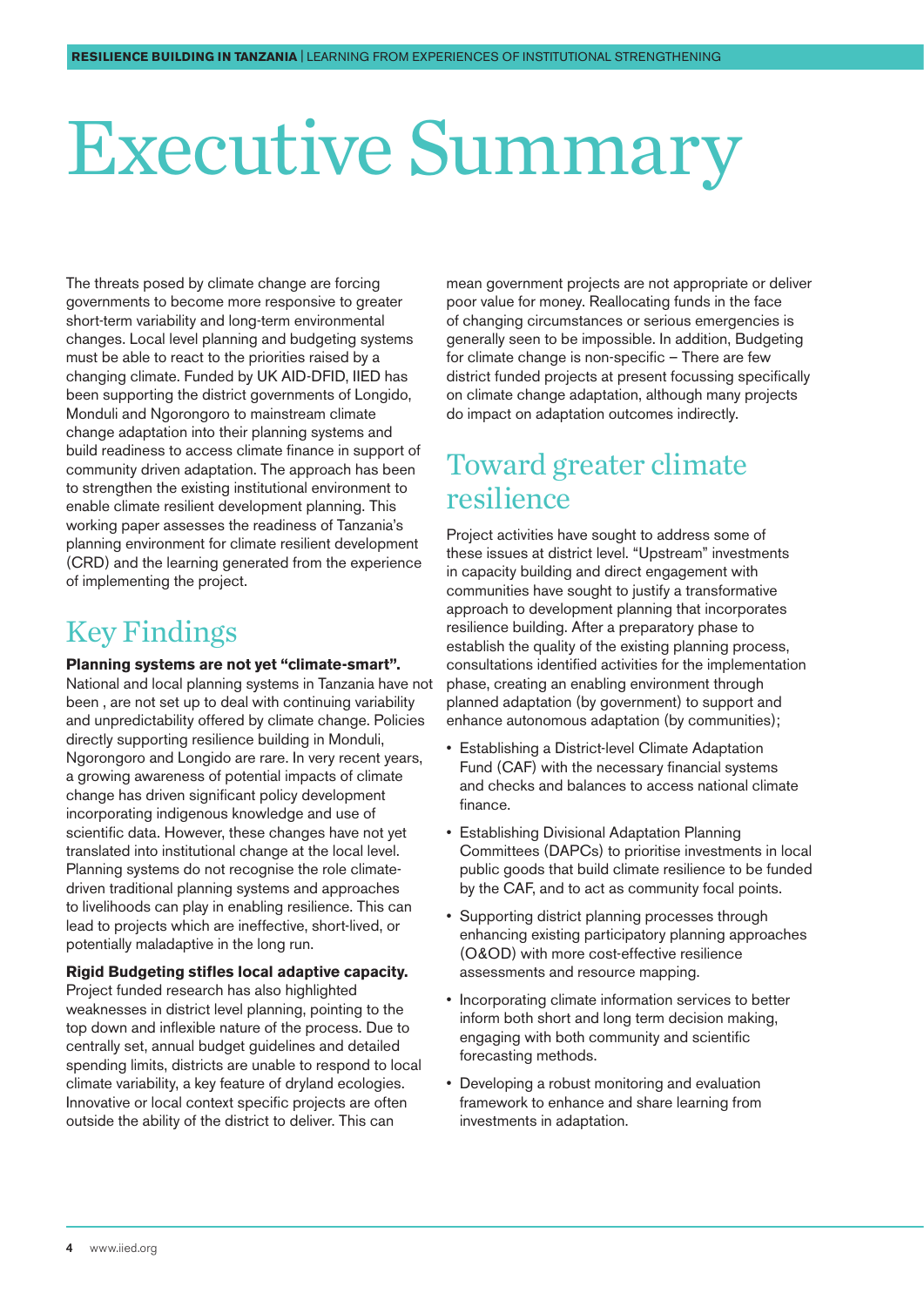# Executive Summary

The threats posed by climate change are forcing governments to become more responsive to greater short-term variability and long-term environmental changes. Local level planning and budgeting systems must be able to react to the priorities raised by a changing climate. Funded by UK AID-DFID, IIED has been supporting the district governments of Longido, Monduli and Ngorongoro to mainstream climate change adaptation into their planning systems and build readiness to access climate finance in support of community driven adaptation. The approach has been to strengthen the existing institutional environment to enable climate resilient development planning. This working paper assesses the readiness of Tanzania's planning environment for climate resilient development (CRD) and the learning generated from the experience of implementing the project.

## Key Findings

**Planning systems are not yet "climate-smart".** National and local planning systems in Tanzania have not been , are not set up to deal with continuing variability and unpredictability offered by climate change. Policies directly supporting resilience building in Monduli, Ngorongoro and Longido are rare. In very recent years, a growing awareness of potential impacts of climate change has driven significant policy development incorporating indigenous knowledge and use of scientific data. However, these changes have not yet translated into institutional change at the local level. Planning systems do not recognise the role climate-driven traditional planning systems and approaches to livelihoods can play in enabling resilience. This can lead to projects which are ineffective, short-lived, or potentially maladaptive in the long run.

**Rigid Budgeting stifles local adaptive capacity.** Project funded research has also highlighted weaknesses in district level planning, pointing to the top down and inflexible nature of the process. Due to centrally set, annual budget guidelines and detailed spending limits, districts are unable to respond to local climate variability, a key feature of dryland ecologies. Innovative or local context specific projects are often outside the ability of the district to deliver. This can mean government projects are not appropriate or deliver poor value for money. Reallocating funds in the face of changing circumstances or serious emergencies is generally seen to be impossible. In addition, Budgeting for climate change is non-specific – There are few district funded projects at present focussing specifically on climate change adaptation, although many projects do impact on adaptation outcomes indirectly.

## Toward greater climate resilience

Project activities have sought to address some of these issues at district level. "Upstream" investments in capacity building and direct engagement with communities have sought to justify a transformative approach to development planning that incorporates resilience building. After a preparatory phase to establish the quality of the existing planning process, consultations identified activities for the implementation phase, creating an enabling environment through planned adaptation (by government) to support and enhance autonomous adaptation (by communities);

- Establishing a District-level Climate Adaptation Fund (CAF) with the necessary financial systems and checks and balances to access national climate finance.
- Establishing Divisional Adaptation Planning Committees (DAPCs) to prioritise investments in local public goods that build climate resilience to be funded by the CAF, and to act as community focal points.
- Supporting district planning processes through enhancing existing participatory planning approaches (O&OD) with more cost-effective resilience assessments and resource mapping.
- Incorporating climate information services to better inform both short and long term decision making, engaging with both community and scientific forecasting methods.
- Developing a robust monitoring and evaluation framework to enhance and share learning from investments in adaptation.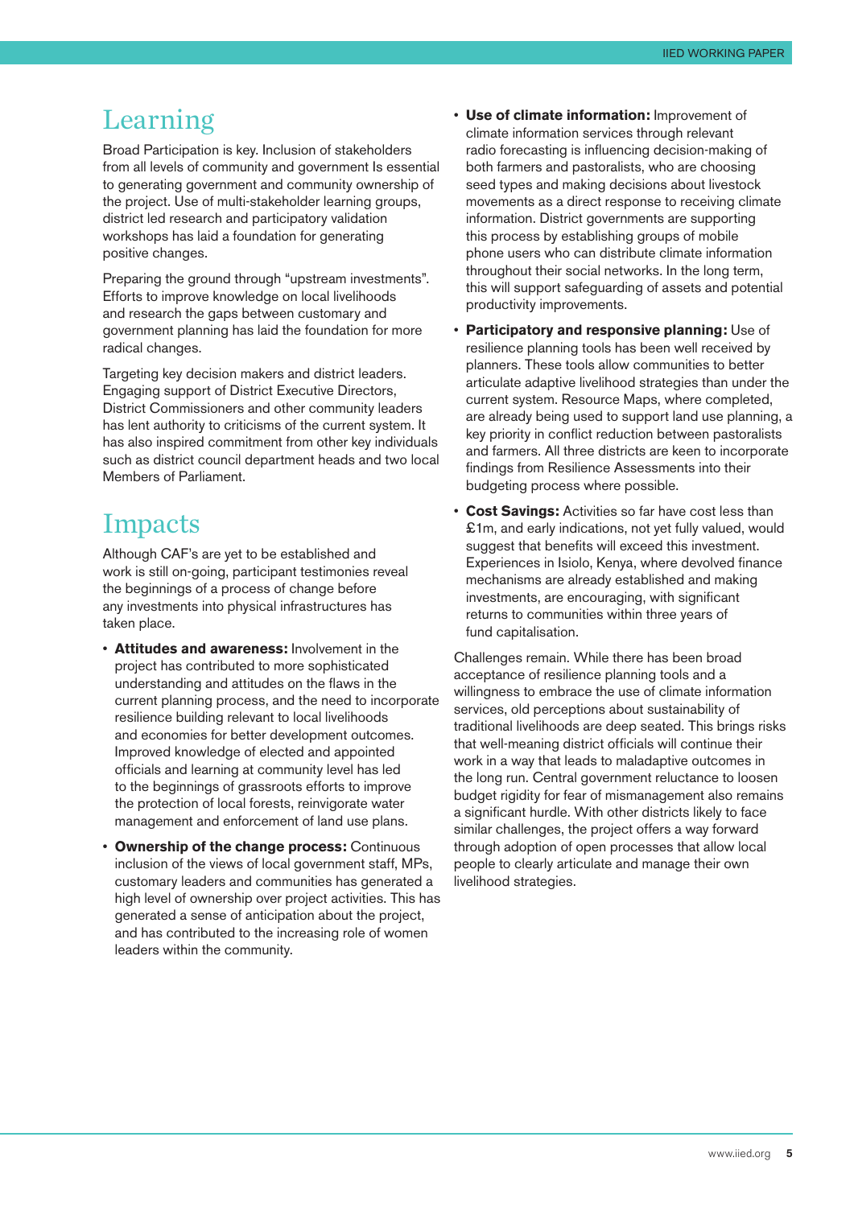## Learning

Broad Participation is key. Inclusion of stakeholders from all levels of community and government Is essential to generating government and community ownership of the project. Use of multi-stakeholder learning groups, district led research and participatory validation workshops has laid a foundation for generating positive changes.

Preparing the ground through "upstream investments". Efforts to improve knowledge on local livelihoods and research the gaps between customary and government planning has laid the foundation for more radical changes.

Targeting key decision makers and district leaders. Engaging support of District Executive Directors, District Commissioners and other community leaders has lent authority to criticisms of the current system. It has also inspired commitment from other key individuals such as district council department heads and two local Members of Parliament.

## Impacts

Although CAF's are yet to be established and work is still on-going, participant testimonies reveal the beginnings of a process of change before any investments into physical infrastructures has taken place.

- **Attitudes and awareness:** Involvement in the project has contributed to more sophisticated understanding and attitudes on the flaws in the current planning process, and the need to incorporate resilience building relevant to local livelihoods and economies for better development outcomes. Improved knowledge of elected and appointed officials and learning at community level has led to the beginnings of grassroots efforts to improve the protection of local forests, reinvigorate water management and enforcement of land use plans.
- **Ownership of the change process:** Continuous inclusion of the views of local government staff, MPs, customary leaders and communities has generated a high level of ownership over project activities. This has generated a sense of anticipation about the project, and has contributed to the increasing role of women leaders within the community.
- **Use of climate information:** Improvement of climate information services through relevant radio forecasting is influencing decision-making of both farmers and pastoralists, who are choosing seed types and making decisions about livestock movements as a direct response to receiving climate information. District governments are supporting this process by establishing groups of mobile phone users who can distribute climate information throughout their social networks. In the long term, this will support safeguarding of assets and potential productivity improvements.
- **Participatory and responsive planning:** Use of resilience planning tools has been well received by planners. These tools allow communities to better articulate adaptive livelihood strategies than under the current system. Resource Maps, where completed, are already being used to support land use planning, a key priority in conflict reduction between pastoralists and farmers. All three districts are keen to incorporate findings from Resilience Assessments into their budgeting process where possible.
- **Cost Savings:** Activities so far have cost less than £1m, and early indications, not yet fully valued, would suggest that benefits will exceed this investment. Experiences in Isiolo, Kenya, where devolved finance mechanisms are already established and making investments, are encouraging, with significant returns to communities within three years of fund capitalisation.

Challenges remain. While there has been broad acceptance of resilience planning tools and a willingness to embrace the use of climate information services, old perceptions about sustainability of traditional livelihoods are deep seated. This brings risks that well-meaning district officials will continue their work in a way that leads to maladaptive outcomes in the long run. Central government reluctance to loosen budget rigidity for fear of mismanagement also remains a significant hurdle. With other districts likely to face similar challenges, the project offers a way forward through adoption of open processes that allow local people to clearly articulate and manage their own livelihood strategies.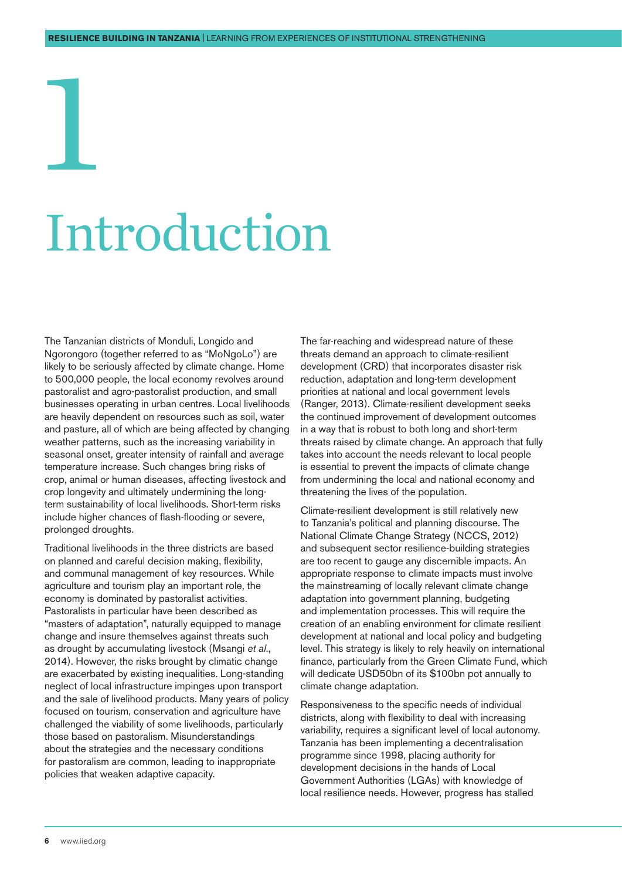# 1 Introduction

The Tanzanian districts of Monduli, Longido and Ngorongoro (together referred to as "MoNgoLo") are likely to be seriously affected by climate change. Home to 500,000 people, the local economy revolves around pastoralist and agro-pastoralist production, and small businesses operating in urban centres. Local livelihoods are heavily dependent on resources such as soil, water and pasture, all of which are being affected by changing weather patterns, such as the increasing variability in seasonal onset, greater intensity of rainfall and average temperature increase. Such changes bring risks of crop, animal or human diseases, affecting livestock and crop longevity and ultimately undermining the long-term sustainability of local livelihoods. Short-term risks include higher chances of flash-flooding or severe, prolonged droughts.

Traditional livelihoods in the three districts are based on planned and careful decision making, flexibility, and communal management of key resources. While agriculture and tourism play an important role, the economy is dominated by pastoralist activities. Pastoralists in particular have been described as "masters of adaptation", naturally equipped to manage change and insure themselves against threats such as drought by accumulating livestock (Msangi *et al*., 2014). However, the risks brought by climatic change are exacerbated by existing inequalities. Long-standing neglect of local infrastructure impinges upon transport and the sale of livelihood products. Many years of policy focused on tourism, conservation and agriculture have challenged the viability of some livelihoods, particularly those based on pastoralism. Misunderstandings about the strategies and the necessary conditions for pastoralism are common, leading to inappropriate policies that weaken adaptive capacity.

The far-reaching and widespread nature of these threats demand an approach to climate-resilient development (CRD) that incorporates disaster risk reduction, adaptation and long-term development priorities at national and local government levels (Ranger, 2013). Climate-resilient development seeks the continued improvement of development outcomes in a way that is robust to both long and short-term threats raised by climate change. An approach that fully takes into account the needs relevant to local people is essential to prevent the impacts of climate change from undermining the local and national economy and threatening the lives of the population.

Climate-resilient development is still relatively new to Tanzania's political and planning discourse. The National Climate Change Strategy (NCCS, 2012) and subsequent sector resilience-building strategies are too recent to gauge any discernible impacts. An appropriate response to climate impacts must involve the mainstreaming of locally relevant climate change adaptation into government planning, budgeting and implementation processes. This will require the creation of an enabling environment for climate resilient development at national and local policy and budgeting level. This strategy is likely to rely heavily on international finance, particularly from the Green Climate Fund, which will dedicate USD50bn of its $100bn pot annually to climate change adaptation.

Responsiveness to the specific needs of individual districts, along with flexibility to deal with increasing variability, requires a significant level of local autonomy. Tanzania has been implementing a decentralisation programme since 1998, placing authority for development decisions in the hands of Local Government Authorities (LGAs) with knowledge of local resilience needs. However, progress has stalled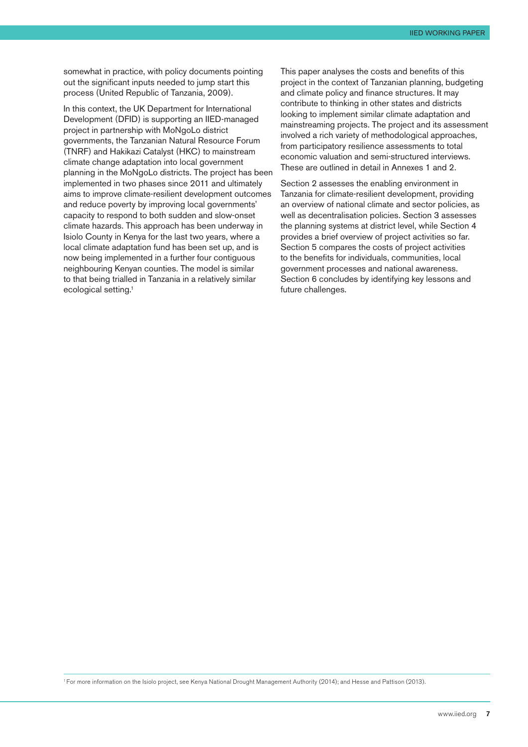somewhat in practice, with policy documents pointing out the significant inputs needed to jump start this process (United Republic of Tanzania, 2009).

In this context, the UK Department for International Development (DFID) is supporting an IIED-managed project in partnership with MoNgoLo district governments, the Tanzanian Natural Resource Forum (TNRF) and Hakikazi Catalyst (HKC) to mainstream climate change adaptation into local government planning in the MoNgoLo districts. The project has been implemented in two phases since 2011 and ultimately aims to improve climate-resilient development outcomes and reduce poverty by improving local governments' capacity to respond to both sudden and slow-onset climate hazards. This approach has been underway in Isiolo County in Kenya for the last two years, where a local climate adaptation fund has been set up, and is now being implemented in a further four contiguous neighbouring Kenyan counties. The model is similar to that being trialled in Tanzania in a relatively similar ecological setting.[1]

This paper analyses the costs and benefits of this project in the context of Tanzanian planning, budgeting and climate policy and finance structures. It may contribute to thinking in other states and districts looking to implement similar climate adaptation and mainstreaming projects. The project and its assessment involved a rich variety of methodological approaches, from participatory resilience assessments to total economic valuation and semi-structured interviews. These are outlined in detail in Annexes 1 and 2.

Section 2 assesses the enabling environment in Tanzania for climate-resilient development, providing an overview of national climate and sector policies, as well as decentralisation policies. Section 3 assesses the planning systems at district level, while Section 4 provides a brief overview of project activities so far. Section 5 compares the costs of project activities to the benefits for individuals, communities, local government processes and national awareness. Section 6 concludes by identifying key lessons and future challenges.

[1] For more information on the Isiolo project, see Kenya National Drought Management Authority (2014); and Hesse and Pattison (2013).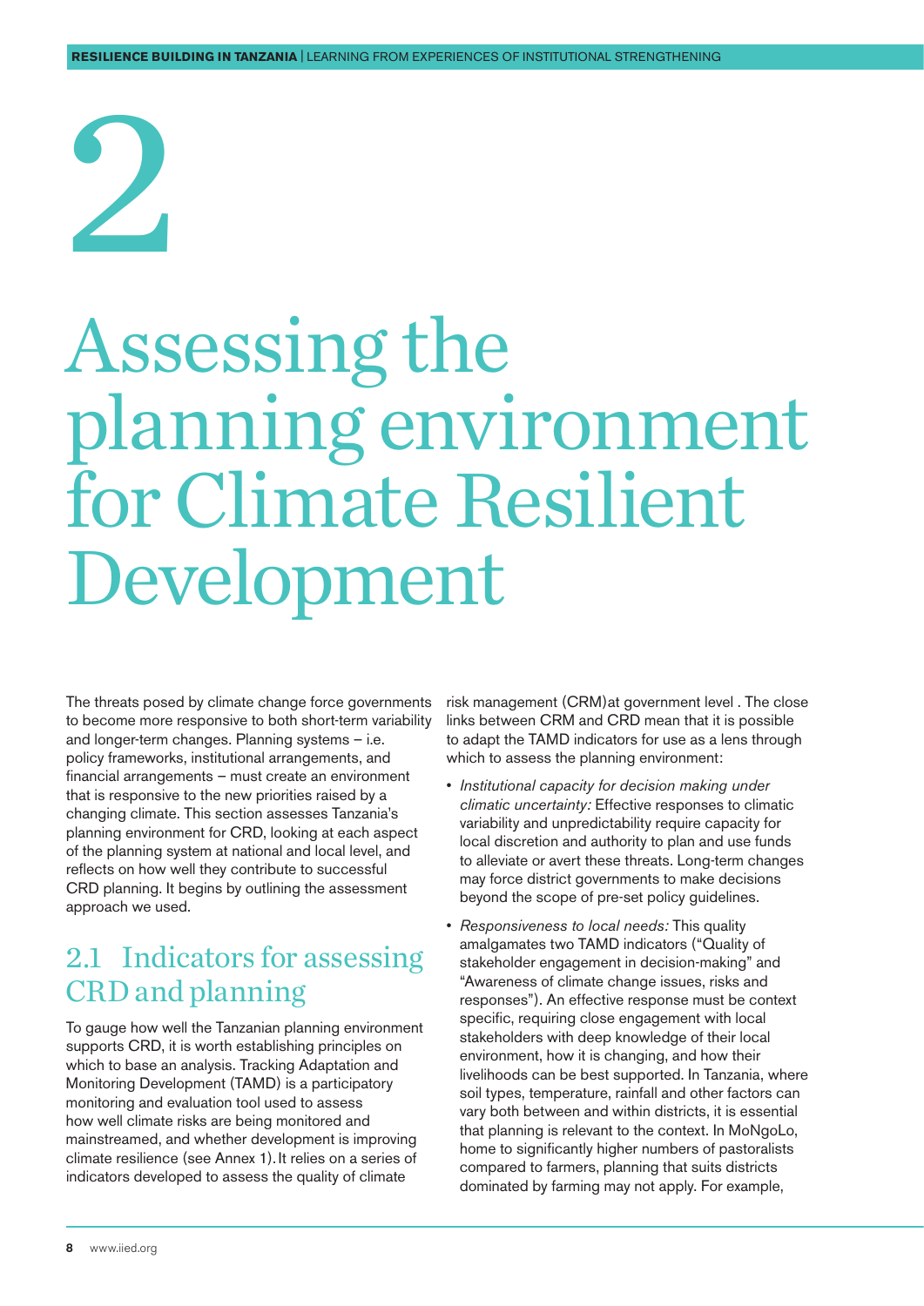# 2

# Assessing the planning environment for Climate Resilient Development

The threats posed by climate change force governments to become more responsive to both short-term variability and longer-term changes. Planning systems – i.e. policy frameworks, institutional arrangements, and financial arrangements – must create an environment that is responsive to the new priorities raised by a changing climate. This section assesses Tanzania's planning environment for CRD, looking at each aspect of the planning system at national and local level, and reflects on how well they contribute to successful CRD planning. It begins by outlining the assessment approach we used.

## 2.1 Indicators for assessing CRD and planning

To gauge how well the Tanzanian planning environment supports CRD, it is worth establishing principles on which to base an analysis. Tracking Adaptation and Monitoring Development (TAMD) is a participatory monitoring and evaluation tool used to assess how well climate risks are being monitored and mainstreamed, and whether development is improving climate resilience (see Annex 1). It relies on a series of indicators developed to assess the quality of climate risk management (CRM)at government level . The close links between CRM and CRD mean that it is possible to adapt the TAMD indicators for use as a lens through which to assess the planning environment:

- *Institutional capacity for decision making under climatic uncertainty:* Effective responses to climatic variability and unpredictability require capacity for local discretion and authority to plan and use funds to alleviate or avert these threats. Long-term changes may force district governments to make decisions beyond the scope of pre-set policy guidelines.
- *Responsiveness to local needs:* This quality amalgamates two TAMD indicators ("Quality of stakeholder engagement in decision-making" and "Awareness of climate change issues, risks and responses"). An effective response must be context specific, requiring close engagement with local stakeholders with deep knowledge of their local environment, how it is changing, and how their livelihoods can be best supported. In Tanzania, where soil types, temperature, rainfall and other factors can vary both between and within districts, it is essential that planning is relevant to the context. In MoNgoLo, home to significantly higher numbers of pastoralists compared to farmers, planning that suits districts dominated by farming may not apply. For example,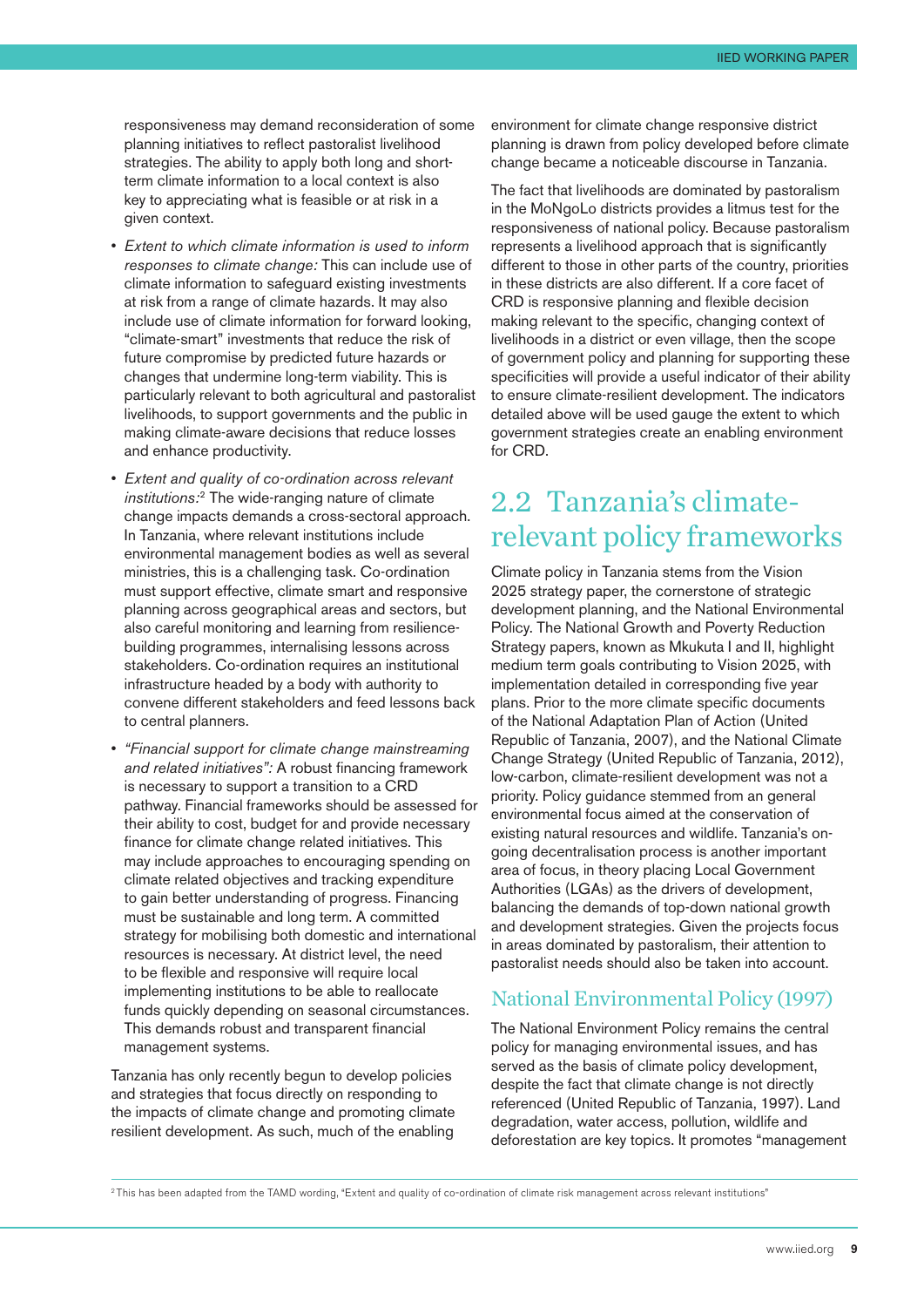responsiveness may demand reconsideration of some planning initiatives to reflect pastoralist livelihood strategies. The ability to apply both long and short-term climate information to a local context is also key to appreciating what is feasible or at risk in a given context.

- *Extent to which climate information is used to inform responses to climate change:* This can include use of climate information to safeguard existing investments at risk from a range of climate hazards. It may also include use of climate information for forward looking, "climate-smart" investments that reduce the risk of future compromise by predicted future hazards or changes that undermine long-term viability. This is particularly relevant to both agricultural and pastoralist livelihoods, to support governments and the public in making climate-aware decisions that reduce losses and enhance productivity.
- *Extent and quality of co-ordination across relevant institutions:*[2] The wide-ranging nature of climate change impacts demands a cross-sectoral approach. In Tanzania, where relevant institutions include environmental management bodies as well as several ministries, this is a challenging task. Co-ordination must support effective, climate smart and responsive planning across geographical areas and sectors, but also careful monitoring and learning from resilience-building programmes, internalising lessons across stakeholders. Co-ordination requires an institutional infrastructure headed by a body with authority to convene different stakeholders and feed lessons back to central planners.
- *"Financial support for climate change mainstreaming and related initiatives":* A robust financing framework is necessary to support a transition to a CRD pathway. Financial frameworks should be assessed for their ability to cost, budget for and provide necessary finance for climate change related initiatives. This may include approaches to encouraging spending on climate related objectives and tracking expenditure to gain better understanding of progress. Financing must be sustainable and long term. A committed strategy for mobilising both domestic and international resources is necessary. At district level, the need to be flexible and responsive will require local implementing institutions to be able to reallocate funds quickly depending on seasonal circumstances. This demands robust and transparent financial management systems.

Tanzania has only recently begun to develop policies and strategies that focus directly on responding to the impacts of climate change and promoting climate resilient development. As such, much of the enabling environment for climate change responsive district planning is drawn from policy developed before climate change became a noticeable discourse in Tanzania.

The fact that livelihoods are dominated by pastoralism in the MoNgoLo districts provides a litmus test for the responsiveness of national policy. Because pastoralism represents a livelihood approach that is significantly different to those in other parts of the country, priorities in these districts are also different. If a core facet of CRD is responsive planning and flexible decision making relevant to the specific, changing context of livelihoods in a district or even village, then the scope of government policy and planning for supporting these specificities will provide a useful indicator of their ability to ensure climate-resilient development. The indicators detailed above will be used gauge the extent to which government strategies create an enabling environment for CRD.

## 2.2 Tanzania's climate-relevant policy frameworks

Climate policy in Tanzania stems from the Vision 2025 strategy paper, the cornerstone of strategic development planning, and the National Environmental Policy. The National Growth and Poverty Reduction Strategy papers, known as Mkukuta I and II, highlight medium term goals contributing to Vision 2025, with implementation detailed in corresponding five year plans. Prior to the more climate specific documents of the National Adaptation Plan of Action (United Republic of Tanzania, 2007), and the National Climate Change Strategy (United Republic of Tanzania, 2012), low-carbon, climate-resilient development was not a priority. Policy guidance stemmed from an general environmental focus aimed at the conservation of existing natural resources and wildlife. Tanzania's on-going decentralisation process is another important area of focus, in theory placing Local Government Authorities (LGAs) as the drivers of development, balancing the demands of top-down national growth and development strategies. Given the projects focus in areas dominated by pastoralism, their attention to pastoralist needs should also be taken into account.

### National Environmental Policy (1997)

The National Environment Policy remains the central policy for managing environmental issues, and has served as the basis of climate policy development, despite the fact that climate change is not directly referenced (United Republic of Tanzania, 1997). Land degradation, water access, pollution, wildlife and deforestation are key topics. It promotes "management

[2] This has been adapted from the TAMD wording, "Extent and quality of co-ordination of climate risk management across relevant institutions"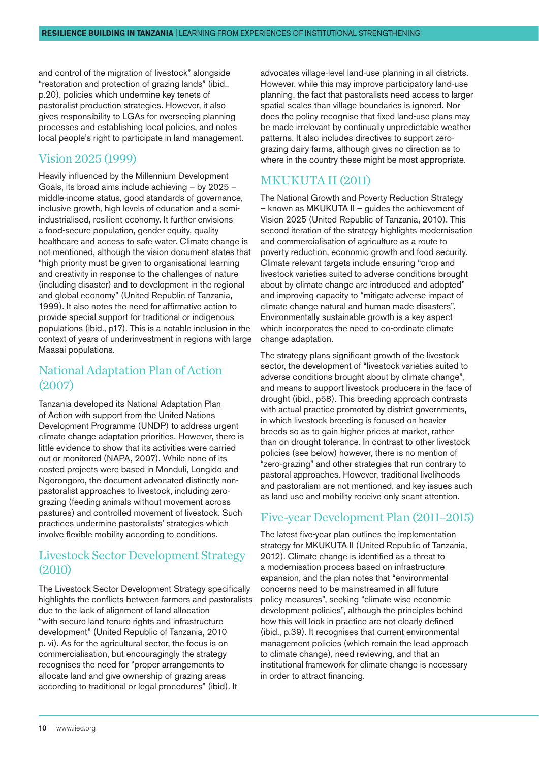and control of the migration of livestock" alongside "restoration and protection of grazing lands" (ibid., p.20), policies which undermine key tenets of pastoralist production strategies. However, it also gives responsibility to LGAs for overseeing planning processes and establishing local policies, and notes local people's right to participate in land management.

## Vision 2025 (1999)

Heavily influenced by the Millennium Development Goals, its broad aims include achieving – by 2025 – middle-income status, good standards of governance, inclusive growth, high levels of education and a semi-industrialised, resilient economy. It further envisions a food-secure population, gender equity, quality healthcare and access to safe water. Climate change is not mentioned, although the vision document states that "high priority must be given to organisational learning and creativity in response to the challenges of nature (including disaster) and to development in the regional and global economy" (United Republic of Tanzania, 1999). It also notes the need for affirmative action to provide special support for traditional or indigenous populations (ibid., p17). This is a notable inclusion in the context of years of underinvestment in regions with large Maasai populations.

## National Adaptation Plan of Action (2007)

Tanzania developed its National Adaptation Plan of Action with support from the United Nations Development Programme (UNDP) to address urgent climate change adaptation priorities. However, there is little evidence to show that its activities were carried out or monitored (NAPA, 2007). While none of its costed projects were based in Monduli, Longido and Ngorongoro, the document advocated distinctly non-pastoralist approaches to livestock, including zero-grazing (feeding animals without movement across pastures) and controlled movement of livestock. Such practices undermine pastoralists' strategies which involve flexible mobility according to conditions.

## Livestock Sector Development Strategy (2010)

The Livestock Sector Development Strategy specifically highlights the conflicts between farmers and pastoralists due to the lack of alignment of land allocation "with secure land tenure rights and infrastructure development" (United Republic of Tanzania, 2010 p. vi). As for the agricultural sector, the focus is on commercialisation, but encouragingly the strategy recognises the need for "proper arrangements to allocate land and give ownership of grazing areas according to traditional or legal procedures" (ibid). It advocates village-level land-use planning in all districts. However, while this may improve participatory land-use planning, the fact that pastoralists need access to larger spatial scales than village boundaries is ignored. Nor does the policy recognise that fixed land-use plans may be made irrelevant by continually unpredictable weather patterns. It also includes directives to support zero-grazing dairy farms, although gives no direction as to where in the country these might be most appropriate.

## MKUKUTA II (2011)

The National Growth and Poverty Reduction Strategy – known as MKUKUTA II – guides the achievement of Vision 2025 (United Republic of Tanzania, 2010). This second iteration of the strategy highlights modernisation and commercialisation of agriculture as a route to poverty reduction, economic growth and food security. Climate relevant targets include ensuring "crop and livestock varieties suited to adverse conditions brought about by climate change are introduced and adopted" and improving capacity to "mitigate adverse impact of climate change natural and human made disasters". Environmentally sustainable growth is a key aspect which incorporates the need to co-ordinate climate change adaptation.

The strategy plans significant growth of the livestock sector, the development of "livestock varieties suited to adverse conditions brought about by climate change", and means to support livestock producers in the face of drought (ibid., p58). This breeding approach contrasts with actual practice promoted by district governments, in which livestock breeding is focused on heavier breeds so as to gain higher prices at market, rather than on drought tolerance. In contrast to other livestock policies (see below) however, there is no mention of "zero-grazing" and other strategies that run contrary to pastoral approaches. However, traditional livelihoods and pastoralism are not mentioned, and key issues such as land use and mobility receive only scant attention.

## Five-year Development Plan (2011–2015)

The latest five-year plan outlines the implementation strategy for MKUKUTA II (United Republic of Tanzania, 2012). Climate change is identified as a threat to a modernisation process based on infrastructure expansion, and the plan notes that "environmental concerns need to be mainstreamed in all future policy measures", seeking "climate wise economic development policies", although the principles behind how this will look in practice are not clearly defined (ibid., p.39). It recognises that current environmental management policies (which remain the lead approach to climate change), need reviewing, and that an institutional framework for climate change is necessary in order to attract financing.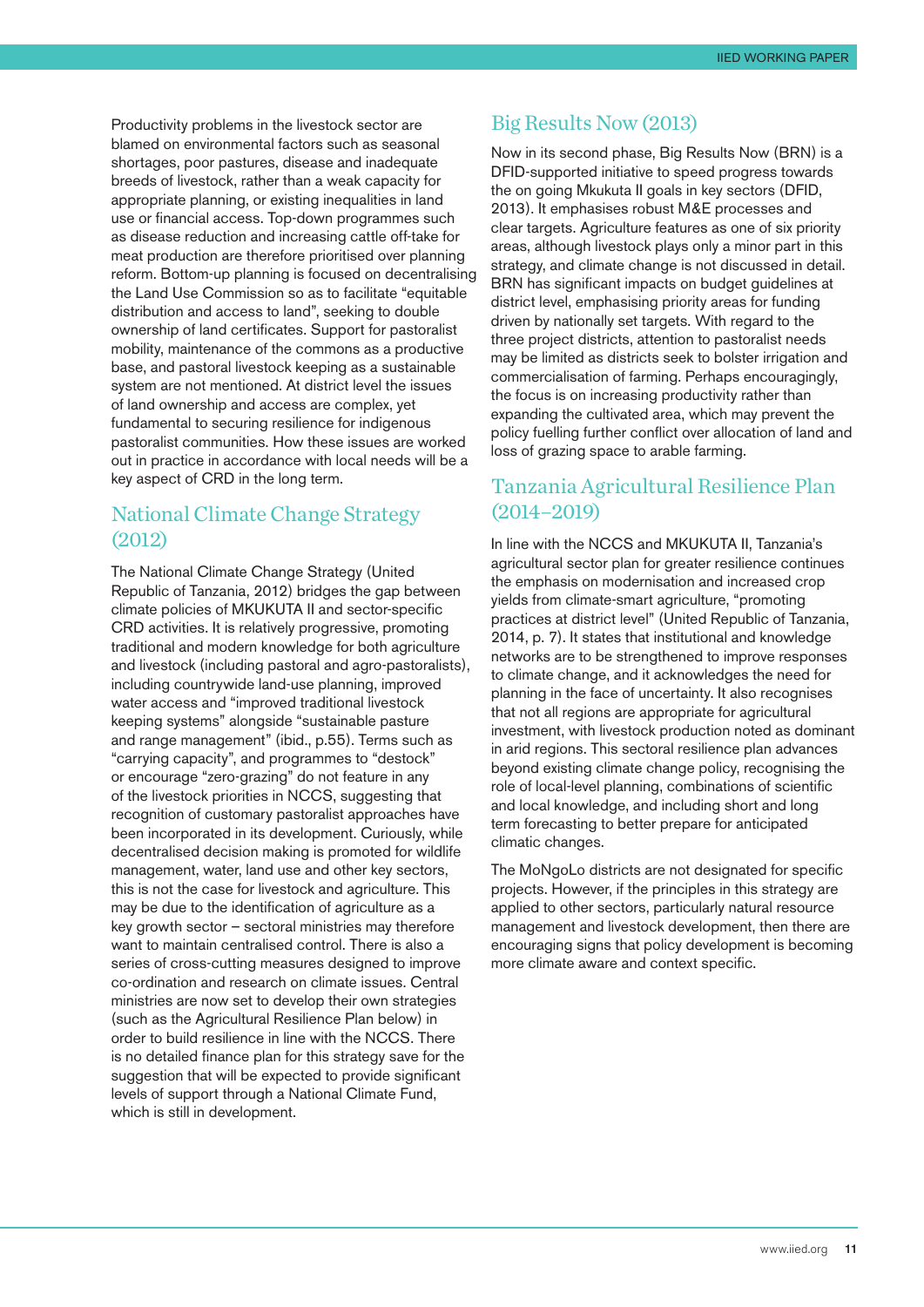Productivity problems in the livestock sector are blamed on environmental factors such as seasonal shortages, poor pastures, disease and inadequate breeds of livestock, rather than a weak capacity for appropriate planning, or existing inequalities in land use or financial access. Top-down programmes such as disease reduction and increasing cattle off-take for meat production are therefore prioritised over planning reform. Bottom-up planning is focused on decentralising the Land Use Commission so as to facilitate "equitable distribution and access to land", seeking to double ownership of land certificates. Support for pastoralist mobility, maintenance of the commons as a productive base, and pastoral livestock keeping as a sustainable system are not mentioned. At district level the issues of land ownership and access are complex, yet fundamental to securing resilience for indigenous pastoralist communities. How these issues are worked out in practice in accordance with local needs will be a key aspect of CRD in the long term.

## National Climate Change Strategy (2012)

The National Climate Change Strategy (United Republic of Tanzania, 2012) bridges the gap between climate policies of MKUKUTA II and sector-specific CRD activities. It is relatively progressive, promoting traditional and modern knowledge for both agriculture and livestock (including pastoral and agro-pastoralists), including countrywide land-use planning, improved water access and "improved traditional livestock keeping systems" alongside "sustainable pasture and range management" (ibid., p.55). Terms such as "carrying capacity", and programmes to "destock" or encourage "zero-grazing" do not feature in any of the livestock priorities in NCCS, suggesting that recognition of customary pastoralist approaches have been incorporated in its development. Curiously, while decentralised decision making is promoted for wildlife management, water, land use and other key sectors, this is not the case for livestock and agriculture. This may be due to the identification of agriculture as a key growth sector – sectoral ministries may therefore want to maintain centralised control. There is also a series of cross-cutting measures designed to improve co-ordination and research on climate issues. Central ministries are now set to develop their own strategies (such as the Agricultural Resilience Plan below) in order to build resilience in line with the NCCS. There is no detailed finance plan for this strategy save for the suggestion that will be expected to provide significant levels of support through a National Climate Fund, which is still in development.

## Big Results Now (2013)

Now in its second phase, Big Results Now (BRN) is a DFID-supported initiative to speed progress towards the on going Mkukuta II goals in key sectors (DFID, 2013). It emphasises robust M&E processes and clear targets. Agriculture features as one of six priority areas, although livestock plays only a minor part in this strategy, and climate change is not discussed in detail. BRN has significant impacts on budget guidelines at district level, emphasising priority areas for funding driven by nationally set targets. With regard to the three project districts, attention to pastoralist needs may be limited as districts seek to bolster irrigation and commercialisation of farming. Perhaps encouragingly, the focus is on increasing productivity rather than expanding the cultivated area, which may prevent the policy fuelling further conflict over allocation of land and loss of grazing space to arable farming.

## Tanzania Agricultural Resilience Plan (2014–2019)

In line with the NCCS and MKUKUTA II, Tanzania's agricultural sector plan for greater resilience continues the emphasis on modernisation and increased crop yields from climate-smart agriculture, "promoting practices at district level" (United Republic of Tanzania, 2014, p. 7). It states that institutional and knowledge networks are to be strengthened to improve responses to climate change, and it acknowledges the need for planning in the face of uncertainty. It also recognises that not all regions are appropriate for agricultural investment, with livestock production noted as dominant in arid regions. This sectoral resilience plan advances beyond existing climate change policy, recognising the role of local-level planning, combinations of scientific and local knowledge, and including short and long term forecasting to better prepare for anticipated climatic changes.

The MoNgoLo districts are not designated for specific projects. However, if the principles in this strategy are applied to other sectors, particularly natural resource management and livestock development, then there are encouraging signs that policy development is becoming more climate aware and context specific.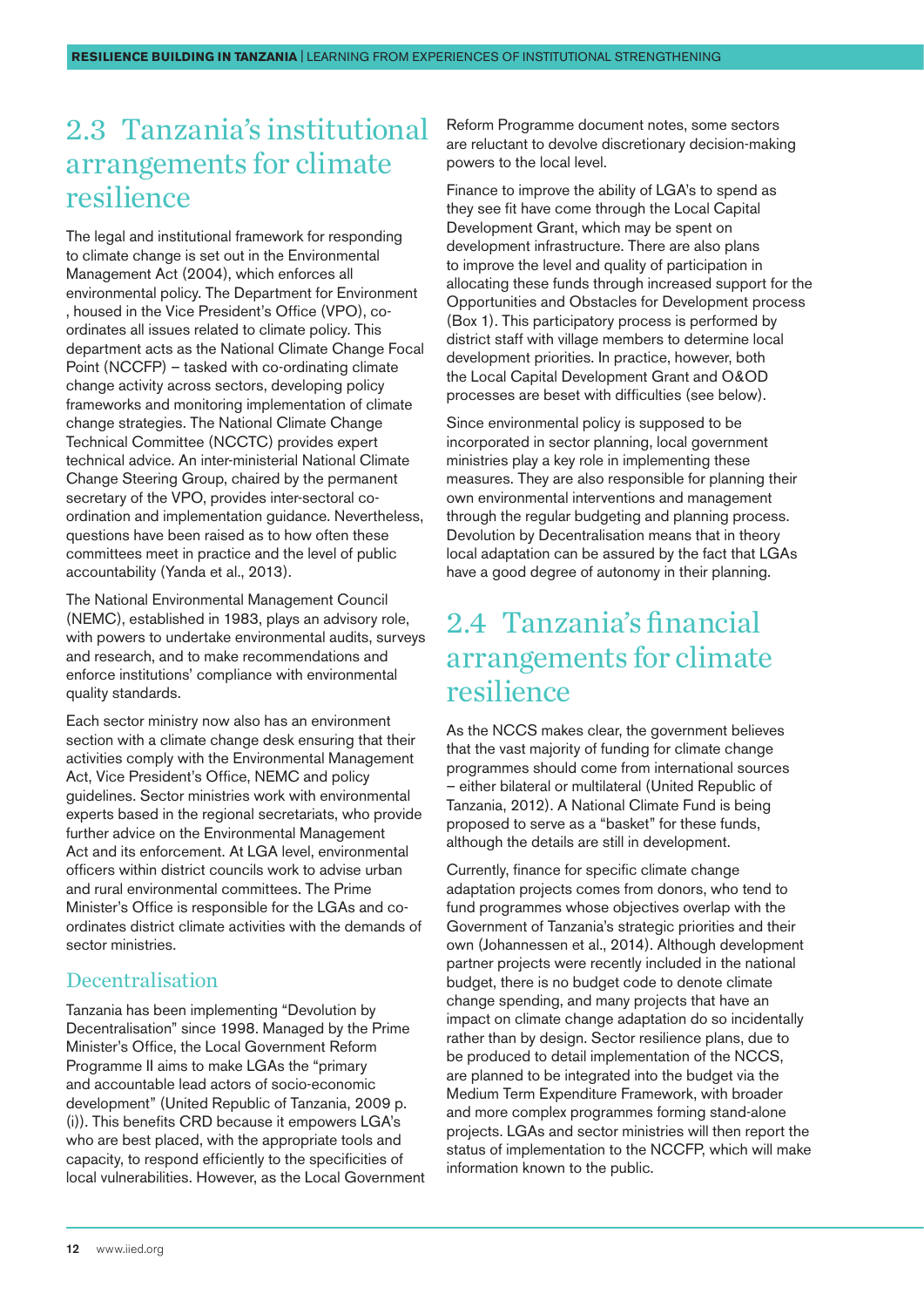## 2.3 Tanzania's institutional arrangements for climate resilience

The legal and institutional framework for responding to climate change is set out in the Environmental Management Act (2004), which enforces all environmental policy. The Department for Environment , housed in the Vice President's Office (VPO), co-ordinates all issues related to climate policy. This department acts as the National Climate Change Focal Point (NCCFP) – tasked with co-ordinating climate change activity across sectors, developing policy frameworks and monitoring implementation of climate change strategies. The National Climate Change Technical Committee (NCCTC) provides expert technical advice. An inter-ministerial National Climate Change Steering Group, chaired by the permanent secretary of the VPO, provides inter-sectoral co-ordination and implementation guidance. Nevertheless, questions have been raised as to how often these committees meet in practice and the level of public accountability (Yanda et al., 2013).

The National Environmental Management Council (NEMC), established in 1983, plays an advisory role, with powers to undertake environmental audits, surveys and research, and to make recommendations and enforce institutions' compliance with environmental quality standards.

Each sector ministry now also has an environment section with a climate change desk ensuring that their activities comply with the Environmental Management Act, Vice President's Office, NEMC and policy guidelines. Sector ministries work with environmental experts based in the regional secretariats, who provide further advice on the Environmental Management Act and its enforcement. At LGA level, environmental officers within district councils work to advise urban and rural environmental committees. The Prime Minister's Office is responsible for the LGAs and co-ordinates district climate activities with the demands of sector ministries.

### Decentralisation

Tanzania has been implementing "Devolution by Decentralisation" since 1998. Managed by the Prime Minister's Office, the Local Government Reform Programme II aims to make LGAs the "primary and accountable lead actors of socio-economic development" (United Republic of Tanzania, 2009 p. (i)). This benefits CRD because it empowers LGA's who are best placed, with the appropriate tools and capacity, to respond efficiently to the specificities of local vulnerabilities. However, as the Local Government Reform Programme document notes, some sectors are reluctant to devolve discretionary decision-making powers to the local level.

Finance to improve the ability of LGA's to spend as they see fit have come through the Local Capital Development Grant, which may be spent on development infrastructure. There are also plans to improve the level and quality of participation in allocating these funds through increased support for the Opportunities and Obstacles for Development process (Box 1). This participatory process is performed by district staff with village members to determine local development priorities. In practice, however, both the Local Capital Development Grant and O&OD processes are beset with difficulties (see below).

Since environmental policy is supposed to be incorporated in sector planning, local government ministries play a key role in implementing these measures. They are also responsible for planning their own environmental interventions and management through the regular budgeting and planning process. Devolution by Decentralisation means that in theory local adaptation can be assured by the fact that LGAs have a good degree of autonomy in their planning.

## 2.4 Tanzania's financial arrangements for climate resilience

As the NCCS makes clear, the government believes that the vast majority of funding for climate change programmes should come from international sources – either bilateral or multilateral (United Republic of Tanzania, 2012). A National Climate Fund is being proposed to serve as a "basket" for these funds, although the details are still in development.

Currently, finance for specific climate change adaptation projects comes from donors, who tend to fund programmes whose objectives overlap with the Government of Tanzania's strategic priorities and their own (Johannessen et al., 2014). Although development partner projects were recently included in the national budget, there is no budget code to denote climate change spending, and many projects that have an impact on climate change adaptation do so incidentally rather than by design. Sector resilience plans, due to be produced to detail implementation of the NCCS, are planned to be integrated into the budget via the Medium Term Expenditure Framework, with broader and more complex programmes forming stand-alone projects. LGAs and sector ministries will then report the status of implementation to the NCCFP, which will make information known to the public.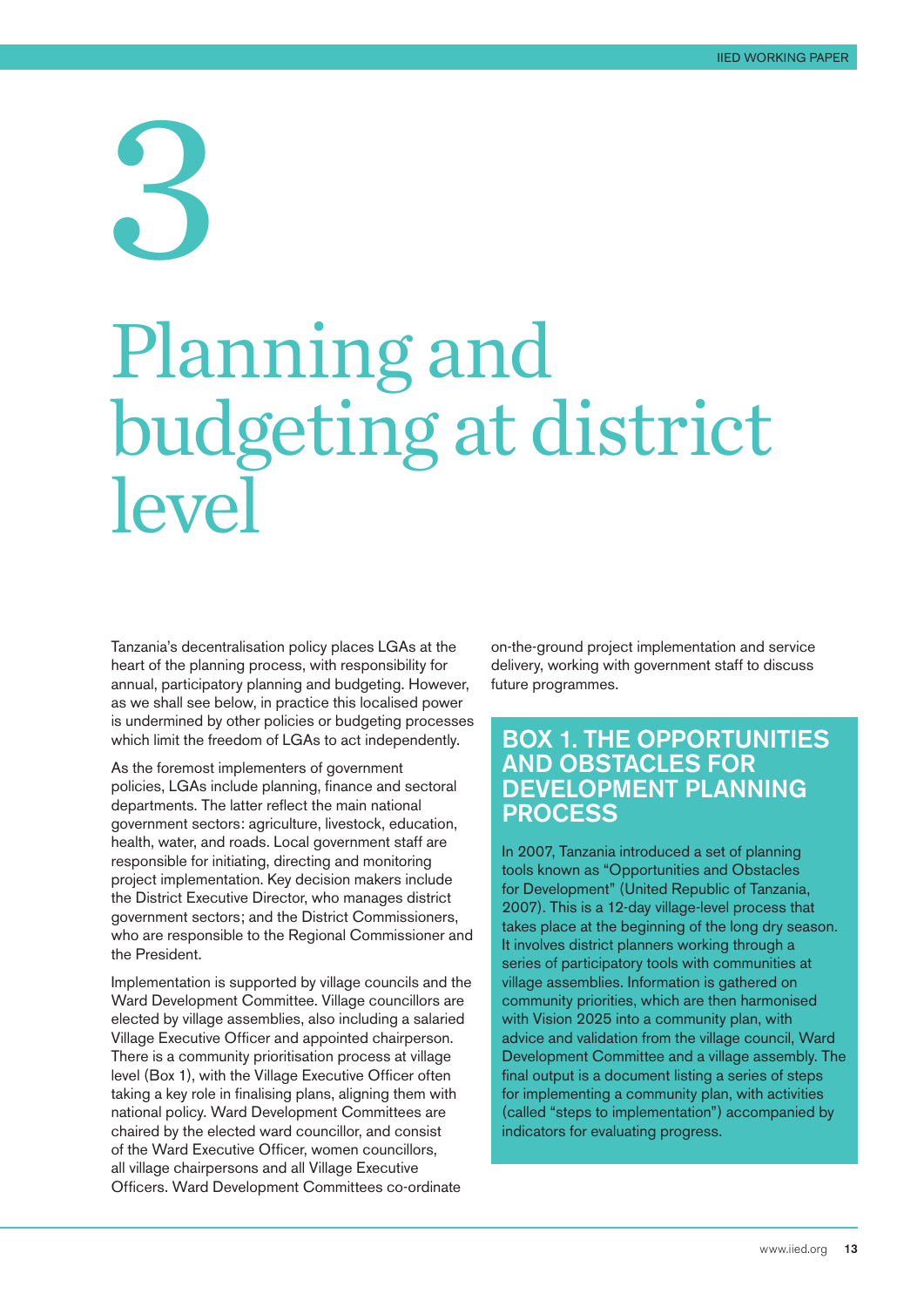# 3

# Planning and budgeting at district level

Tanzania's decentralisation policy places LGAs at the heart of the planning process, with responsibility for annual, participatory planning and budgeting. However, as we shall see below, in practice this localised power is undermined by other policies or budgeting processes which limit the freedom of LGAs to act independently.

As the foremost implementers of government policies, LGAs include planning, finance and sectoral departments. The latter reflect the main national government sectors: agriculture, livestock, education, health, water, and roads. Local government staff are responsible for initiating, directing and monitoring project implementation. Key decision makers include the District Executive Director, who manages district government sectors; and the District Commissioners, who are responsible to the Regional Commissioner and the President.

Implementation is supported by village councils and the Ward Development Committee. Village councillors are elected by village assemblies, also including a salaried Village Executive Officer and appointed chairperson. There is a community prioritisation process at village level (Box 1), with the Village Executive Officer often taking a key role in finalising plans, aligning them with national policy. Ward Development Committees are chaired by the elected ward councillor, and consist of the Ward Executive Officer, women councillors, all village chairpersons and all Village Executive Officers. Ward Development Committees co-ordinate on-the-ground project implementation and service delivery, working with government staff to discuss future programmes.

## BOX 1. THE OPPORTUNITIES AND OBSTACLES FOR DEVELOPMENT PLANNING PROCESS

In 2007, Tanzania introduced a set of planning tools known as "Opportunities and Obstacles for Development" (United Republic of Tanzania, 2007). This is a 12-day village-level process that takes place at the beginning of the long dry season. It involves district planners working through a series of participatory tools with communities at village assemblies. Information is gathered on community priorities, which are then harmonised with Vision 2025 into a community plan, with advice and validation from the village council, Ward Development Committee and a village assembly. The final output is a document listing a series of steps for implementing a community plan, with activities (called "steps to implementation") accompanied by indicators for evaluating progress.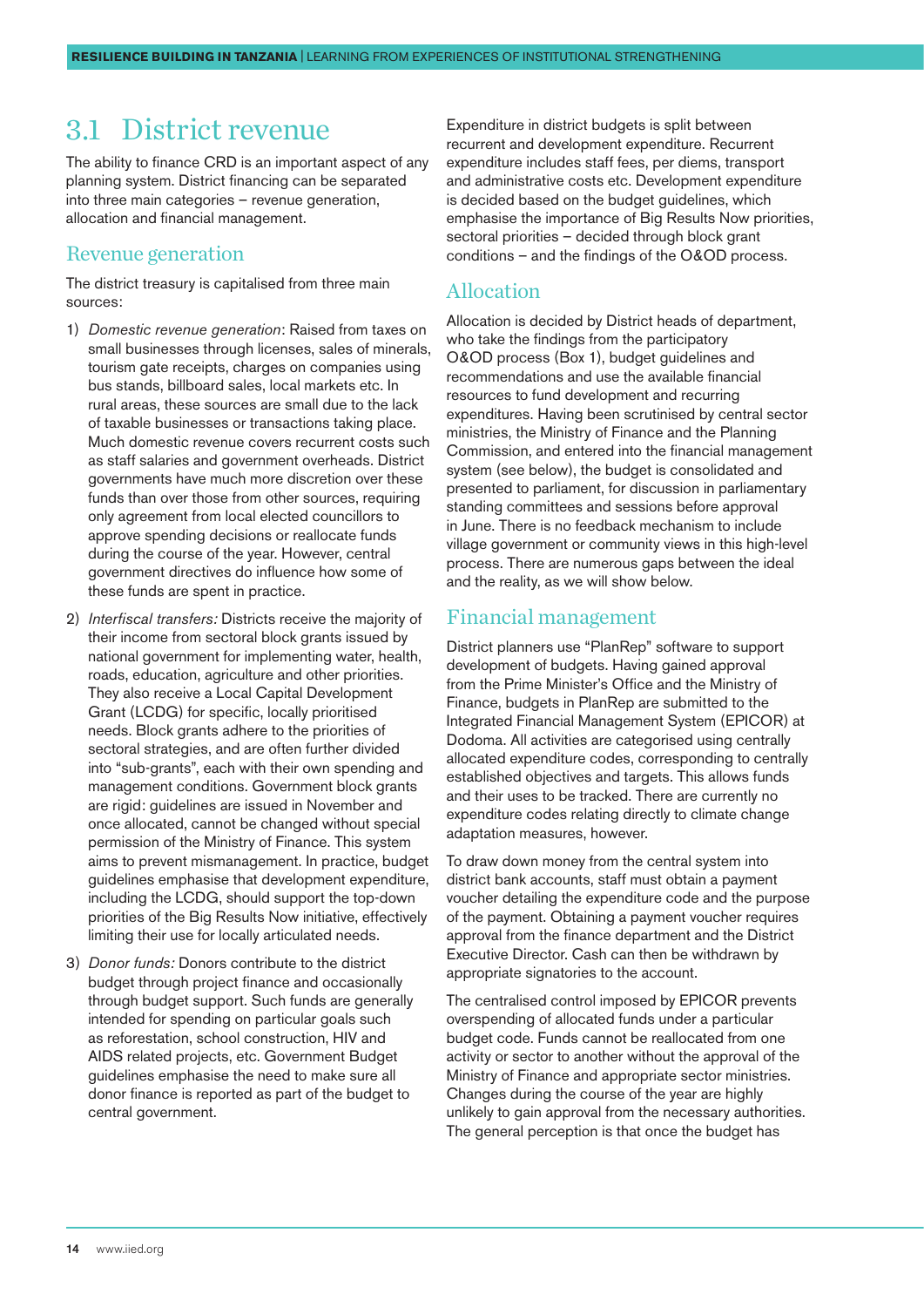## 3.1 District revenue

The ability to finance CRD is an important aspect of any planning system. District financing can be separated into three main categories – revenue generation, allocation and financial management.

### Revenue generation

The district treasury is capitalised from three main sources:

1) *Domestic revenue generation*: Raised from taxes on small businesses through licenses, sales of minerals, tourism gate receipts, charges on companies using bus stands, billboard sales, local markets etc. In rural areas, these sources are small due to the lack of taxable businesses or transactions taking place. Much domestic revenue covers recurrent costs such as staff salaries and government overheads. District governments have much more discretion over these funds than over those from other sources, requiring only agreement from local elected councillors to approve spending decisions or reallocate funds during the course of the year. However, central government directives do influence how some of these funds are spent in practice.

2) *Interfiscal transfers:* Districts receive the majority of their income from sectoral block grants issued by national government for implementing water, health, roads, education, agriculture and other priorities. They also receive a Local Capital Development Grant (LCDG) for specific, locally prioritised needs. Block grants adhere to the priorities of sectoral strategies, and are often further divided into "sub-grants", each with their own spending and management conditions. Government block grants are rigid: guidelines are issued in November and once allocated, cannot be changed without special permission of the Ministry of Finance. This system aims to prevent mismanagement. In practice, budget guidelines emphasise that development expenditure, including the LCDG, should support the top-down priorities of the Big Results Now initiative, effectively limiting their use for locally articulated needs.

3) *Donor funds:* Donors contribute to the district budget through project finance and occasionally through budget support. Such funds are generally intended for spending on particular goals such as reforestation, school construction, HIV and AIDS related projects, etc. Government Budget guidelines emphasise the need to make sure all donor finance is reported as part of the budget to central government.

Expenditure in district budgets is split between recurrent and development expenditure. Recurrent expenditure includes staff fees, per diems, transport and administrative costs etc. Development expenditure is decided based on the budget guidelines, which emphasise the importance of Big Results Now priorities, sectoral priorities – decided through block grant conditions – and the findings of the O&OD process.

### Allocation

Allocation is decided by District heads of department, who take the findings from the participatory O&OD process (Box 1), budget guidelines and recommendations and use the available financial resources to fund development and recurring expenditures. Having been scrutinised by central sector ministries, the Ministry of Finance and the Planning Commission, and entered into the financial management system (see below), the budget is consolidated and presented to parliament, for discussion in parliamentary standing committees and sessions before approval in June. There is no feedback mechanism to include village government or community views in this high-level process. There are numerous gaps between the ideal and the reality, as we will show below.

### Financial management

District planners use "PlanRep" software to support development of budgets. Having gained approval from the Prime Minister's Office and the Ministry of Finance, budgets in PlanRep are submitted to the Integrated Financial Management System (EPICOR) at Dodoma. All activities are categorised using centrally allocated expenditure codes, corresponding to centrally established objectives and targets. This allows funds and their uses to be tracked. There are currently no expenditure codes relating directly to climate change adaptation measures, however.

To draw down money from the central system into district bank accounts, staff must obtain a payment voucher detailing the expenditure code and the purpose of the payment. Obtaining a payment voucher requires approval from the finance department and the District Executive Director. Cash can then be withdrawn by appropriate signatories to the account.

The centralised control imposed by EPICOR prevents overspending of allocated funds under a particular budget code. Funds cannot be reallocated from one activity or sector to another without the approval of the Ministry of Finance and appropriate sector ministries. Changes during the course of the year are highly unlikely to gain approval from the necessary authorities. The general perception is that once the budget has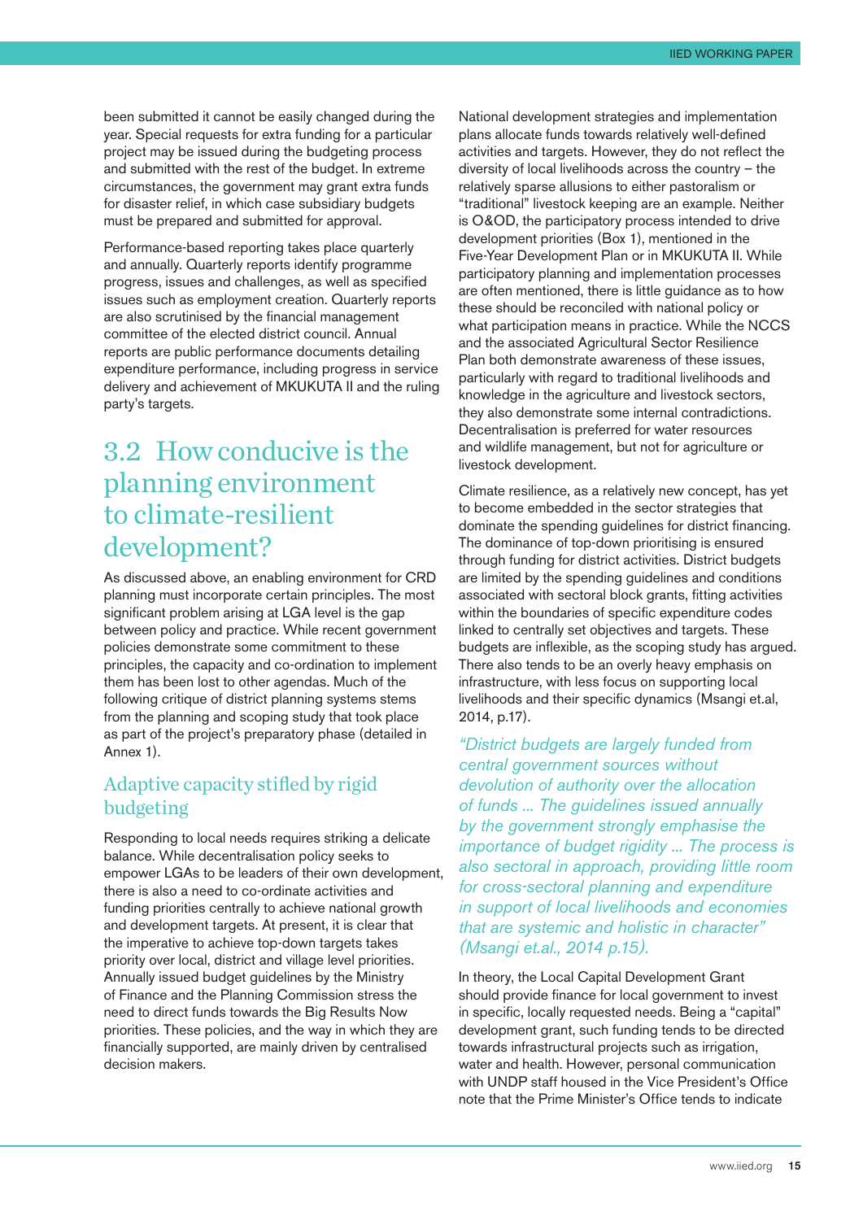been submitted it cannot be easily changed during the year. Special requests for extra funding for a particular project may be issued during the budgeting process and submitted with the rest of the budget. In extreme circumstances, the government may grant extra funds for disaster relief, in which case subsidiary budgets must be prepared and submitted for approval.

Performance-based reporting takes place quarterly and annually. Quarterly reports identify programme progress, issues and challenges, as well as specified issues such as employment creation. Quarterly reports are also scrutinised by the financial management committee of the elected district council. Annual reports are public performance documents detailing expenditure performance, including progress in service delivery and achievement of MKUKUTA II and the ruling party's targets.

## 3.2 How conducive is the planning environment to climate-resilient development?

As discussed above, an enabling environment for CRD planning must incorporate certain principles. The most significant problem arising at LGA level is the gap between policy and practice. While recent government policies demonstrate some commitment to these principles, the capacity and co-ordination to implement them has been lost to other agendas. Much of the following critique of district planning systems stems from the planning and scoping study that took place as part of the project's preparatory phase (detailed in Annex 1).

### Adaptive capacity stifled by rigid budgeting

Responding to local needs requires striking a delicate balance. While decentralisation policy seeks to empower LGAs to be leaders of their own development, there is also a need to co-ordinate activities and funding priorities centrally to achieve national growth and development targets. At present, it is clear that the imperative to achieve top-down targets takes priority over local, district and village level priorities. Annually issued budget guidelines by the Ministry of Finance and the Planning Commission stress the need to direct funds towards the Big Results Now priorities. These policies, and the way in which they are financially supported, are mainly driven by centralised decision makers.

National development strategies and implementation plans allocate funds towards relatively well-defined activities and targets. However, they do not reflect the diversity of local livelihoods across the country – the relatively sparse allusions to either pastoralism or "traditional" livestock keeping are an example. Neither is O&OD, the participatory process intended to drive development priorities (Box 1), mentioned in the Five-Year Development Plan or in MKUKUTA II. While participatory planning and implementation processes are often mentioned, there is little guidance as to how these should be reconciled with national policy or what participation means in practice. While the NCCS and the associated Agricultural Sector Resilience Plan both demonstrate awareness of these issues, particularly with regard to traditional livelihoods and knowledge in the agriculture and livestock sectors, they also demonstrate some internal contradictions. Decentralisation is preferred for water resources and wildlife management, but not for agriculture or livestock development.

Climate resilience, as a relatively new concept, has yet to become embedded in the sector strategies that dominate the spending guidelines for district financing. The dominance of top-down prioritising is ensured through funding for district activities. District budgets are limited by the spending guidelines and conditions associated with sectoral block grants, fitting activities within the boundaries of specific expenditure codes linked to centrally set objectives and targets. These budgets are inflexible, as the scoping study has argued. There also tends to be an overly heavy emphasis on infrastructure, with less focus on supporting local livelihoods and their specific dynamics (Msangi et.al, 2014, p.17).

> *"District budgets are largely funded from central government sources without devolution of authority over the allocation of funds ... The guidelines issued annually by the government strongly emphasise the importance of budget rigidity ... The process is also sectoral in approach, providing little room for cross-sectoral planning and expenditure in support of local livelihoods and economies that are systemic and holistic in character" (Msangi et.al., 2014 p.15).*

In theory, the Local Capital Development Grant should provide finance for local government to invest in specific, locally requested needs. Being a "capital" development grant, such funding tends to be directed towards infrastructural projects such as irrigation, water and health. However, personal communication with UNDP staff housed in the Vice President's Office note that the Prime Minister's Office tends to indicate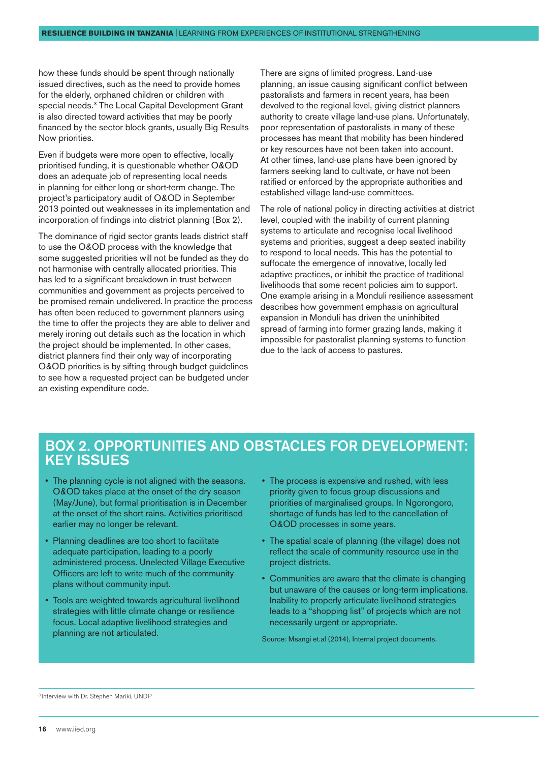how these funds should be spent through nationally issued directives, such as the need to provide homes for the elderly, orphaned children or children with special needs.[3] The Local Capital Development Grant is also directed toward activities that may be poorly financed by the sector block grants, usually Big Results Now priorities.

Even if budgets were more open to effective, locally prioritised funding, it is questionable whether O&OD does an adequate job of representing local needs in planning for either long or short-term change. The project's participatory audit of O&OD in September 2013 pointed out weaknesses in its implementation and incorporation of findings into district planning (Box 2).

The dominance of rigid sector grants leads district staff to use the O&OD process with the knowledge that some suggested priorities will not be funded as they do not harmonise with centrally allocated priorities. This has led to a significant breakdown in trust between communities and government as projects perceived to be promised remain undelivered. In practice the process has often been reduced to government planners using the time to offer the projects they are able to deliver and merely ironing out details such as the location in which the project should be implemented. In other cases, district planners find their only way of incorporating O&OD priorities is by sifting through budget guidelines to see how a requested project can be budgeted under an existing expenditure code.

There are signs of limited progress. Land-use planning, an issue causing significant conflict between pastoralists and farmers in recent years, has been devolved to the regional level, giving district planners authority to create village land-use plans. Unfortunately, poor representation of pastoralists in many of these processes has meant that mobility has been hindered or key resources have not been taken into account. At other times, land-use plans have been ignored by farmers seeking land to cultivate, or have not been ratified or enforced by the appropriate authorities and established village land-use committees.

The role of national policy in directing activities at district level, coupled with the inability of current planning systems to articulate and recognise local livelihood systems and priorities, suggest a deep seated inability to respond to local needs. This has the potential to suffocate the emergence of innovative, locally led adaptive practices, or inhibit the practice of traditional livelihoods that some recent policies aim to support. One example arising in a Monduli resilience assessment describes how government emphasis on agricultural expansion in Monduli has driven the uninhibited spread of farming into former grazing lands, making it impossible for pastoralist planning systems to function due to the lack of access to pastures.

## BOX 2. OPPORTUNITIES AND OBSTACLES FOR DEVELOPMENT: KEY ISSUES

- The planning cycle is not aligned with the seasons. O&OD takes place at the onset of the dry season (May/June), but formal prioritisation is in December at the onset of the short rains. Activities prioritised earlier may no longer be relevant.
- Planning deadlines are too short to facilitate adequate participation, leading to a poorly administered process. Unelected Village Executive Officers are left to write much of the community plans without community input.
- Tools are weighted towards agricultural livelihood strategies with little climate change or resilience focus. Local adaptive livelihood strategies and planning are not articulated.
- The process is expensive and rushed, with less priority given to focus group discussions and priorities of marginalised groups. In Ngorongoro, shortage of funds has led to the cancellation of O&OD processes in some years.
- The spatial scale of planning (the village) does not reflect the scale of community resource use in the project districts.
- Communities are aware that the climate is changing but unaware of the causes or long-term implications. Inability to properly articulate livelihood strategies leads to a "shopping list" of projects which are not necessarily urgent or appropriate.

Source: Msangi et.al (2014), Internal project documents.

[3] Interview with Dr. Stephen Mariki, UNDP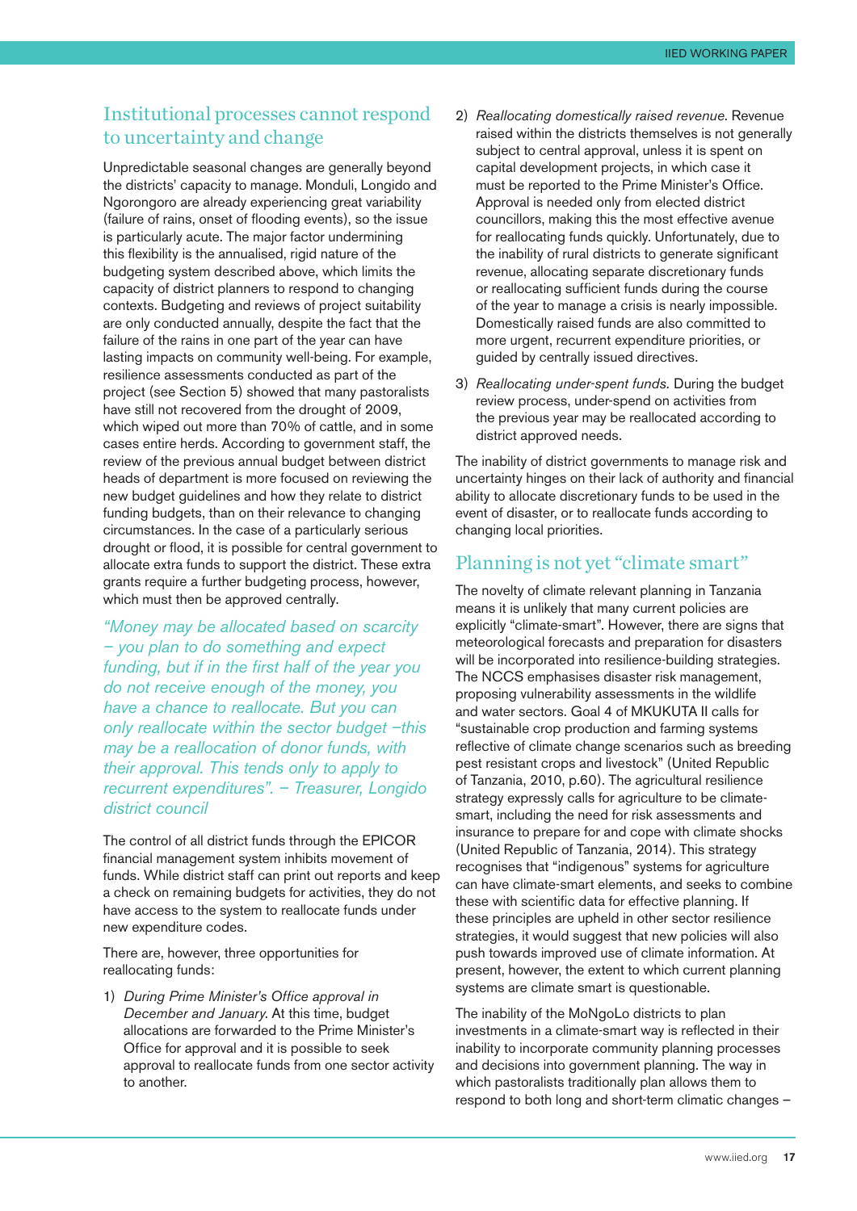## Institutional processes cannot respond to uncertainty and change

Unpredictable seasonal changes are generally beyond the districts' capacity to manage. Monduli, Longido and Ngorongoro are already experiencing great variability (failure of rains, onset of flooding events), so the issue is particularly acute. The major factor undermining this flexibility is the annualised, rigid nature of the budgeting system described above, which limits the capacity of district planners to respond to changing contexts. Budgeting and reviews of project suitability are only conducted annually, despite the fact that the failure of the rains in one part of the year can have lasting impacts on community well-being. For example, resilience assessments conducted as part of the project (see Section 5) showed that many pastoralists have still not recovered from the drought of 2009, which wiped out more than 70% of cattle, and in some cases entire herds. According to government staff, the review of the previous annual budget between district heads of department is more focused on reviewing the new budget guidelines and how they relate to district funding budgets, than on their relevance to changing circumstances. In the case of a particularly serious drought or flood, it is possible for central government to allocate extra funds to support the district. These extra grants require a further budgeting process, however, which must then be approved centrally.

*"Money may be allocated based on scarcity – you plan to do something and expect funding, but if in the first half of the year you do not receive enough of the money, you have a chance to reallocate. But you can only reallocate within the sector budget –this may be a reallocation of donor funds, with their approval. This tends only to apply to recurrent expenditures". – Treasurer, Longido district council*

The control of all district funds through the EPICOR financial management system inhibits movement of funds. While district staff can print out reports and keep a check on remaining budgets for activities, they do not have access to the system to reallocate funds under new expenditure codes.

There are, however, three opportunities for reallocating funds:

1) *During Prime Minister's Office approval in December and January.* At this time, budget allocations are forwarded to the Prime Minister's Office for approval and it is possible to seek approval to reallocate funds from one sector activity to another.
2) *Reallocating domestically raised revenue.* Revenue raised within the districts themselves is not generally subject to central approval, unless it is spent on capital development projects, in which case it must be reported to the Prime Minister's Office. Approval is needed only from elected district councillors, making this the most effective avenue for reallocating funds quickly. Unfortunately, due to the inability of rural districts to generate significant revenue, allocating separate discretionary funds or reallocating sufficient funds during the course of the year to manage a crisis is nearly impossible. Domestically raised funds are also committed to more urgent, recurrent expenditure priorities, or guided by centrally issued directives.
3) *Reallocating under-spent funds.* During the budget review process, under-spend on activities from the previous year may be reallocated according to district approved needs.

The inability of district governments to manage risk and uncertainty hinges on their lack of authority and financial ability to allocate discretionary funds to be used in the event of disaster, or to reallocate funds according to changing local priorities.

## Planning is not yet "climate smart"

The novelty of climate relevant planning in Tanzania means it is unlikely that many current policies are explicitly "climate-smart". However, there are signs that meteorological forecasts and preparation for disasters will be incorporated into resilience-building strategies. The NCCS emphasises disaster risk management, proposing vulnerability assessments in the wildlife and water sectors. Goal 4 of MKUKUTA II calls for "sustainable crop production and farming systems reflective of climate change scenarios such as breeding pest resistant crops and livestock" (United Republic of Tanzania, 2010, p.60). The agricultural resilience strategy expressly calls for agriculture to be climate-smart, including the need for risk assessments and insurance to prepare for and cope with climate shocks (United Republic of Tanzania, 2014). This strategy recognises that "indigenous" systems for agriculture can have climate-smart elements, and seeks to combine these with scientific data for effective planning. If these principles are upheld in other sector resilience strategies, it would suggest that new policies will also push towards improved use of climate information. At present, however, the extent to which current planning systems are climate smart is questionable.

The inability of the MoNgoLo districts to plan investments in a climate-smart way is reflected in their inability to incorporate community planning processes and decisions into government planning. The way in which pastoralists traditionally plan allows them to respond to both long and short-term climatic changes –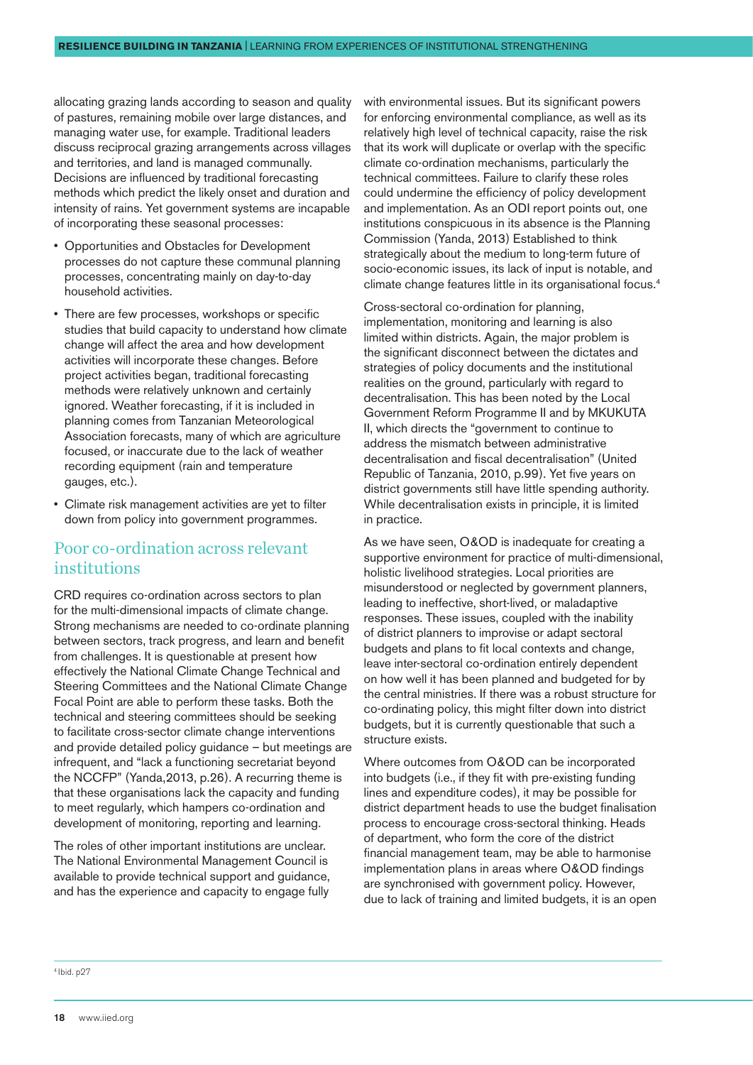allocating grazing lands according to season and quality of pastures, remaining mobile over large distances, and managing water use, for example. Traditional leaders discuss reciprocal grazing arrangements across villages and territories, and land is managed communally. Decisions are influenced by traditional forecasting methods which predict the likely onset and duration and intensity of rains. Yet government systems are incapable of incorporating these seasonal processes:

- Opportunities and Obstacles for Development processes do not capture these communal planning processes, concentrating mainly on day-to-day household activities.
- There are few processes, workshops or specific studies that build capacity to understand how climate change will affect the area and how development activities will incorporate these changes. Before project activities began, traditional forecasting methods were relatively unknown and certainly ignored. Weather forecasting, if it is included in planning comes from Tanzanian Meteorological Association forecasts, many of which are agriculture focused, or inaccurate due to the lack of weather recording equipment (rain and temperature gauges, etc.).
- Climate risk management activities are yet to filter down from policy into government programmes.

## Poor co-ordination across relevant institutions

CRD requires co-ordination across sectors to plan for the multi-dimensional impacts of climate change. Strong mechanisms are needed to co-ordinate planning between sectors, track progress, and learn and benefit from challenges. It is questionable at present how effectively the National Climate Change Technical and Steering Committees and the National Climate Change Focal Point are able to perform these tasks. Both the technical and steering committees should be seeking to facilitate cross-sector climate change interventions and provide detailed policy guidance – but meetings are infrequent, and "lack a functioning secretariat beyond the NCCFP" (Yanda,2013, p.26). A recurring theme is that these organisations lack the capacity and funding to meet regularly, which hampers co-ordination and development of monitoring, reporting and learning.

The roles of other important institutions are unclear. The National Environmental Management Council is available to provide technical support and guidance, and has the experience and capacity to engage fully with environmental issues. But its significant powers for enforcing environmental compliance, as well as its relatively high level of technical capacity, raise the risk that its work will duplicate or overlap with the specific climate co-ordination mechanisms, particularly the technical committees. Failure to clarify these roles could undermine the efficiency of policy development and implementation. As an ODI report points out, one institutions conspicuous in its absence is the Planning Commission (Yanda, 2013) Established to think strategically about the medium to long-term future of socio-economic issues, its lack of input is notable, and climate change features little in its organisational focus.[4]

Cross-sectoral co-ordination for planning, implementation, monitoring and learning is also limited within districts. Again, the major problem is the significant disconnect between the dictates and strategies of policy documents and the institutional realities on the ground, particularly with regard to decentralisation. This has been noted by the Local Government Reform Programme II and by MKUKUTA II, which directs the "government to continue to address the mismatch between administrative decentralisation and fiscal decentralisation" (United Republic of Tanzania, 2010, p.99). Yet five years on district governments still have little spending authority. While decentralisation exists in principle, it is limited in practice.

As we have seen, O&OD is inadequate for creating a supportive environment for practice of multi-dimensional, holistic livelihood strategies. Local priorities are misunderstood or neglected by government planners, leading to ineffective, short-lived, or maladaptive responses. These issues, coupled with the inability of district planners to improvise or adapt sectoral budgets and plans to fit local contexts and change, leave inter-sectoral co-ordination entirely dependent on how well it has been planned and budgeted for by the central ministries. If there was a robust structure for co-ordinating policy, this might filter down into district budgets, but it is currently questionable that such a structure exists.

Where outcomes from O&OD can be incorporated into budgets (i.e., if they fit with pre-existing funding lines and expenditure codes), it may be possible for district department heads to use the budget finalisation process to encourage cross-sectoral thinking. Heads of department, who form the core of the district financial management team, may be able to harmonise implementation plans in areas where O&OD findings are synchronised with government policy. However, due to lack of training and limited budgets, it is an open

[4] Ibid. p27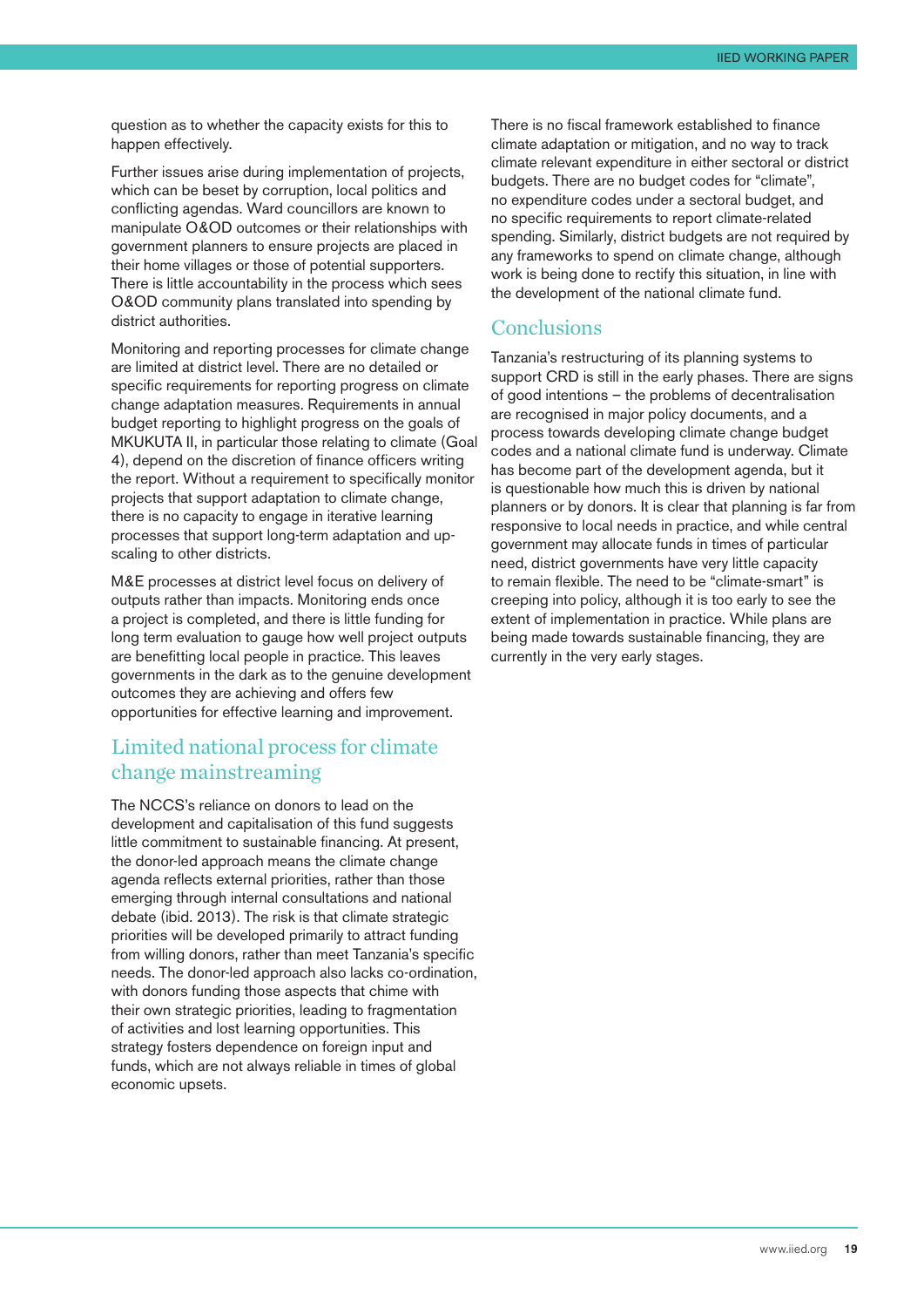question as to whether the capacity exists for this to happen effectively.

Further issues arise during implementation of projects, which can be beset by corruption, local politics and conflicting agendas. Ward councillors are known to manipulate O&OD outcomes or their relationships with government planners to ensure projects are placed in their home villages or those of potential supporters. There is little accountability in the process which sees O&OD community plans translated into spending by district authorities.

Monitoring and reporting processes for climate change are limited at district level. There are no detailed or specific requirements for reporting progress on climate change adaptation measures. Requirements in annual budget reporting to highlight progress on the goals of MKUKUTA II, in particular those relating to climate (Goal 4), depend on the discretion of finance officers writing the report. Without a requirement to specifically monitor projects that support adaptation to climate change, there is no capacity to engage in iterative learning processes that support long-term adaptation and up-scaling to other districts.

M&E processes at district level focus on delivery of outputs rather than impacts. Monitoring ends once a project is completed, and there is little funding for long term evaluation to gauge how well project outputs are benefitting local people in practice. This leaves governments in the dark as to the genuine development outcomes they are achieving and offers few opportunities for effective learning and improvement.

## Limited national process for climate change mainstreaming

The NCCS's reliance on donors to lead on the development and capitalisation of this fund suggests little commitment to sustainable financing. At present, the donor-led approach means the climate change agenda reflects external priorities, rather than those emerging through internal consultations and national debate (ibid. 2013). The risk is that climate strategic priorities will be developed primarily to attract funding from willing donors, rather than meet Tanzania's specific needs. The donor-led approach also lacks co-ordination, with donors funding those aspects that chime with their own strategic priorities, leading to fragmentation of activities and lost learning opportunities. This strategy fosters dependence on foreign input and funds, which are not always reliable in times of global economic upsets.

There is no fiscal framework established to finance climate adaptation or mitigation, and no way to track climate relevant expenditure in either sectoral or district budgets. There are no budget codes for "climate", no expenditure codes under a sectoral budget, and no specific requirements to report climate-related spending. Similarly, district budgets are not required by any frameworks to spend on climate change, although work is being done to rectify this situation, in line with the development of the national climate fund.

## Conclusions

Tanzania's restructuring of its planning systems to support CRD is still in the early phases. There are signs of good intentions – the problems of decentralisation are recognised in major policy documents, and a process towards developing climate change budget codes and a national climate fund is underway. Climate has become part of the development agenda, but it is questionable how much this is driven by national planners or by donors. It is clear that planning is far from responsive to local needs in practice, and while central government may allocate funds in times of particular need, district governments have very little capacity to remain flexible. The need to be "climate-smart" is creeping into policy, although it is too early to see the extent of implementation in practice. While plans are being made towards sustainable financing, they are currently in the very early stages.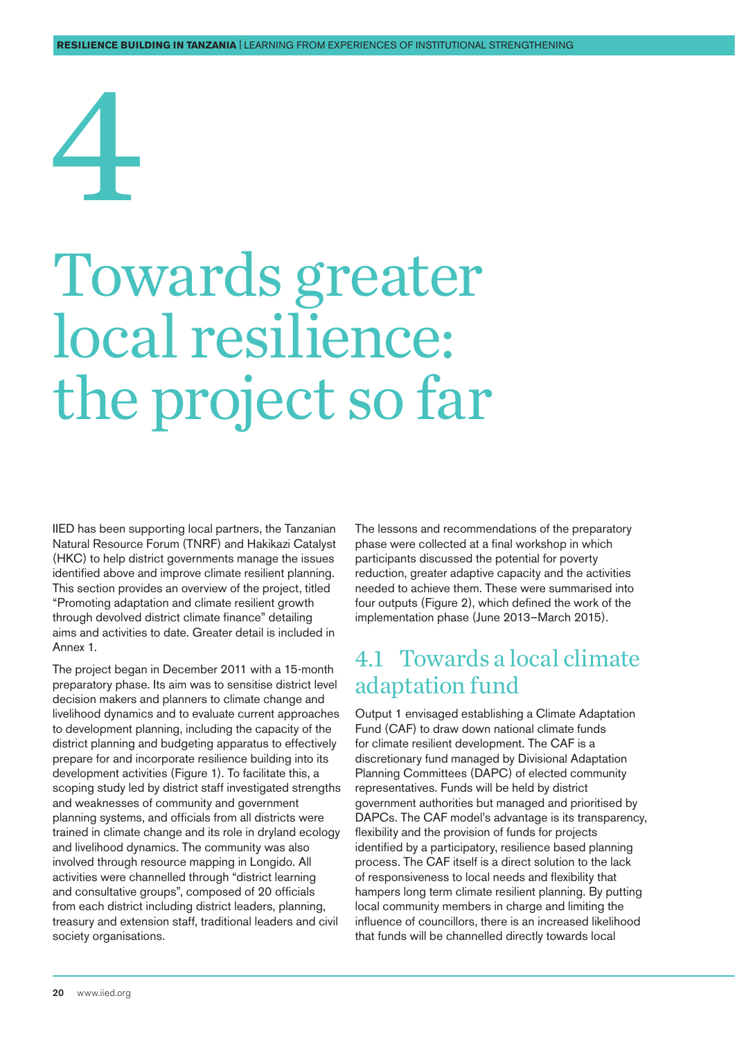# 4

# Towards greater local resilience: the project so far

IIED has been supporting local partners, the Tanzanian Natural Resource Forum (TNRF) and Hakikazi Catalyst (HKC) to help district governments manage the issues identified above and improve climate resilient planning. This section provides an overview of the project, titled "Promoting adaptation and climate resilient growth through devolved district climate finance" detailing aims and activities to date. Greater detail is included in Annex 1.

The project began in December 2011 with a 15-month preparatory phase. Its aim was to sensitise district level decision makers and planners to climate change and livelihood dynamics and to evaluate current approaches to development planning, including the capacity of the district planning and budgeting apparatus to effectively prepare for and incorporate resilience building into its development activities (Figure 1). To facilitate this, a scoping study led by district staff investigated strengths and weaknesses of community and government planning systems, and officials from all districts were trained in climate change and its role in dryland ecology and livelihood dynamics. The community was also involved through resource mapping in Longido. All activities were channelled through "district learning and consultative groups", composed of 20 officials from each district including district leaders, planning, treasury and extension staff, traditional leaders and civil society organisations.

The lessons and recommendations of the preparatory phase were collected at a final workshop in which participants discussed the potential for poverty reduction, greater adaptive capacity and the activities needed to achieve them. These were summarised into four outputs (Figure 2), which defined the work of the implementation phase (June 2013–March 2015).

## 4.1 Towards a local climate adaptation fund

Output 1 envisaged establishing a Climate Adaptation Fund (CAF) to draw down national climate funds for climate resilient development. The CAF is a discretionary fund managed by Divisional Adaptation Planning Committees (DAPC) of elected community representatives. Funds will be held by district government authorities but managed and prioritised by DAPCs. The CAF model's advantage is its transparency, flexibility and the provision of funds for projects identified by a participatory, resilience based planning process. The CAF itself is a direct solution to the lack of responsiveness to local needs and flexibility that hampers long term climate resilient planning. By putting local community members in charge and limiting the influence of councillors, there is an increased likelihood that funds will be channelled directly towards local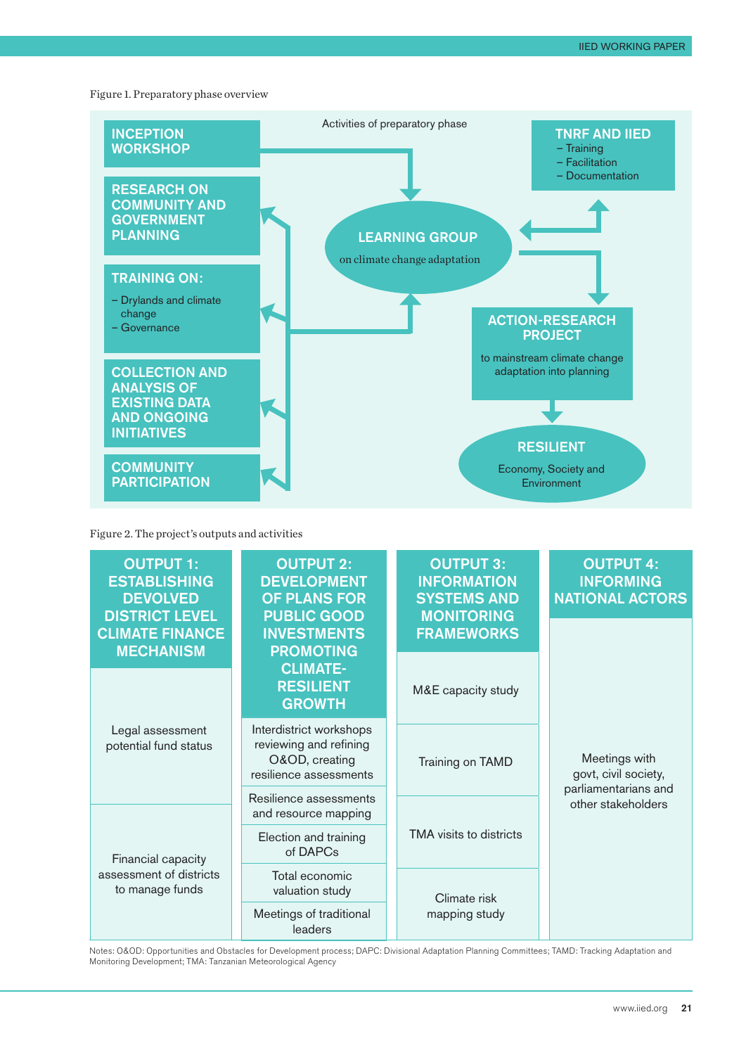Figure 1. Preparatory phase overview

Activities of preparatory phase

**INCEPTION WORKSHOP**

**RESEARCH ON COMMUNITY AND GOVERNMENT PLANNING**

**TRAINING ON:**
- Drylands and climate change
- Governance

**COLLECTION AND ANALYSIS OF EXISTING DATA AND ONGOING INITIATIVES**

**COMMUNITY PARTICIPATION**

**LEARNING GROUP** on climate change adaptation

**TNRF AND IIED**
- Training
- Facilitation
- Documentation

**ACTION-RESEARCH PROJECT** to mainstream climate change adaptation into planning

**RESILIENT** Economy, Society and Environment

Figure 2. The project's outputs and activities

| OUTPUT 1: ESTABLISHING DEVOLVED DISTRICT LEVEL CLIMATE FINANCE MECHANISM | OUTPUT 2: DEVELOPMENT OF PLANS FOR PUBLIC GOOD INVESTMENTS PROMOTING CLIMATE-RESILIENT GROWTH | OUTPUT 3: INFORMATION SYSTEMS AND MONITORING FRAMEWORKS | OUTPUT 4: INFORMING NATIONAL ACTORS |
|---|---|---|---|
| Legal assessment potential fund status | Interdistrict workshops reviewing and refining O&OD, creating resilience assessments | M&E capacity study | Meetings with govt, civil society, parliamentarians and other stakeholders |
| Financial capacity assessment of districts to manage funds | Resilience assessments and resource mapping | Training on TAMD | |
| | Election and training of DAPCs | TMA visits to districts | |
| | Total economic valuation study | Climate risk mapping study | |
| | Meetings of traditional leaders | | |

Notes: O&OD: Opportunities and Obstacles for Development process; DAPC: Divisional Adaptation Planning Committees; TAMD: Tracking Adaptation and Monitoring Development; TMA: Tanzanian Meteorological Agency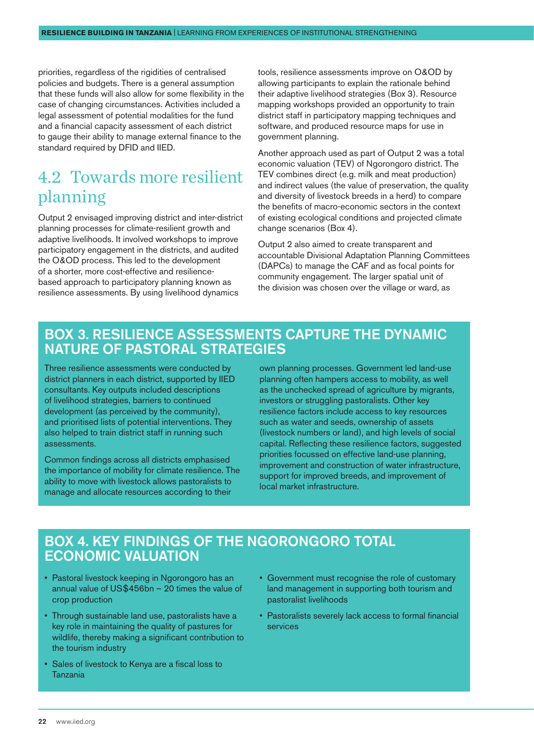priorities, regardless of the rigidities of centralised policies and budgets. There is a general assumption that these funds will also allow for some flexibility in the case of changing circumstances. Activities included a legal assessment of potential modalities for the fund and a financial capacity assessment of each district to gauge their ability to manage external finance to the standard required by DFID and IIED.

## 4.2 Towards more resilient planning

Output 2 envisaged improving district and inter-district planning processes for climate-resilient growth and adaptive livelihoods. It involved workshops to improve participatory engagement in the districts, and audited the O&OD process. This led to the development of a shorter, more cost-effective and resilience-based approach to participatory planning known as resilience assessments. By using livelihood dynamics tools, resilience assessments improve on O&OD by allowing participants to explain the rationale behind their adaptive livelihood strategies (Box 3). Resource mapping workshops provided an opportunity to train district staff in participatory mapping techniques and software, and produced resource maps for use in government planning.

Another approach used as part of Output 2 was a total economic valuation (TEV) of Ngorongoro district. The TEV combines direct (e.g. milk and meat production) and indirect values (the value of preservation, the quality and diversity of livestock breeds in a herd) to compare the benefits of macro-economic sectors in the context of existing ecological conditions and projected climate change scenarios (Box 4).

Output 2 also aimed to create transparent and accountable Divisional Adaptation Planning Committees (DAPCs) to manage the CAF and as focal points for community engagement. The larger spatial unit of the division was chosen over the village or ward, as

### BOX 3. RESILIENCE ASSESSMENTS CAPTURE THE DYNAMIC NATURE OF PASTORAL STRATEGIES

Three resilience assessments were conducted by district planners in each district, supported by IIED consultants. Key outputs included descriptions of livelihood strategies, barriers to continued development (as perceived by the community), and prioritised lists of potential interventions. They also helped to train district staff in running such assessments.

Common findings across all districts emphasised the importance of mobility for climate resilience. The ability to move with livestock allows pastoralists to manage and allocate resources according to their own planning processes. Government led land-use planning often hampers access to mobility, as well as the unchecked spread of agriculture by migrants, investors or struggling pastoralists. Other key resilience factors include access to key resources such as water and seeds, ownership of assets (livestock numbers or land), and high levels of social capital. Reflecting these resilience factors, suggested priorities focussed on effective land-use planning, improvement and construction of water infrastructure, support for improved breeds, and improvement of local market infrastructure.

### BOX 4. KEY FINDINGS OF THE NGORONGORO TOTAL ECONOMIC VALUATION

- Pastoral livestock keeping in Ngorongoro has an annual value of US$456bn – 20 times the value of crop production
- Through sustainable land use, pastoralists have a key role in maintaining the quality of pastures for wildlife, thereby making a significant contribution to the tourism industry
- Sales of livestock to Kenya are a fiscal loss to Tanzania
- Government must recognise the role of customary land management in supporting both tourism and pastoralist livelihoods
- Pastoralists severely lack access to formal financial services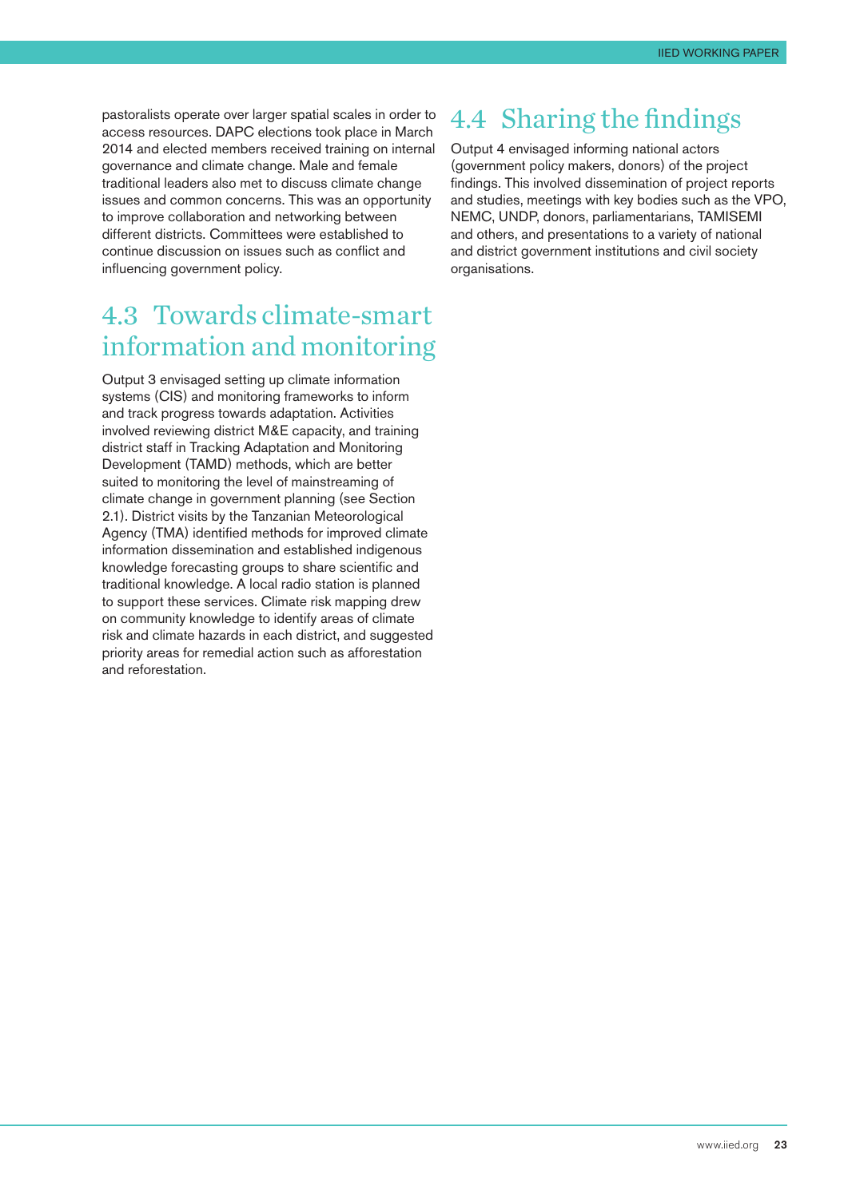pastoralists operate over larger spatial scales in order to access resources. DAPC elections took place in March 2014 and elected members received training on internal governance and climate change. Male and female traditional leaders also met to discuss climate change issues and common concerns. This was an opportunity to improve collaboration and networking between different districts. Committees were established to continue discussion on issues such as conflict and influencing government policy.

## 4.3 Towards climate-smart information and monitoring

Output 3 envisaged setting up climate information systems (CIS) and monitoring frameworks to inform and track progress towards adaptation. Activities involved reviewing district M&E capacity, and training district staff in Tracking Adaptation and Monitoring Development (TAMD) methods, which are better suited to monitoring the level of mainstreaming of climate change in government planning (see Section 2.1). District visits by the Tanzanian Meteorological Agency (TMA) identified methods for improved climate information dissemination and established indigenous knowledge forecasting groups to share scientific and traditional knowledge. A local radio station is planned to support these services. Climate risk mapping drew on community knowledge to identify areas of climate risk and climate hazards in each district, and suggested priority areas for remedial action such as afforestation and reforestation.

## 4.4 Sharing the findings

Output 4 envisaged informing national actors (government policy makers, donors) of the project findings. This involved dissemination of project reports and studies, meetings with key bodies such as the VPO, NEMC, UNDP, donors, parliamentarians, TAMISEMI and others, and presentations to a variety of national and district government institutions and civil society organisations.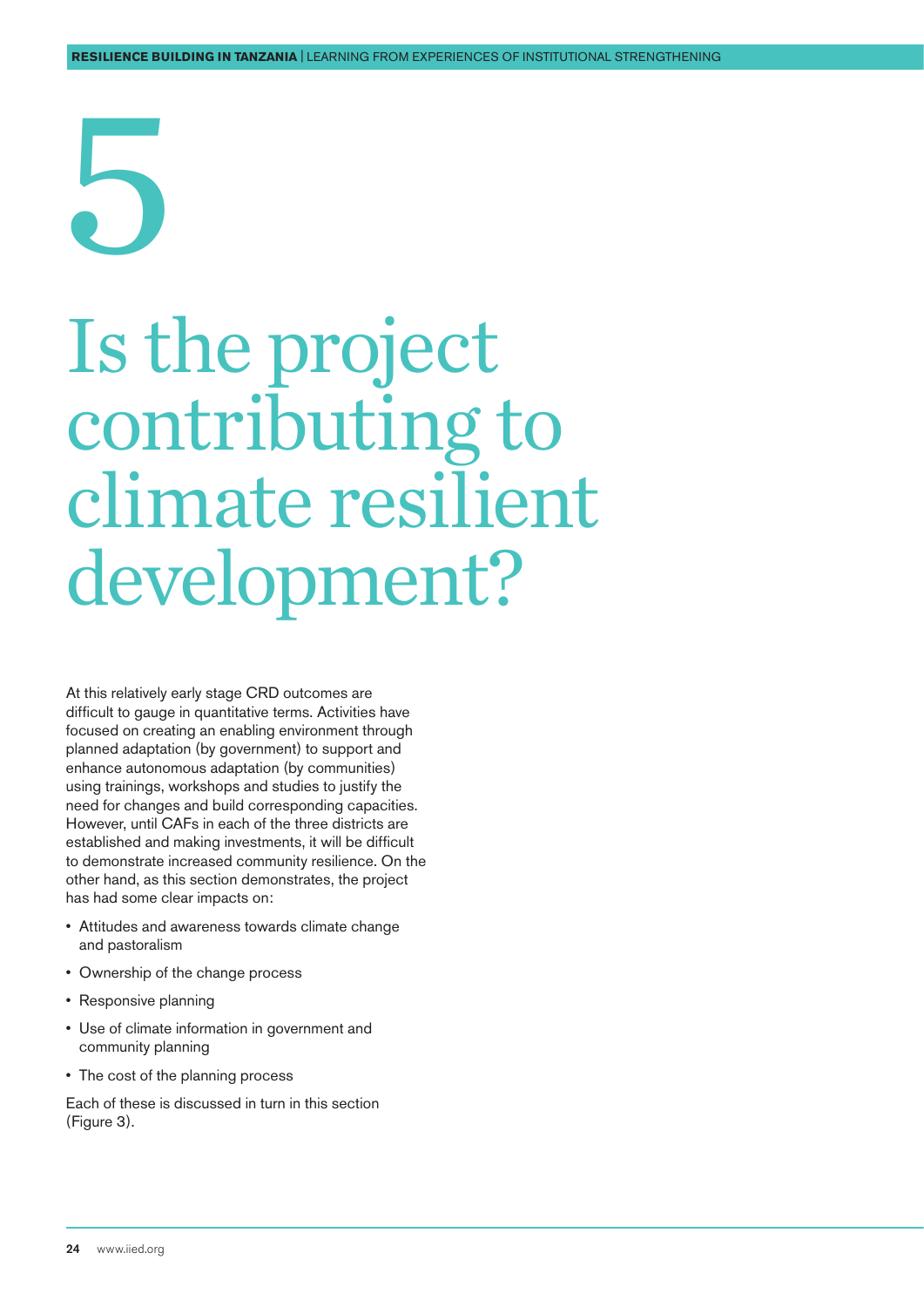# 5

# Is the project contributing to climate resilient development?

At this relatively early stage CRD outcomes are difficult to gauge in quantitative terms. Activities have focused on creating an enabling environment through planned adaptation (by government) to support and enhance autonomous adaptation (by communities) using trainings, workshops and studies to justify the need for changes and build corresponding capacities. However, until CAFs in each of the three districts are established and making investments, it will be difficult to demonstrate increased community resilience. On the other hand, as this section demonstrates, the project has had some clear impacts on:

- Attitudes and awareness towards climate change and pastoralism
- Ownership of the change process
- Responsive planning
- Use of climate information in government and community planning
- The cost of the planning process

Each of these is discussed in turn in this section (Figure 3).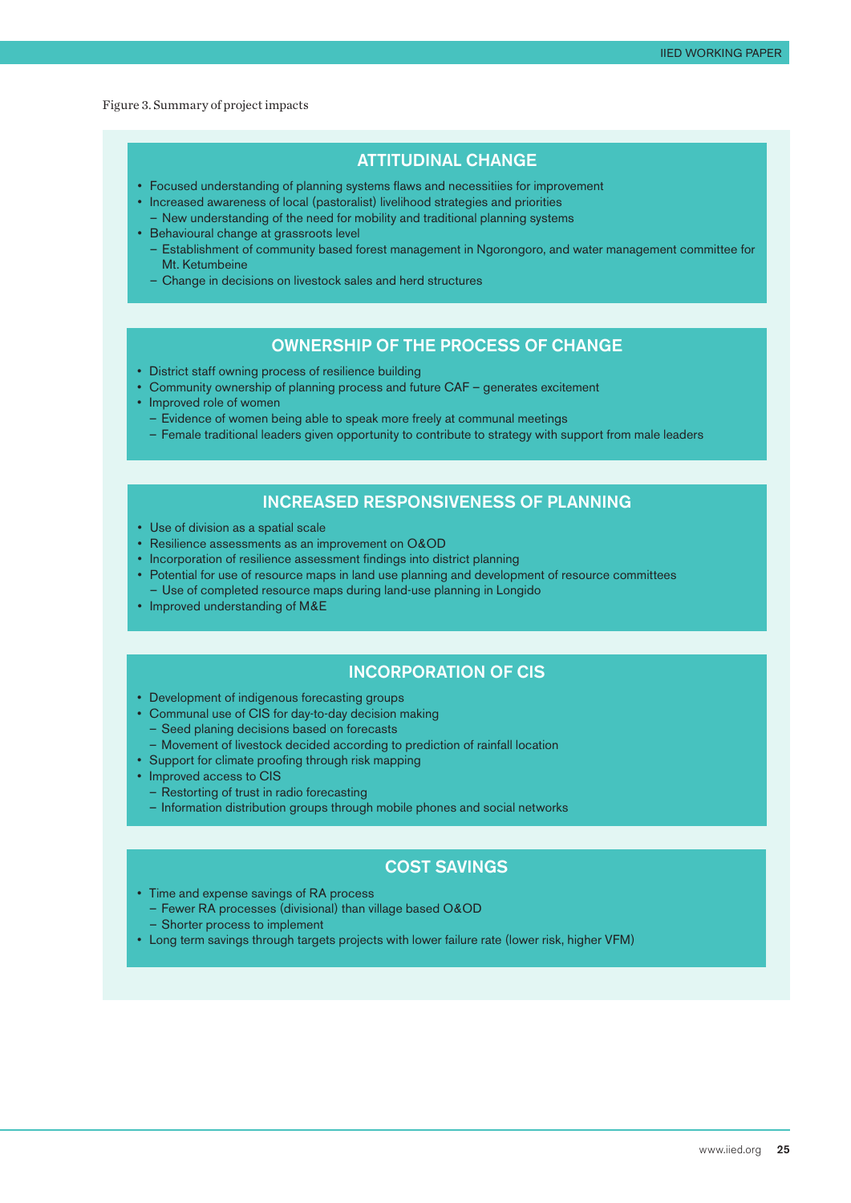Figure 3. Summary of project impacts

## ATTITUDINAL CHANGE

- Focused understanding of planning systems flaws and necessitiies for improvement
- Increased awareness of local (pastoralist) livelihood strategies and priorities
  - New understanding of the need for mobility and traditional planning systems
- Behavioural change at grassroots level
  - Establishment of community based forest management in Ngorongoro, and water management committee for Mt. Ketumbeine
  - Change in decisions on livestock sales and herd structures

## OWNERSHIP OF THE PROCESS OF CHANGE

- District staff owning process of resilience building
- Community ownership of planning process and future CAF – generates excitement
- Improved role of women
  - Evidence of women being able to speak more freely at communal meetings
  - Female traditional leaders given opportunity to contribute to strategy with support from male leaders

## INCREASED RESPONSIVENESS OF PLANNING

- Use of division as a spatial scale
- Resilience assessments as an improvement on O&OD
- Incorporation of resilience assessment findings into district planning
- Potential for use of resource maps in land use planning and development of resource committees
  - Use of completed resource maps during land-use planning in Longido
- Improved understanding of M&E

## INCORPORATION OF CIS

- Development of indigenous forecasting groups
- Communal use of CIS for day-to-day decision making
  - Seed planing decisions based on forecasts
  - Movement of livestock decided according to prediction of rainfall location
- Support for climate proofing through risk mapping
- Improved access to CIS
  - Restoring of trust in radio forecasting
  - Information distribution groups through mobile phones and social networks

## COST SAVINGS

- Time and expense savings of RA process
  - Fewer RA processes (divisional) than village based O&OD
  - Shorter process to implement
- Long term savings through targets projects with lower failure rate (lower risk, higher VFM)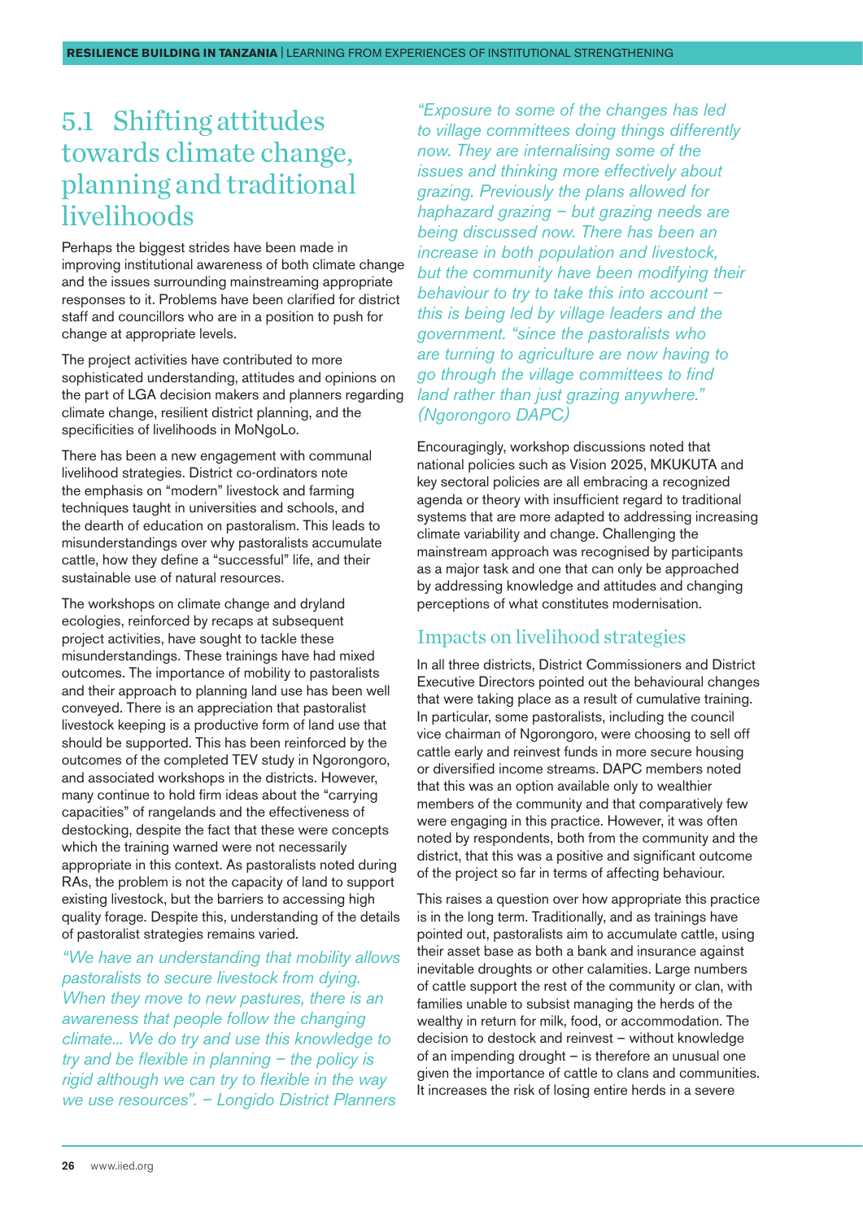## 5.1 Shifting attitudes towards climate change, planning and traditional livelihoods

Perhaps the biggest strides have been made in improving institutional awareness of both climate change and the issues surrounding mainstreaming appropriate responses to it. Problems have been clarified for district staff and councillors who are in a position to push for change at appropriate levels.

The project activities have contributed to more sophisticated understanding, attitudes and opinions on the part of LGA decision makers and planners regarding climate change, resilient district planning, and the specificities of livelihoods in MoNgoLo.

There has been a new engagement with communal livelihood strategies. District co-ordinators note the emphasis on "modern" livestock and farming techniques taught in universities and schools, and the dearth of education on pastoralism. This leads to misunderstandings over why pastoralists accumulate cattle, how they define a "successful" life, and their sustainable use of natural resources.

The workshops on climate change and dryland ecologies, reinforced by recaps at subsequent project activities, have sought to tackle these misunderstandings. These trainings have had mixed outcomes. The importance of mobility to pastoralists and their approach to planning land use has been well conveyed. There is an appreciation that pastoralist livestock keeping is a productive form of land use that should be supported. This has been reinforced by the outcomes of the completed TEV study in Ngorongoro, and associated workshops in the districts. However, many continue to hold firm ideas about the "carrying capacities" of rangelands and the effectiveness of destocking, despite the fact that these were concepts which the training warned were not necessarily appropriate in this context. As pastoralists noted during RAs, the problem is not the capacity of land to support existing livestock, but the barriers to accessing high quality forage. Despite this, understanding of the details of pastoralist strategies remains varied.

*"We have an understanding that mobility allows pastoralists to secure livestock from dying. When they move to new pastures, there is an awareness that people follow the changing climate... We do try and use this knowledge to try and be flexible in planning – the policy is rigid although we can try to flexible in the way we use resources". – Longido District Planners*

*"Exposure to some of the changes has led to village committees doing things differently now. They are internalising some of the issues and thinking more effectively about grazing. Previously the plans allowed for haphazard grazing – but grazing needs are being discussed now. There has been an increase in both population and livestock, but the community have been modifying their behaviour to try to take this into account – this is being led by village leaders and the government. "since the pastoralists who are turning to agriculture are now having to go through the village committees to find land rather than just grazing anywhere." (Ngorongoro DAPC)*

Encouragingly, workshop discussions noted that national policies such as Vision 2025, MKUKUTA and key sectoral policies are all embracing a recognized agenda or theory with insufficient regard to traditional systems that are more adapted to addressing increasing climate variability and change. Challenging the mainstream approach was recognised by participants as a major task and one that can only be approached by addressing knowledge and attitudes and changing perceptions of what constitutes modernisation.

### Impacts on livelihood strategies

In all three districts, District Commissioners and District Executive Directors pointed out the behavioural changes that were taking place as a result of cumulative training. In particular, some pastoralists, including the council vice chairman of Ngorongoro, were choosing to sell off cattle early and reinvest funds in more secure housing or diversified income streams. DAPC members noted that this was an option available only to wealthier members of the community and that comparatively few were engaging in this practice. However, it was often noted by respondents, both from the community and the district, that this was a positive and significant outcome of the project so far in terms of affecting behaviour.

This raises a question over how appropriate this practice is in the long term. Traditionally, and as trainings have pointed out, pastoralists aim to accumulate cattle, using their asset base as both a bank and insurance against inevitable droughts or other calamities. Large numbers of cattle support the rest of the community or clan, with families unable to subsist managing the herds of the wealthy in return for milk, food, or accommodation. The decision to destock and reinvest – without knowledge of an impending drought – is therefore an unusual one given the importance of cattle to clans and communities. It increases the risk of losing entire herds in a severe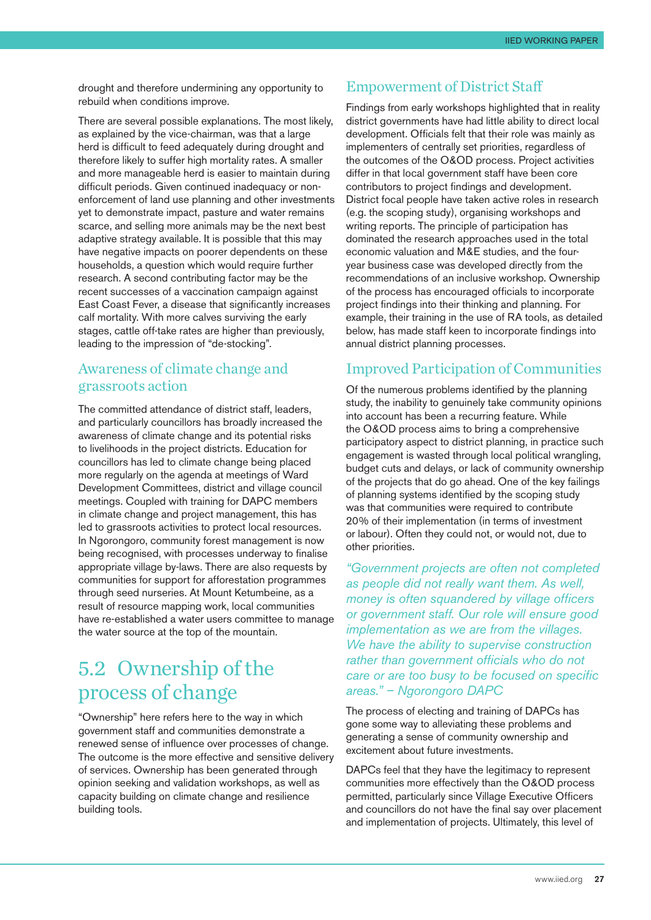drought and therefore undermining any opportunity to rebuild when conditions improve.

There are several possible explanations. The most likely, as explained by the vice-chairman, was that a large herd is difficult to feed adequately during drought and therefore likely to suffer high mortality rates. A smaller and more manageable herd is easier to maintain during difficult periods. Given continued inadequacy or non-enforcement of land use planning and other investments yet to demonstrate impact, pasture and water remains scarce, and selling more animals may be the next best adaptive strategy available. It is possible that this may have negative impacts on poorer dependents on these households, a question which would require further research. A second contributing factor may be the recent successes of a vaccination campaign against East Coast Fever, a disease that significantly increases calf mortality. With more calves surviving the early stages, cattle off-take rates are higher than previously, leading to the impression of "de-stocking".

### Awareness of climate change and grassroots action

The committed attendance of district staff, leaders, and particularly councillors has broadly increased the awareness of climate change and its potential risks to livelihoods in the project districts. Education for councillors has led to climate change being placed more regularly on the agenda at meetings of Ward Development Committees, district and village council meetings. Coupled with training for DAPC members in climate change and project management, this has led to grassroots activities to protect local resources. In Ngorongoro, community forest management is now being recognised, with processes underway to finalise appropriate village by-laws. There are also requests by communities for support for afforestation programmes through seed nurseries. At Mount Ketumbeine, as a result of resource mapping work, local communities have re-established a water users committee to manage the water source at the top of the mountain.

## 5.2 Ownership of the process of change

"Ownership" here refers here to the way in which government staff and communities demonstrate a renewed sense of influence over processes of change. The outcome is the more effective and sensitive delivery of services. Ownership has been generated through opinion seeking and validation workshops, as well as capacity building on climate change and resilience building tools.

### Empowerment of District Staff

Findings from early workshops highlighted that in reality district governments have had little ability to direct local development. Officials felt that their role was mainly as implementers of centrally set priorities, regardless of the outcomes of the O&OD process. Project activities differ in that local government staff have been core contributors to project findings and development. District focal people have taken active roles in research (e.g. the scoping study), organising workshops and writing reports. The principle of participation has dominated the research approaches used in the total economic valuation and M&E studies, and the four-year business case was developed directly from the recommendations of an inclusive workshop. Ownership of the process has encouraged officials to incorporate project findings into their thinking and planning. For example, their training in the use of RA tools, as detailed below, has made staff keen to incorporate findings into annual district planning processes.

### Improved Participation of Communities

Of the numerous problems identified by the planning study, the inability to genuinely take community opinions into account has been a recurring feature. While the O&OD process aims to bring a comprehensive participatory aspect to district planning, in practice such engagement is wasted through local political wrangling, budget cuts and delays, or lack of community ownership of the projects that do go ahead. One of the key failings of planning systems identified by the scoping study was that communities were required to contribute 20% of their implementation (in terms of investment or labour). Often they could not, or would not, due to other priorities.

*"Government projects are often not completed as people did not really want them. As well, money is often squandered by village officers or government staff. Our role will ensure good implementation as we are from the villages. We have the ability to supervise construction rather than government officials who do not care or are too busy to be focused on specific areas." – Ngorongoro DAPC*

The process of electing and training of DAPCs has gone some way to alleviating these problems and generating a sense of community ownership and excitement about future investments.

DAPCs feel that they have the legitimacy to represent communities more effectively than the O&OD process permitted, particularly since Village Executive Officers and councillors do not have the final say over placement and implementation of projects. Ultimately, this level of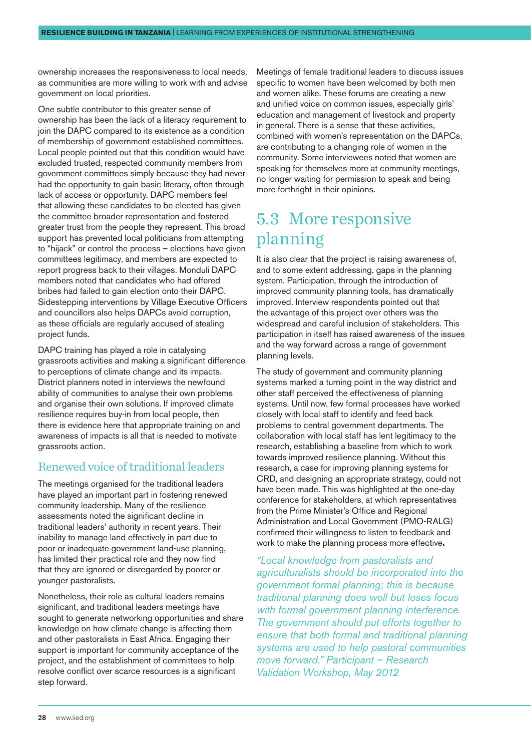ownership increases the responsiveness to local needs, as communities are more willing to work with and advise government on local priorities.

One subtle contributor to this greater sense of ownership has been the lack of a literacy requirement to join the DAPC compared to its existence as a condition of membership of government established committees. Local people pointed out that this condition would have excluded trusted, respected community members from government committees simply because they had never had the opportunity to gain basic literacy, often through lack of access or opportunity. DAPC members feel that allowing these candidates to be elected has given the committee broader representation and fostered greater trust from the people they represent. This broad support has prevented local politicians from attempting to "hijack" or control the process – elections have given committees legitimacy, and members are expected to report progress back to their villages. Monduli DAPC members noted that candidates who had offered bribes had failed to gain election onto their DAPC. Sidestepping interventions by Village Executive Officers and councillors also helps DAPCs avoid corruption, as these officials are regularly accused of stealing project funds.

DAPC training has played a role in catalysing grassroots activities and making a significant difference to perceptions of climate change and its impacts. District planners noted in interviews the newfound ability of communities to analyse their own problems and organise their own solutions. If improved climate resilience requires buy-in from local people, then there is evidence here that appropriate training on and awareness of impacts is all that is needed to motivate grassroots action.

### Renewed voice of traditional leaders

The meetings organised for the traditional leaders have played an important part in fostering renewed community leadership. Many of the resilience assessments noted the significant decline in traditional leaders' authority in recent years. Their inability to manage land effectively in part due to poor or inadequate government land-use planning, has limited their practical role and they now find that they are ignored or disregarded by poorer or younger pastoralists.

Nonetheless, their role as cultural leaders remains significant, and traditional leaders meetings have sought to generate networking opportunities and share knowledge on how climate change is affecting them and other pastoralists in East Africa. Engaging their support is important for community acceptance of the project, and the establishment of committees to help resolve conflict over scarce resources is a significant step forward.

Meetings of female traditional leaders to discuss issues specific to women have been welcomed by both men and women alike. These forums are creating a new and unified voice on common issues, especially girls' education and management of livestock and property in general. There is a sense that these activities, combined with women's representation on the DAPCs, are contributing to a changing role of women in the community. Some interviewees noted that women are speaking for themselves more at community meetings, no longer waiting for permission to speak and being more forthright in their opinions.

## 5.3 More responsive planning

It is also clear that the project is raising awareness of, and to some extent addressing, gaps in the planning system. Participation, through the introduction of improved community planning tools, has dramatically improved. Interview respondents pointed out that the advantage of this project over others was the widespread and careful inclusion of stakeholders. This participation in itself has raised awareness of the issues and the way forward across a range of government planning levels.

The study of government and community planning systems marked a turning point in the way district and other staff perceived the effectiveness of planning systems. Until now, few formal processes have worked closely with local staff to identify and feed back problems to central government departments. The collaboration with local staff has lent legitimacy to the research, establishing a baseline from which to work towards improved resilience planning. Without this research, a case for improving planning systems for CRD, and designing an appropriate strategy, could not have been made. This was highlighted at the one-day conference for stakeholders, at which representatives from the Prime Minister's Office and Regional Administration and Local Government (PMO-RALG) confirmed their willingness to listen to feedback and work to make the planning process more effective.

*"Local knowledge from pastoralists and agriculturalists should be incorporated into the government formal planning; this is because traditional planning does well but loses focus with formal government planning interference. The government should put efforts together to ensure that both formal and traditional planning systems are used to help pastoral communities move forward." Participant – Research Validation Workshop, May 2012*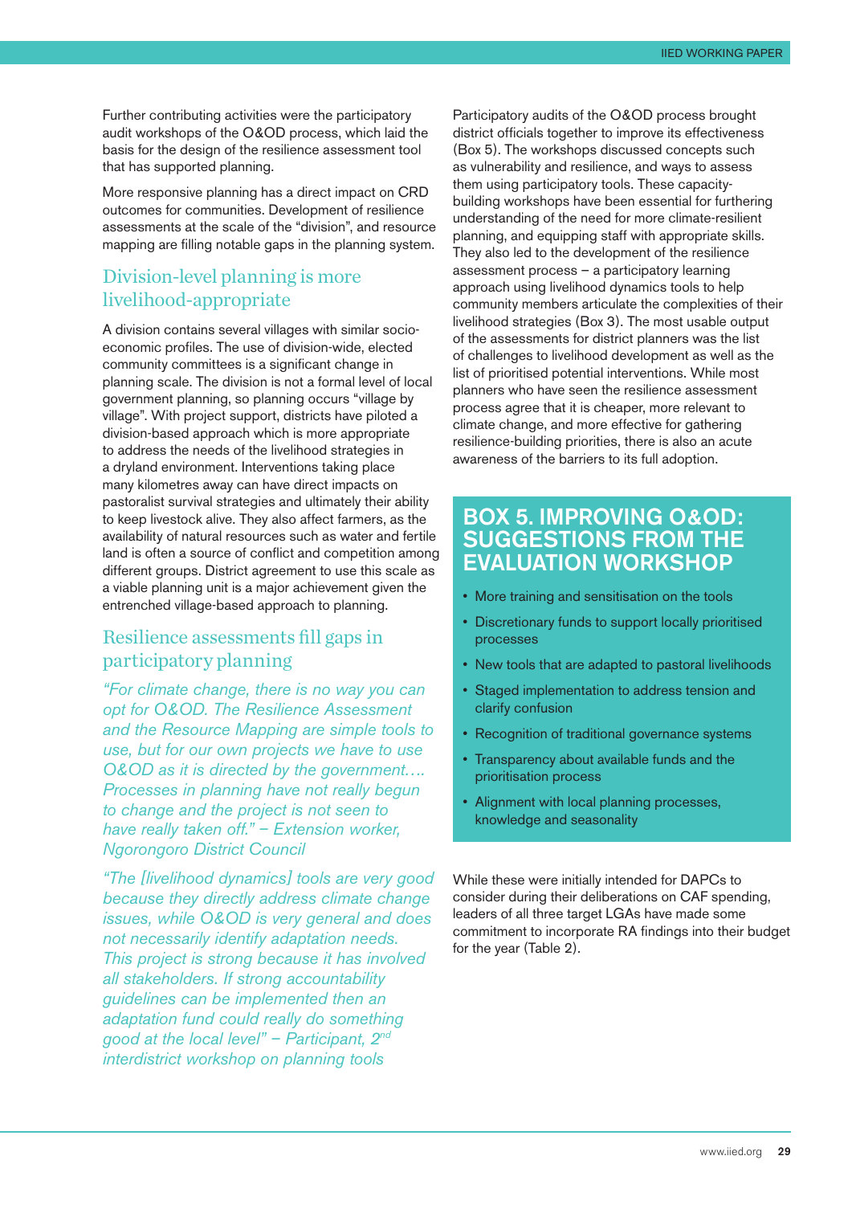Further contributing activities were the participatory audit workshops of the O&OD process, which laid the basis for the design of the resilience assessment tool that has supported planning.

More responsive planning has a direct impact on CRD outcomes for communities. Development of resilience assessments at the scale of the "division", and resource mapping are filling notable gaps in the planning system.

## Division-level planning is more livelihood-appropriate

A division contains several villages with similar socio-economic profiles. The use of division-wide, elected community committees is a significant change in planning scale. The division is not a formal level of local government planning, so planning occurs "village by village". With project support, districts have piloted a division-based approach which is more appropriate to address the needs of the livelihood strategies in a dryland environment. Interventions taking place many kilometres away can have direct impacts on pastoralist survival strategies and ultimately their ability to keep livestock alive. They also affect farmers, as the availability of natural resources such as water and fertile land is often a source of conflict and competition among different groups. District agreement to use this scale as a viable planning unit is a major achievement given the entrenched village-based approach to planning.

## Resilience assessments fill gaps in participatory planning

*"For climate change, there is no way you can opt for O&OD. The Resilience Assessment and the Resource Mapping are simple tools to use, but for our own projects we have to use O&OD as it is directed by the government…. Processes in planning have not really begun to change and the project is not seen to have really taken off." – Extension worker, Ngorongoro District Council*

*"The [livelihood dynamics] tools are very good because they directly address climate change issues, while O&OD is very general and does not necessarily identify adaptation needs. This project is strong because it has involved all stakeholders. If strong accountability guidelines can be implemented then an adaptation fund could really do something good at the local level" – Participant, 2nd interdistrict workshop on planning tools*

Participatory audits of the O&OD process brought district officials together to improve its effectiveness (Box 5). The workshops discussed concepts such as vulnerability and resilience, and ways to assess them using participatory tools. These capacity-building workshops have been essential for furthering understanding of the need for more climate-resilient planning, and equipping staff with appropriate skills. They also led to the development of the resilience assessment process – a participatory learning approach using livelihood dynamics tools to help community members articulate the complexities of their livelihood strategies (Box 3). The most usable output of the assessments for district planners was the list of challenges to livelihood development as well as the list of prioritised potential interventions. While most planners who have seen the resilience assessment process agree that it is cheaper, more relevant to climate change, and more effective for gathering resilience-building priorities, there is also an acute awareness of the barriers to its full adoption.

### BOX 5. IMPROVING O&OD: SUGGESTIONS FROM THE EVALUATION WORKSHOP

- More training and sensitisation on the tools
- Discretionary funds to support locally prioritised processes
- New tools that are adapted to pastoral livelihoods
- Staged implementation to address tension and clarify confusion
- Recognition of traditional governance systems
- Transparency about available funds and the prioritisation process
- Alignment with local planning processes, knowledge and seasonality

While these were initially intended for DAPCs to consider during their deliberations on CAF spending, leaders of all three target LGAs have made some commitment to incorporate RA findings into their budget for the year (Table 2).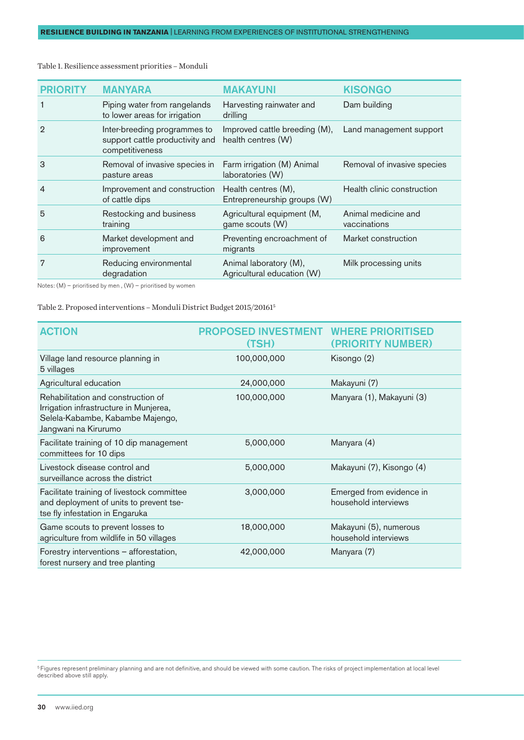Table 1. Resilience assessment priorities – Monduli

| PRIORITY | MANYARA | MAKAYUNI | KISONGO |
|---|---|---|---|
| 1 | Piping water from rangelands to lower areas for irrigation | Harvesting rainwater and drilling | Dam building |
| 2 | Inter-breeding programmes to support cattle productivity and competitiveness | Improved cattle breeding (M), health centres (W) | Land management support |
| 3 | Removal of invasive species in pasture areas | Farm irrigation (M) Animal laboratories (W) | Removal of invasive species |
| 4 | Improvement and construction of cattle dips | Health centres (M), Entrepreneurship groups (W) | Health clinic construction |
| 5 | Restocking and business training | Agricultural equipment (M, game scouts (W) | Animal medicine and vaccinations |
| 6 | Market development and improvement | Preventing encroachment of migrants | Market construction |
| 7 | Reducing environmental degradation | Animal laboratory (M), Agricultural education (W) | Milk processing units |

Notes: (M) – prioritised by men , (W) – prioritised by women

Table 2. Proposed interventions – Monduli District Budget 2015/2016[5]

| ACTION | PROPOSED INVESTMENT (TSH) | WHERE PRIORITISED (PRIORITY NUMBER) |
|---|---|---|
| Village land resource planning in 5 villages | 100,000,000 | Kisongo (2) |
| Agricultural education | 24,000,000 | Makayuni (7) |
| Rehabilitation and construction of Irrigation infrastructure in Munjerea, Selela-Kabambe, Kabambe Majengo, Jangwani na Kirurumo | 100,000,000 | Manyara (1), Makayuni (3) |
| Facilitate training of 10 dip management committees for 10 dips | 5,000,000 | Manyara (4) |
| Livestock disease control and surveillance across the district | 5,000,000 | Makayuni (7), Kisongo (4) |
| Facilitate training of livestock committee and deployment of units to prevent tse-tse fly infestation in Engaruka | 3,000,000 | Emerged from evidence in household interviews |
| Game scouts to prevent losses to agriculture from wildlife in 50 villages | 18,000,000 | Makayuni (5), numerous household interviews |
| Forestry interventions – afforestation, forest nursery and tree planting | 42,000,000 | Manyara (7) |

[5] Figures represent preliminary planning and are not definitive, and should be viewed with some caution. The risks of project implementation at local level described above still apply.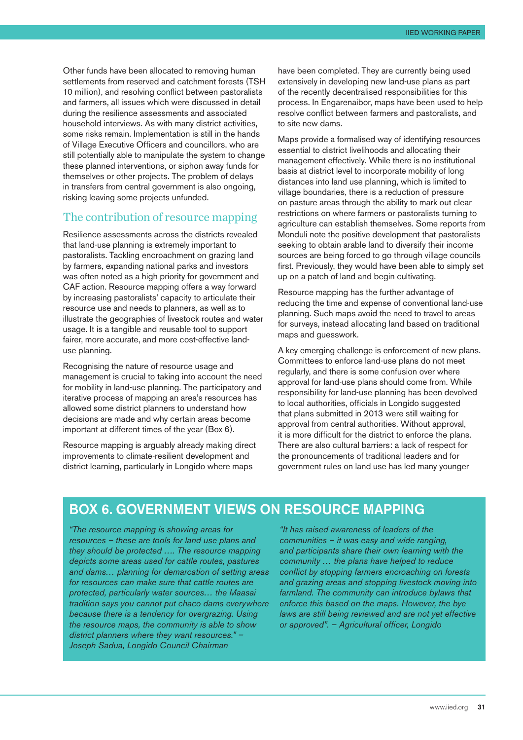Other funds have been allocated to removing human settlements from reserved and catchment forests (TSH 10 million), and resolving conflict between pastoralists and farmers, all issues which were discussed in detail during the resilience assessments and associated household interviews. As with many district activities, some risks remain. Implementation is still in the hands of Village Executive Officers and councillors, who are still potentially able to manipulate the system to change these planned interventions, or siphon away funds for themselves or other projects. The problem of delays in transfers from central government is also ongoing, risking leaving some projects unfunded.

## The contribution of resource mapping

Resilience assessments across the districts revealed that land-use planning is extremely important to pastoralists. Tackling encroachment on grazing land by farmers, expanding national parks and investors was often noted as a high priority for government and CAF action. Resource mapping offers a way forward by increasing pastoralists' capacity to articulate their resource use and needs to planners, as well as to illustrate the geographies of livestock routes and water usage. It is a tangible and reusable tool to support fairer, more accurate, and more cost-effective land-use planning.

Recognising the nature of resource usage and management is crucial to taking into account the need for mobility in land-use planning. The participatory and iterative process of mapping an area's resources has allowed some district planners to understand how decisions are made and why certain areas become important at different times of the year (Box 6).

Resource mapping is arguably already making direct improvements to climate-resilient development and district learning, particularly in Longido where maps have been completed. They are currently being used extensively in developing new land-use plans as part of the recently decentralised responsibilities for this process. In Engarenaibor, maps have been used to help resolve conflict between farmers and pastoralists, and to site new dams.

Maps provide a formalised way of identifying resources essential to district livelihoods and allocating their management effectively. While there is no institutional basis at district level to incorporate mobility of long distances into land use planning, which is limited to village boundaries, there is a reduction of pressure on pasture areas through the ability to mark out clear restrictions on where farmers or pastoralists turning to agriculture can establish themselves. Some reports from Monduli note the positive development that pastoralists seeking to obtain arable land to diversify their income sources are being forced to go through village councils first. Previously, they would have been able to simply set up on a patch of land and begin cultivating.

Resource mapping has the further advantage of reducing the time and expense of conventional land-use planning. Such maps avoid the need to travel to areas for surveys, instead allocating land based on traditional maps and guesswork.

A key emerging challenge is enforcement of new plans. Committees to enforce land-use plans do not meet regularly, and there is some confusion over where approval for land-use plans should come from. While responsibility for land-use planning has been devolved to local authorities, officials in Longido suggested that plans submitted in 2013 were still waiting for approval from central authorities. Without approval, it is more difficult for the district to enforce the plans. There are also cultural barriers: a lack of respect for the pronouncements of traditional leaders and for government rules on land use has led many younger

## BOX 6. GOVERNMENT VIEWS ON RESOURCE MAPPING

*"The resource mapping is showing areas for resources – these are tools for land use plans and they should be protected …. The resource mapping depicts some areas used for cattle routes, pastures and dams… planning for demarcation of setting areas for resources can make sure that cattle routes are protected, particularly water sources… the Maasai tradition says you cannot put chaco dams everywhere because there is a tendency for overgrazing. Using the resource maps, the community is able to show district planners where they want resources." – Joseph Sadua, Longido Council Chairman*

*"It has raised awareness of leaders of the communities – it was easy and wide ranging, and participants share their own learning with the community … the plans have helped to reduce conflict by stopping farmers encroaching on forests and grazing areas and stopping livestock moving into farmland. The community can introduce bylaws that enforce this based on the maps. However, the bye laws are still being reviewed and are not yet effective or approved". – Agricultural officer, Longido*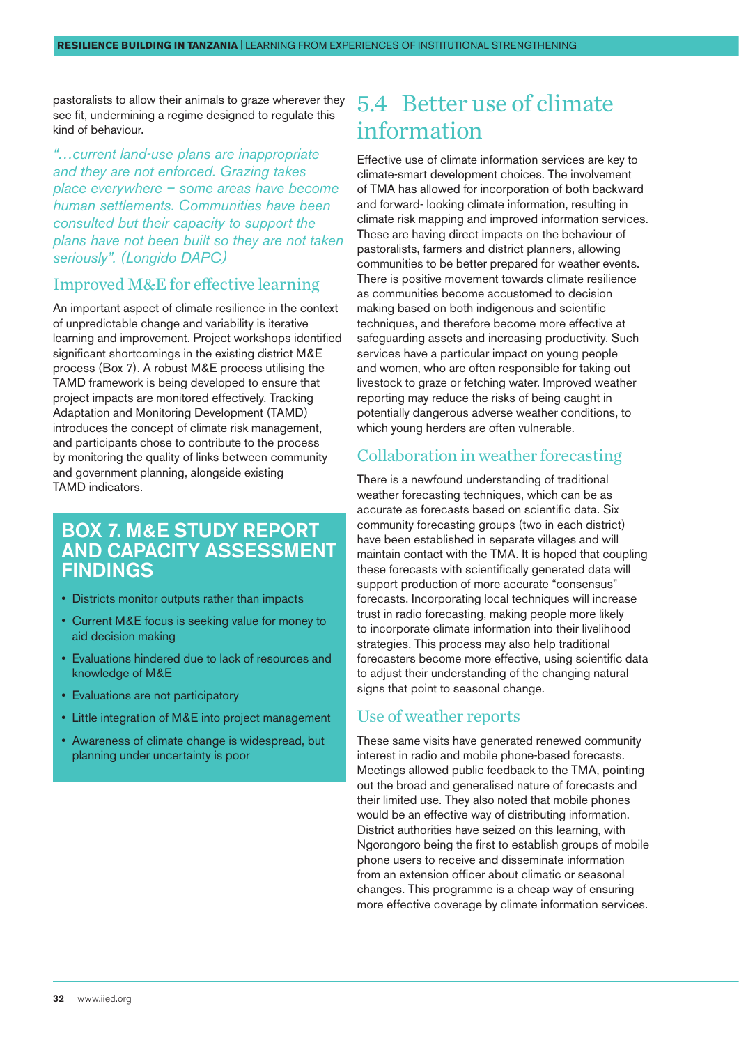pastoralists to allow their animals to graze wherever they see fit, undermining a regime designed to regulate this kind of behaviour.

*"…current land-use plans are inappropriate and they are not enforced. Grazing takes place everywhere – some areas have become human settlements. Communities have been consulted but their capacity to support the plans have not been built so they are not taken seriously". (Longido DAPC)*

### Improved M&E for effective learning

An important aspect of climate resilience in the context of unpredictable change and variability is iterative learning and improvement. Project workshops identified significant shortcomings in the existing district M&E process (Box 7). A robust M&E process utilising the TAMD framework is being developed to ensure that project impacts are monitored effectively. Tracking Adaptation and Monitoring Development (TAMD) introduces the concept of climate risk management, and participants chose to contribute to the process by monitoring the quality of links between community and government planning, alongside existing TAMD indicators.

### BOX 7. M&E STUDY REPORT AND CAPACITY ASSESSMENT FINDINGS

- Districts monitor outputs rather than impacts
- Current M&E focus is seeking value for money to aid decision making
- Evaluations hindered due to lack of resources and knowledge of M&E
- Evaluations are not participatory
- Little integration of M&E into project management
- Awareness of climate change is widespread, but planning under uncertainty is poor

## 5.4 Better use of climate information

Effective use of climate information services are key to climate-smart development choices. The involvement of TMA has allowed for incorporation of both backward and forward- looking climate information, resulting in climate risk mapping and improved information services. These are having direct impacts on the behaviour of pastoralists, farmers and district planners, allowing communities to be better prepared for weather events. There is positive movement towards climate resilience as communities become accustomed to decision making based on both indigenous and scientific techniques, and therefore become more effective at safeguarding assets and increasing productivity. Such services have a particular impact on young people and women, who are often responsible for taking out livestock to graze or fetching water. Improved weather reporting may reduce the risks of being caught in potentially dangerous adverse weather conditions, to which young herders are often vulnerable.

### Collaboration in weather forecasting

There is a newfound understanding of traditional weather forecasting techniques, which can be as accurate as forecasts based on scientific data. Six community forecasting groups (two in each district) have been established in separate villages and will maintain contact with the TMA. It is hoped that coupling these forecasts with scientifically generated data will support production of more accurate "consensus" forecasts. Incorporating local techniques will increase trust in radio forecasting, making people more likely to incorporate climate information into their livelihood strategies. This process may also help traditional forecasters become more effective, using scientific data to adjust their understanding of the changing natural signs that point to seasonal change.

### Use of weather reports

These same visits have generated renewed community interest in radio and mobile phone-based forecasts. Meetings allowed public feedback to the TMA, pointing out the broad and generalised nature of forecasts and their limited use. They also noted that mobile phones would be an effective way of distributing information. District authorities have seized on this learning, with Ngorongoro being the first to establish groups of mobile phone users to receive and disseminate information from an extension officer about climatic or seasonal changes. This programme is a cheap way of ensuring more effective coverage by climate information services.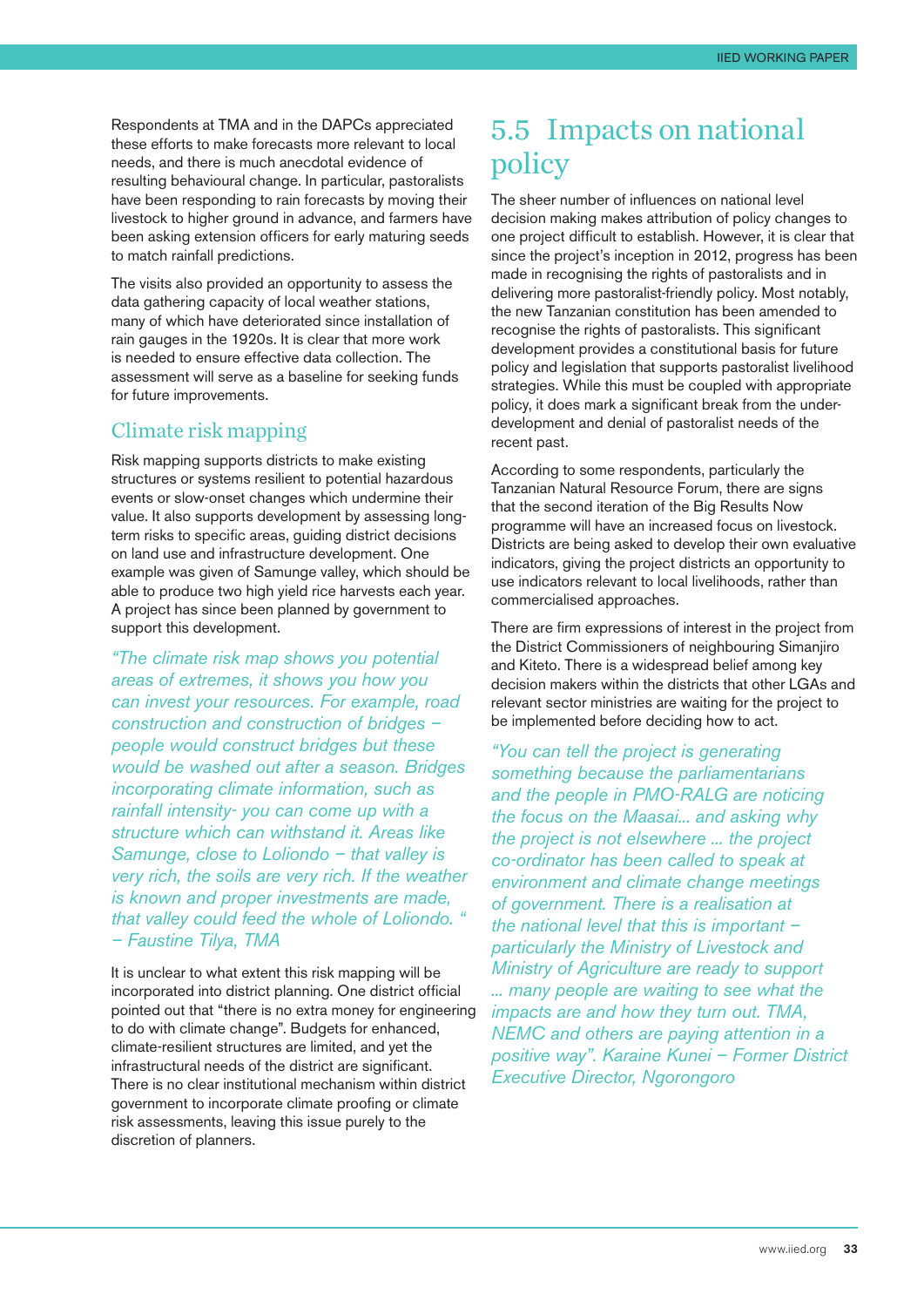Respondents at TMA and in the DAPCs appreciated these efforts to make forecasts more relevant to local needs, and there is much anecdotal evidence of resulting behavioural change. In particular, pastoralists have been responding to rain forecasts by moving their livestock to higher ground in advance, and farmers have been asking extension officers for early maturing seeds to match rainfall predictions.

The visits also provided an opportunity to assess the data gathering capacity of local weather stations, many of which have deteriorated since installation of rain gauges in the 1920s. It is clear that more work is needed to ensure effective data collection. The assessment will serve as a baseline for seeking funds for future improvements.

### Climate risk mapping

Risk mapping supports districts to make existing structures or systems resilient to potential hazardous events or slow-onset changes which undermine their value. It also supports development by assessing long-term risks to specific areas, guiding district decisions on land use and infrastructure development. One example was given of Samunge valley, which should be able to produce two high yield rice harvests each year. A project has since been planned by government to support this development.

*"The climate risk map shows you potential areas of extremes, it shows you how you can invest your resources. For example, road construction and construction of bridges – people would construct bridges but these would be washed out after a season. Bridges incorporating climate information, such as rainfall intensity- you can come up with a structure which can withstand it. Areas like Samunge, close to Loliondo – that valley is very rich, the soils are very rich. If the weather is known and proper investments are made, that valley could feed the whole of Loliondo. " – Faustine Tilya, TMA*

It is unclear to what extent this risk mapping will be incorporated into district planning. One district official pointed out that "there is no extra money for engineering to do with climate change". Budgets for enhanced, climate-resilient structures are limited, and yet the infrastructural needs of the district are significant. There is no clear institutional mechanism within district government to incorporate climate proofing or climate risk assessments, leaving this issue purely to the discretion of planners.

## 5.5 Impacts on national policy

The sheer number of influences on national level decision making makes attribution of policy changes to one project difficult to establish. However, it is clear that since the project's inception in 2012, progress has been made in recognising the rights of pastoralists and in delivering more pastoralist-friendly policy. Most notably, the new Tanzanian constitution has been amended to recognise the rights of pastoralists. This significant development provides a constitutional basis for future policy and legislation that supports pastoralist livelihood strategies. While this must be coupled with appropriate policy, it does mark a significant break from the under-development and denial of pastoralist needs of the recent past.

According to some respondents, particularly the Tanzanian Natural Resource Forum, there are signs that the second iteration of the Big Results Now programme will have an increased focus on livestock. Districts are being asked to develop their own evaluative indicators, giving the project districts an opportunity to use indicators relevant to local livelihoods, rather than commercialised approaches.

There are firm expressions of interest in the project from the District Commissioners of neighbouring Simanjiro and Kiteto. There is a widespread belief among key decision makers within the districts that other LGAs and relevant sector ministries are waiting for the project to be implemented before deciding how to act.

*"You can tell the project is generating something because the parliamentarians and the people in PMO-RALG are noticing the focus on the Maasai... and asking why the project is not elsewhere ... the project co-ordinator has been called to speak at environment and climate change meetings of government. There is a realisation at the national level that this is important – particularly the Ministry of Livestock and Ministry of Agriculture are ready to support ... many people are waiting to see what the impacts are and how they turn out. TMA, NEMC and others are paying attention in a positive way". Karaine Kunei – Former District Executive Director, Ngorongoro*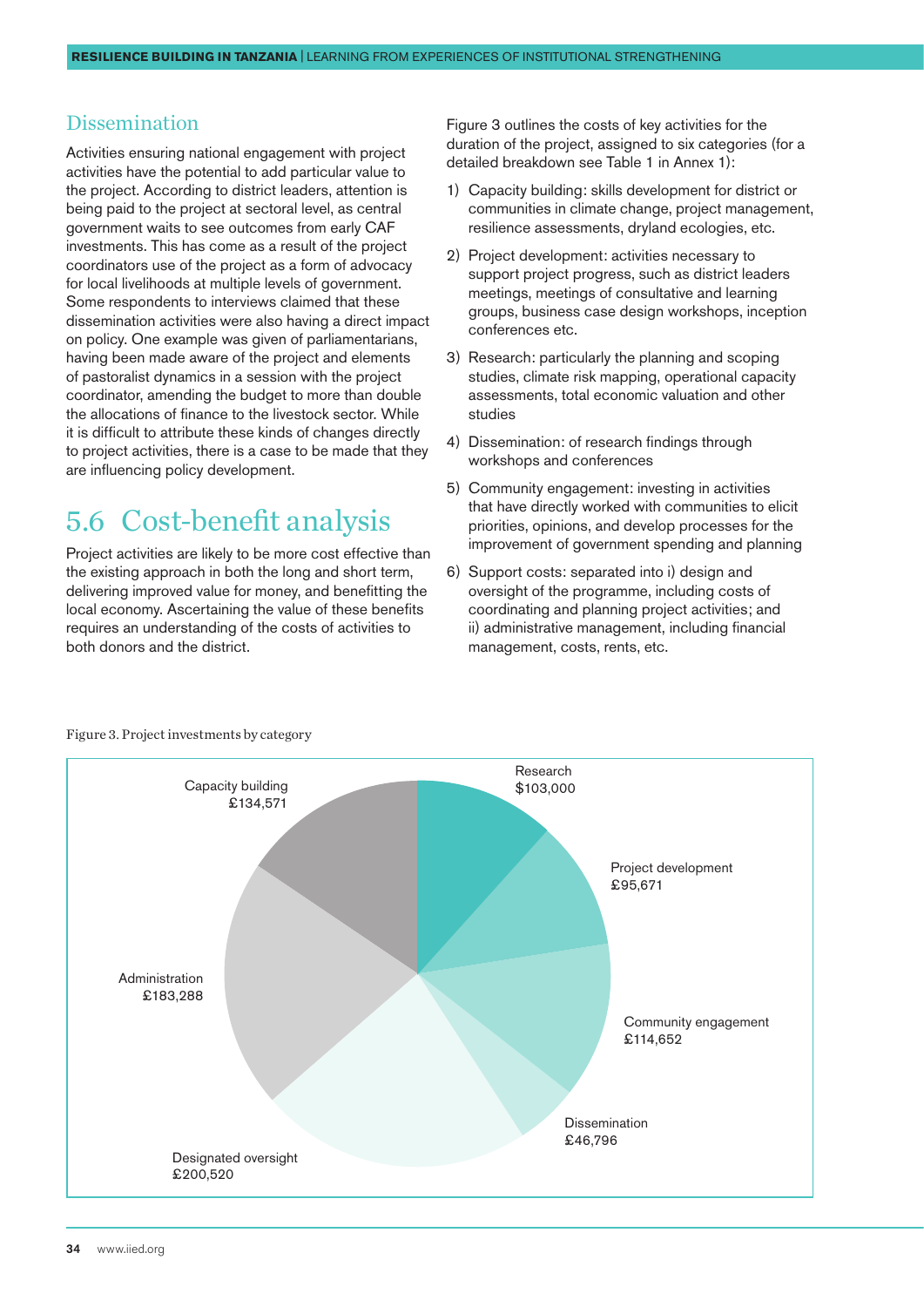## Dissemination

Activities ensuring national engagement with project activities have the potential to add particular value to the project. According to district leaders, attention is being paid to the project at sectoral level, as central government waits to see outcomes from early CAF investments. This has come as a result of the project coordinators use of the project as a form of advocacy for local livelihoods at multiple levels of government. Some respondents to interviews claimed that these dissemination activities were also having a direct impact on policy. One example was given of parliamentarians, having been made aware of the project and elements of pastoralist dynamics in a session with the project coordinator, amending the budget to more than double the allocations of finance to the livestock sector. While it is difficult to attribute these kinds of changes directly to project activities, there is a case to be made that they are influencing policy development.

# 5.6 Cost-benefit analysis

Project activities are likely to be more cost effective than the existing approach in both the long and short term, delivering improved value for money, and benefitting the local economy. Ascertaining the value of these benefits requires an understanding of the costs of activities to both donors and the district.

Figure 3 outlines the costs of key activities for the duration of the project, assigned to six categories (for a detailed breakdown see Table 1 in Annex 1):

1) Capacity building: skills development for district or communities in climate change, project management, resilience assessments, dryland ecologies, etc.
2) Project development: activities necessary to support project progress, such as district leaders meetings, meetings of consultative and learning groups, business case design workshops, inception conferences etc.
3) Research: particularly the planning and scoping studies, climate risk mapping, operational capacity assessments, total economic valuation and other studies
4) Dissemination: of research findings through workshops and conferences
5) Community engagement: investing in activities that have directly worked with communities to elicit priorities, opinions, and develop processes for the improvement of government spending and planning
6) Support costs: separated into i) design and oversight of the programme, including costs of coordinating and planning project activities; and ii) administrative management, including financial management, costs, rents, etc.

Figure 3. Project investments by category

| Category | Investment |
|---|---|
| Research | $103,000 |
| Project development | £95,671 |
| Community engagement | £114,652 |
| Dissemination | £46,796 |
| Designated oversight | £200,520 |
| Administration | £183,288 |
| Capacity building | £134,571 |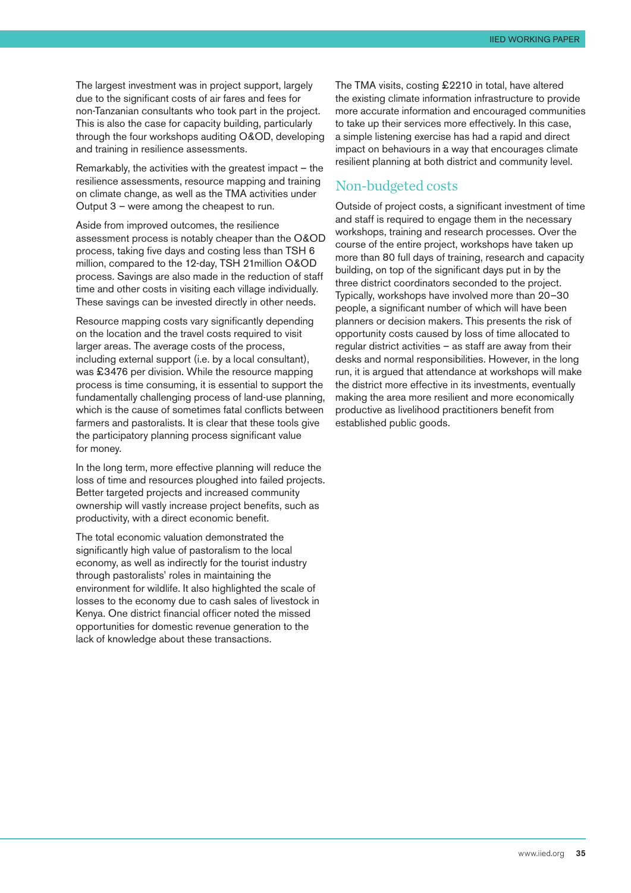The largest investment was in project support, largely due to the significant costs of air fares and fees for non-Tanzanian consultants who took part in the project. This is also the case for capacity building, particularly through the four workshops auditing O&OD, developing and training in resilience assessments.

Remarkably, the activities with the greatest impact – the resilience assessments, resource mapping and training on climate change, as well as the TMA activities under Output 3 – were among the cheapest to run.

Aside from improved outcomes, the resilience assessment process is notably cheaper than the O&OD process, taking five days and costing less than TSH 6 million, compared to the 12-day, TSH 21million O&OD process. Savings are also made in the reduction of staff time and other costs in visiting each village individually. These savings can be invested directly in other needs.

Resource mapping costs vary significantly depending on the location and the travel costs required to visit larger areas. The average costs of the process, including external support (i.e. by a local consultant), was £3476 per division. While the resource mapping process is time consuming, it is essential to support the fundamentally challenging process of land-use planning, which is the cause of sometimes fatal conflicts between farmers and pastoralists. It is clear that these tools give the participatory planning process significant value for money.

In the long term, more effective planning will reduce the loss of time and resources ploughed into failed projects. Better targeted projects and increased community ownership will vastly increase project benefits, such as productivity, with a direct economic benefit.

The total economic valuation demonstrated the significantly high value of pastoralism to the local economy, as well as indirectly for the tourist industry through pastoralists' roles in maintaining the environment for wildlife. It also highlighted the scale of losses to the economy due to cash sales of livestock in Kenya. One district financial officer noted the missed opportunities for domestic revenue generation to the lack of knowledge about these transactions.

The TMA visits, costing £2210 in total, have altered the existing climate information infrastructure to provide more accurate information and encouraged communities to take up their services more effectively. In this case, a simple listening exercise has had a rapid and direct impact on behaviours in a way that encourages climate resilient planning at both district and community level.

## Non-budgeted costs

Outside of project costs, a significant investment of time and staff is required to engage them in the necessary workshops, training and research processes. Over the course of the entire project, workshops have taken up more than 80 full days of training, research and capacity building, on top of the significant days put in by the three district coordinators seconded to the project. Typically, workshops have involved more than 20–30 people, a significant number of which will have been planners or decision makers. This presents the risk of opportunity costs caused by loss of time allocated to regular district activities – as staff are away from their desks and normal responsibilities. However, in the long run, it is argued that attendance at workshops will make the district more effective in its investments, eventually making the area more resilient and more economically productive as livelihood practitioners benefit from established public goods.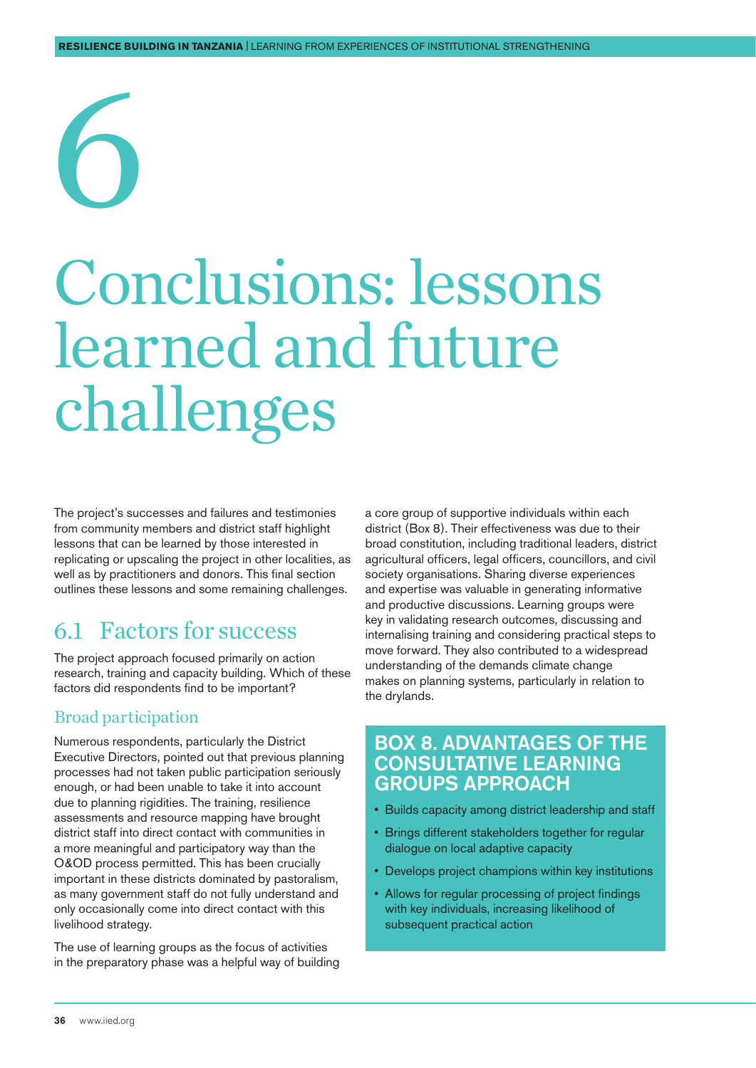# 6 Conclusions: lessons learned and future challenges

The project's successes and failures and testimonies from community members and district staff highlight lessons that can be learned by those interested in replicating or upscaling the project in other localities, as well as by practitioners and donors. This final section outlines these lessons and some remaining challenges.

## 6.1 Factors for success

The project approach focused primarily on action research, training and capacity building. Which of these factors did respondents find to be important?

### Broad participation

Numerous respondents, particularly the District Executive Directors, pointed out that previous planning processes had not taken public participation seriously enough, or had been unable to take it into account due to planning rigidities. The training, resilience assessments and resource mapping have brought district staff into direct contact with communities in a more meaningful and participatory way than the O&OD process permitted. This has been crucially important in these districts dominated by pastoralism, as many government staff do not fully understand and only occasionally come into direct contact with this livelihood strategy.

The use of learning groups as the focus of activities in the preparatory phase was a helpful way of building a core group of supportive individuals within each district (Box 8). Their effectiveness was due to their broad constitution, including traditional leaders, district agricultural officers, legal officers, councillors, and civil society organisations. Sharing diverse experiences and expertise was valuable in generating informative and productive discussions. Learning groups were key in validating research outcomes, discussing and internalising training and considering practical steps to move forward. They also contributed to a widespread understanding of the demands climate change makes on planning systems, particularly in relation to the drylands.

> **BOX 8. ADVANTAGES OF THE CONSULTATIVE LEARNING GROUPS APPROACH**
>
> - Builds capacity among district leadership and staff
> - Brings different stakeholders together for regular dialogue on local adaptive capacity
> - Develops project champions within key institutions
> - Allows for regular processing of project findings with key individuals, increasing likelihood of subsequent practical action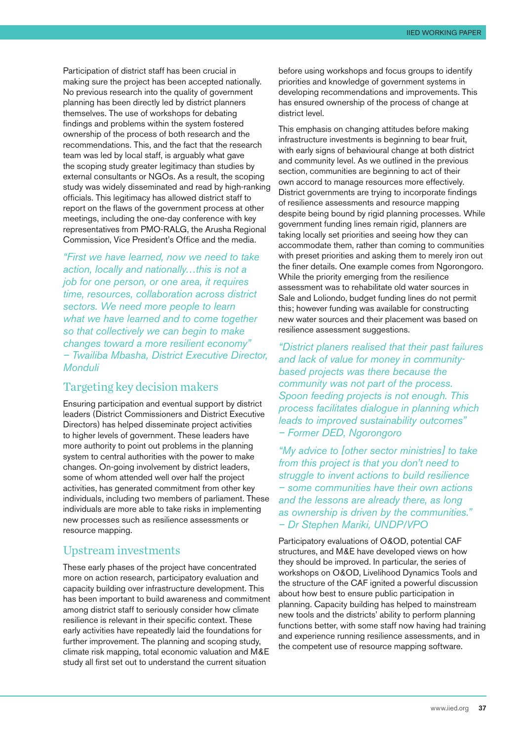Participation of district staff has been crucial in making sure the project has been accepted nationally. No previous research into the quality of government planning has been directly led by district planners themselves. The use of workshops for debating findings and problems within the system fostered ownership of the process of both research and the recommendations. This, and the fact that the research team was led by local staff, is arguably what gave the scoping study greater legitimacy than studies by external consultants or NGOs. As a result, the scoping study was widely disseminated and read by high-ranking officials. This legitimacy has allowed district staff to report on the flaws of the government process at other meetings, including the one-day conference with key representatives from PMO-RALG, the Arusha Regional Commission, Vice President's Office and the media.

*"First we have learned, now we need to take action, locally and nationally…this is not a job for one person, or one area, it requires time, resources, collaboration across district sectors. We need more people to learn what we have learned and to come together so that collectively we can begin to make changes toward a more resilient economy" – Twailiba Mbasha, District Executive Director, Monduli*

## Targeting key decision makers

Ensuring participation and eventual support by district leaders (District Commissioners and District Executive Directors) has helped disseminate project activities to higher levels of government. These leaders have more authority to point out problems in the planning system to central authorities with the power to make changes. On-going involvement by district leaders, some of whom attended well over half the project activities, has generated commitment from other key individuals, including two members of parliament. These individuals are more able to take risks in implementing new processes such as resilience assessments or resource mapping.

## Upstream investments

These early phases of the project have concentrated more on action research, participatory evaluation and capacity building over infrastructure development. This has been important to build awareness and commitment among district staff to seriously consider how climate resilience is relevant in their specific context. These early activities have repeatedly laid the foundations for further improvement. The planning and scoping study, climate risk mapping, total economic valuation and M&E study all first set out to understand the current situation before using workshops and focus groups to identify priorities and knowledge of government systems in developing recommendations and improvements. This has ensured ownership of the process of change at district level.

This emphasis on changing attitudes before making infrastructure investments is beginning to bear fruit, with early signs of behavioural change at both district and community level. As we outlined in the previous section, communities are beginning to act of their own accord to manage resources more effectively. District governments are trying to incorporate findings of resilience assessments and resource mapping despite being bound by rigid planning processes. While government funding lines remain rigid, planners are taking locally set priorities and seeing how they can accommodate them, rather than coming to communities with preset priorities and asking them to merely iron out the finer details. One example comes from Ngorongoro. While the priority emerging from the resilience assessment was to rehabilitate old water sources in Sale and Loliondo, budget funding lines do not permit this; however funding was available for constructing new water sources and their placement was based on resilience assessment suggestions.

*"District planers realised that their past failures and lack of value for money in community-based projects was there because the community was not part of the process. Spoon feeding projects is not enough. This process facilitates dialogue in planning which leads to improved sustainability outcomes" – Former DED, Ngorongoro*

*"My advice to [other sector ministries] to take from this project is that you don't need to struggle to invent actions to build resilience – some communities have their own actions and the lessons are already there, as long as ownership is driven by the communities." – Dr Stephen Mariki, UNDP/VPO*

Participatory evaluations of O&OD, potential CAF structures, and M&E have developed views on how they should be improved. In particular, the series of workshops on O&OD, Livelihood Dynamics Tools and the structure of the CAF ignited a powerful discussion about how best to ensure public participation in planning. Capacity building has helped to mainstream new tools and the districts' ability to perform planning functions better, with some staff now having had training and experience running resilience assessments, and in the competent use of resource mapping software.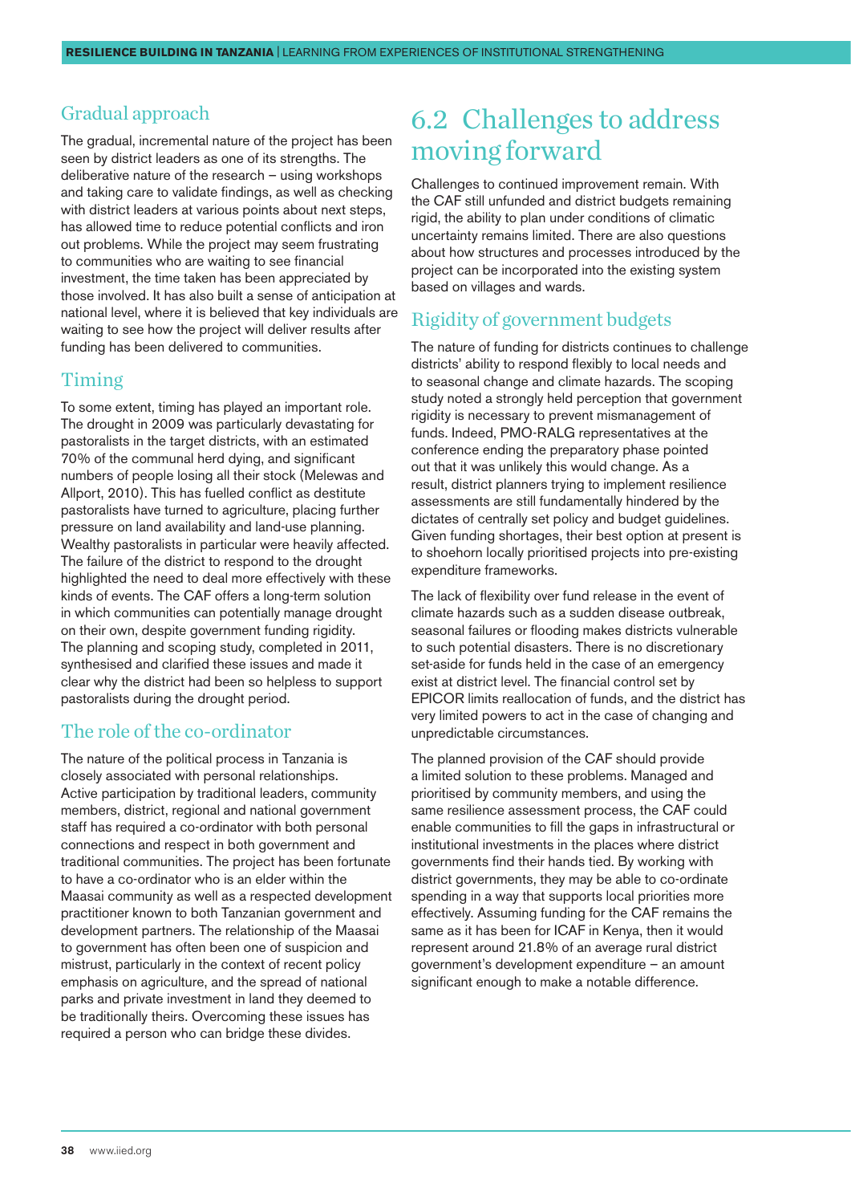### Gradual approach

The gradual, incremental nature of the project has been seen by district leaders as one of its strengths. The deliberative nature of the research – using workshops and taking care to validate findings, as well as checking with district leaders at various points about next steps, has allowed time to reduce potential conflicts and iron out problems. While the project may seem frustrating to communities who are waiting to see financial investment, the time taken has been appreciated by those involved. It has also built a sense of anticipation at national level, where it is believed that key individuals are waiting to see how the project will deliver results after funding has been delivered to communities.

### Timing

To some extent, timing has played an important role. The drought in 2009 was particularly devastating for pastoralists in the target districts, with an estimated 70% of the communal herd dying, and significant numbers of people losing all their stock (Melewas and Allport, 2010). This has fuelled conflict as destitute pastoralists have turned to agriculture, placing further pressure on land availability and land-use planning. Wealthy pastoralists in particular were heavily affected. The failure of the district to respond to the drought highlighted the need to deal more effectively with these kinds of events. The CAF offers a long-term solution in which communities can potentially manage drought on their own, despite government funding rigidity. The planning and scoping study, completed in 2011, synthesised and clarified these issues and made it clear why the district had been so helpless to support pastoralists during the drought period.

### The role of the co-ordinator

The nature of the political process in Tanzania is closely associated with personal relationships. Active participation by traditional leaders, community members, district, regional and national government staff has required a co-ordinator with both personal connections and respect in both government and traditional communities. The project has been fortunate to have a co-ordinator who is an elder within the Maasai community as well as a respected development practitioner known to both Tanzanian government and development partners. The relationship of the Maasai to government has often been one of suspicion and mistrust, particularly in the context of recent policy emphasis on agriculture, and the spread of national parks and private investment in land they deemed to be traditionally theirs. Overcoming these issues has required a person who can bridge these divides.

## 6.2 Challenges to address moving forward

Challenges to continued improvement remain. With the CAF still unfunded and district budgets remaining rigid, the ability to plan under conditions of climatic uncertainty remains limited. There are also questions about how structures and processes introduced by the project can be incorporated into the existing system based on villages and wards.

### Rigidity of government budgets

The nature of funding for districts continues to challenge districts' ability to respond flexibly to local needs and to seasonal change and climate hazards. The scoping study noted a strongly held perception that government rigidity is necessary to prevent mismanagement of funds. Indeed, PMO-RALG representatives at the conference ending the preparatory phase pointed out that it was unlikely this would change. As a result, district planners trying to implement resilience assessments are still fundamentally hindered by the dictates of centrally set policy and budget guidelines. Given funding shortages, their best option at present is to shoehorn locally prioritised projects into pre-existing expenditure frameworks.

The lack of flexibility over fund release in the event of climate hazards such as a sudden disease outbreak, seasonal failures or flooding makes districts vulnerable to such potential disasters. There is no discretionary set-aside for funds held in the case of an emergency exist at district level. The financial control set by EPICOR limits reallocation of funds, and the district has very limited powers to act in the case of changing and unpredictable circumstances.

The planned provision of the CAF should provide a limited solution to these problems. Managed and prioritised by community members, and using the same resilience assessment process, the CAF could enable communities to fill the gaps in infrastructural or institutional investments in the places where district governments find their hands tied. By working with district governments, they may be able to co-ordinate spending in a way that supports local priorities more effectively. Assuming funding for the CAF remains the same as it has been for ICAF in Kenya, then it would represent around 21.8% of an average rural district government's development expenditure – an amount significant enough to make a notable difference.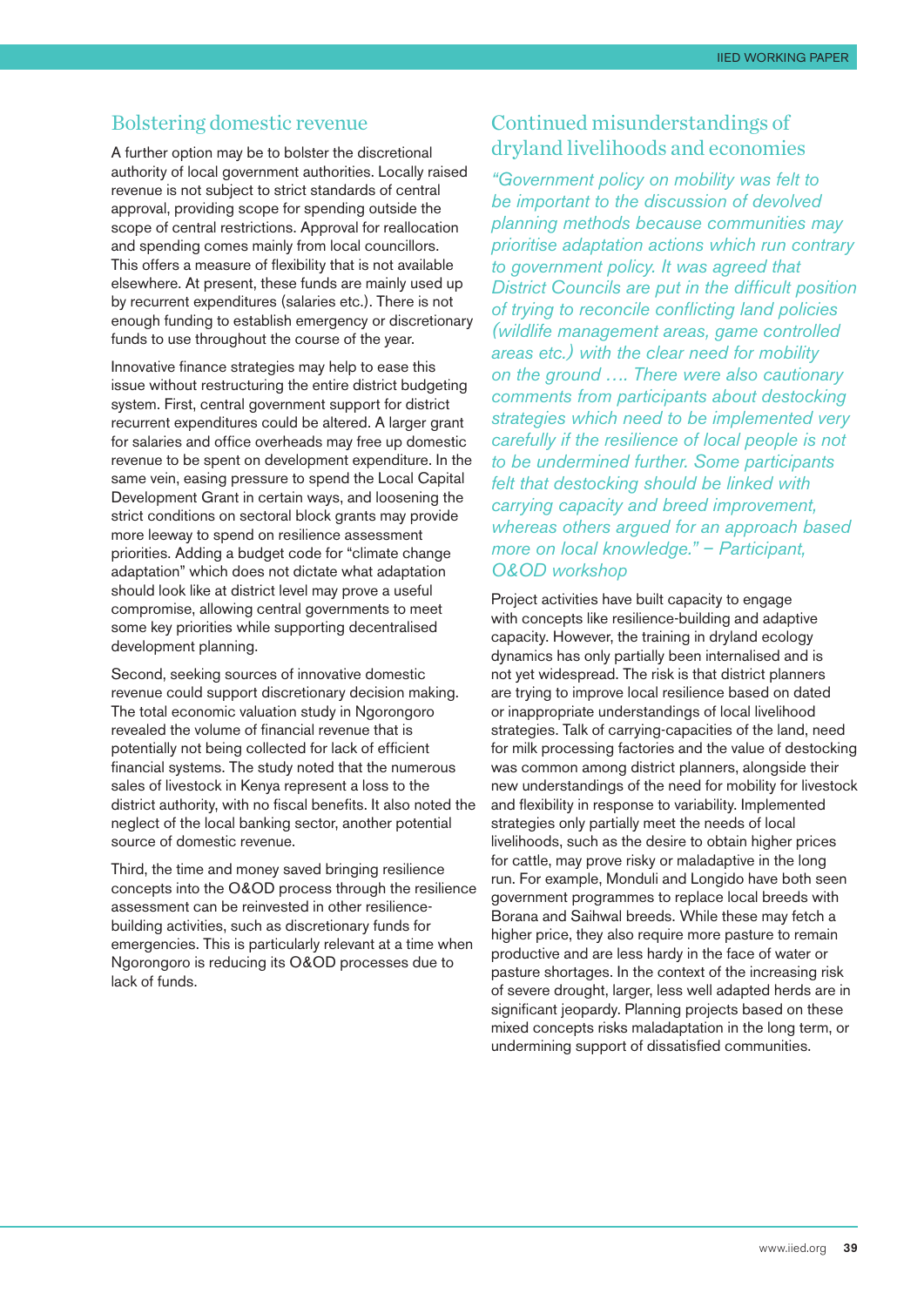## Bolstering domestic revenue

A further option may be to bolster the discretional authority of local government authorities. Locally raised revenue is not subject to strict standards of central approval, providing scope for spending outside the scope of central restrictions. Approval for reallocation and spending comes mainly from local councillors. This offers a measure of flexibility that is not available elsewhere. At present, these funds are mainly used up by recurrent expenditures (salaries etc.). There is not enough funding to establish emergency or discretionary funds to use throughout the course of the year.

Innovative finance strategies may help to ease this issue without restructuring the entire district budgeting system. First, central government support for district recurrent expenditures could be altered. A larger grant for salaries and office overheads may free up domestic revenue to be spent on development expenditure. In the same vein, easing pressure to spend the Local Capital Development Grant in certain ways, and loosening the strict conditions on sectoral block grants may provide more leeway to spend on resilience assessment priorities. Adding a budget code for "climate change adaptation" which does not dictate what adaptation should look like at district level may prove a useful compromise, allowing central governments to meet some key priorities while supporting decentralised development planning.

Second, seeking sources of innovative domestic revenue could support discretionary decision making. The total economic valuation study in Ngorongoro revealed the volume of financial revenue that is potentially not being collected for lack of efficient financial systems. The study noted that the numerous sales of livestock in Kenya represent a loss to the district authority, with no fiscal benefits. It also noted the neglect of the local banking sector, another potential source of domestic revenue.

Third, the time and money saved bringing resilience concepts into the O&OD process through the resilience assessment can be reinvested in other resilience-building activities, such as discretionary funds for emergencies. This is particularly relevant at a time when Ngorongoro is reducing its O&OD processes due to lack of funds.

## Continued misunderstandings of dryland livelihoods and economies

*"Government policy on mobility was felt to be important to the discussion of devolved planning methods because communities may prioritise adaptation actions which run contrary to government policy. It was agreed that District Councils are put in the difficult position of trying to reconcile conflicting land policies (wildlife management areas, game controlled areas etc.) with the clear need for mobility on the ground …. There were also cautionary comments from participants about destocking strategies which need to be implemented very carefully if the resilience of local people is not to be undermined further. Some participants felt that destocking should be linked with carrying capacity and breed improvement, whereas others argued for an approach based more on local knowledge." – Participant, O&OD workshop*

Project activities have built capacity to engage with concepts like resilience-building and adaptive capacity. However, the training in dryland ecology dynamics has only partially been internalised and is not yet widespread. The risk is that district planners are trying to improve local resilience based on dated or inappropriate understandings of local livelihood strategies. Talk of carrying-capacities of the land, need for milk processing factories and the value of destocking was common among district planners, alongside their new understandings of the need for mobility for livestock and flexibility in response to variability. Implemented strategies only partially meet the needs of local livelihoods, such as the desire to obtain higher prices for cattle, may prove risky or maladaptive in the long run. For example, Monduli and Longido have both seen government programmes to replace local breeds with Borana and Saihwal breeds. While these may fetch a higher price, they also require more pasture to remain productive and are less hardy in the face of water or pasture shortages. In the context of the increasing risk of severe drought, larger, less well adapted herds are in significant jeopardy. Planning projects based on these mixed concepts risks maladaptation in the long term, or undermining support of dissatisfied communities.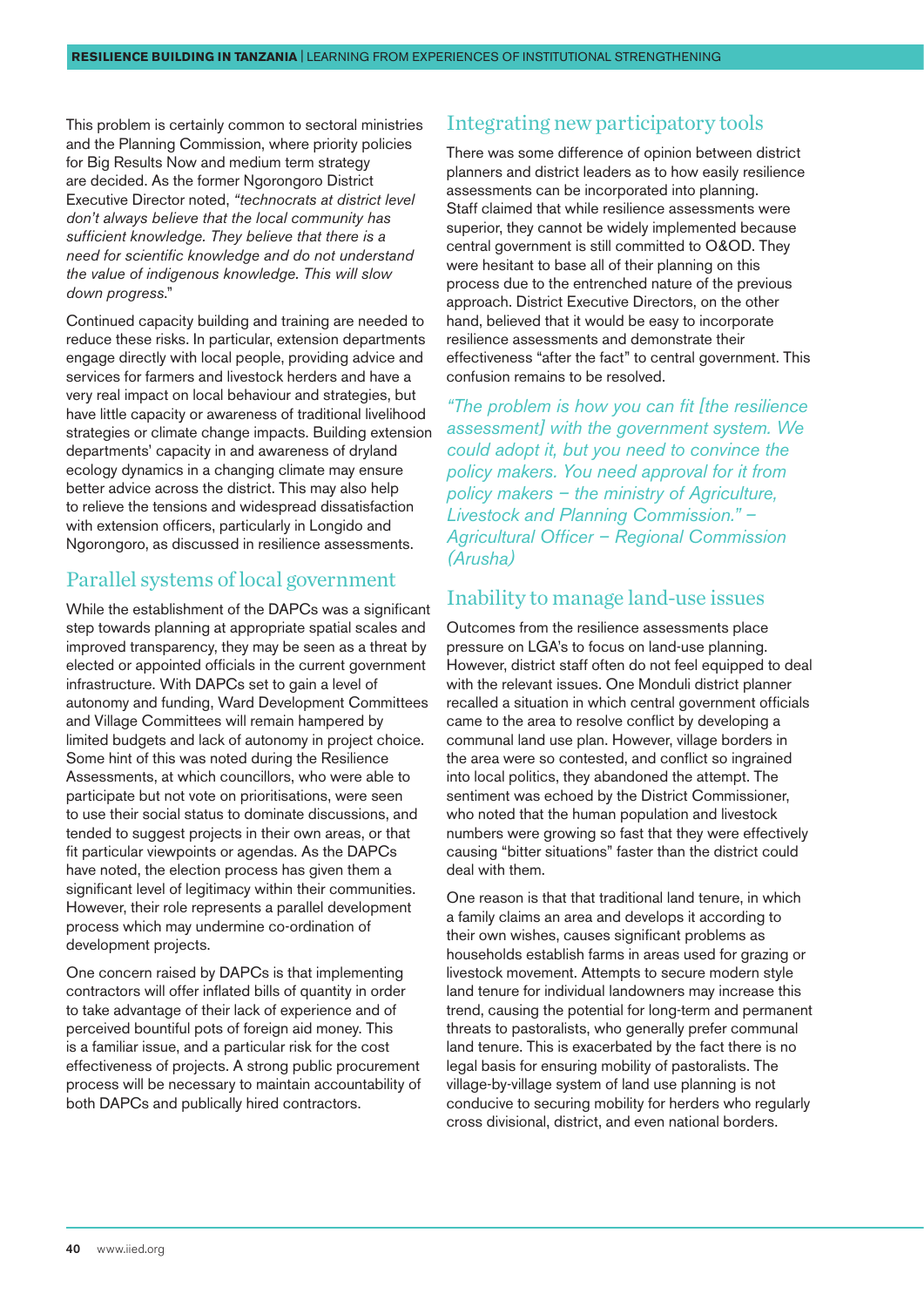This problem is certainly common to sectoral ministries and the Planning Commission, where priority policies for Big Results Now and medium term strategy are decided. As the former Ngorongoro District Executive Director noted, *"technocrats at district level don't always believe that the local community has sufficient knowledge. They believe that there is a need for scientific knowledge and do not understand the value of indigenous knowledge. This will slow down progress.*"

Continued capacity building and training are needed to reduce these risks. In particular, extension departments engage directly with local people, providing advice and services for farmers and livestock herders and have a very real impact on local behaviour and strategies, but have little capacity or awareness of traditional livelihood strategies or climate change impacts. Building extension departments' capacity in and awareness of dryland ecology dynamics in a changing climate may ensure better advice across the district. This may also help to relieve the tensions and widespread dissatisfaction with extension officers, particularly in Longido and Ngorongoro, as discussed in resilience assessments.

## Parallel systems of local government

While the establishment of the DAPCs was a significant step towards planning at appropriate spatial scales and improved transparency, they may be seen as a threat by elected or appointed officials in the current government infrastructure. With DAPCs set to gain a level of autonomy and funding, Ward Development Committees and Village Committees will remain hampered by limited budgets and lack of autonomy in project choice. Some hint of this was noted during the Resilience Assessments, at which councillors, who were able to participate but not vote on prioritisations, were seen to use their social status to dominate discussions, and tended to suggest projects in their own areas, or that fit particular viewpoints or agendas. As the DAPCs have noted, the election process has given them a significant level of legitimacy within their communities. However, their role represents a parallel development process which may undermine co-ordination of development projects.

One concern raised by DAPCs is that implementing contractors will offer inflated bills of quantity in order to take advantage of their lack of experience and of perceived bountiful pots of foreign aid money. This is a familiar issue, and a particular risk for the cost effectiveness of projects. A strong public procurement process will be necessary to maintain accountability of both DAPCs and publically hired contractors.

## Integrating new participatory tools

There was some difference of opinion between district planners and district leaders as to how easily resilience assessments can be incorporated into planning. Staff claimed that while resilience assessments were superior, they cannot be widely implemented because central government is still committed to O&OD. They were hesitant to base all of their planning on this process due to the entrenched nature of the previous approach. District Executive Directors, on the other hand, believed that it would be easy to incorporate resilience assessments and demonstrate their effectiveness "after the fact" to central government. This confusion remains to be resolved.

*"The problem is how you can fit [the resilience assessment] with the government system. We could adopt it, but you need to convince the policy makers. You need approval for it from policy makers – the ministry of Agriculture, Livestock and Planning Commission." – Agricultural Officer – Regional Commission (Arusha)*

## Inability to manage land-use issues

Outcomes from the resilience assessments place pressure on LGA's to focus on land-use planning. However, district staff often do not feel equipped to deal with the relevant issues. One Monduli district planner recalled a situation in which central government officials came to the area to resolve conflict by developing a communal land use plan. However, village borders in the area were so contested, and conflict so ingrained into local politics, they abandoned the attempt. The sentiment was echoed by the District Commissioner, who noted that the human population and livestock numbers were growing so fast that they were effectively causing "bitter situations" faster than the district could deal with them.

One reason is that that traditional land tenure, in which a family claims an area and develops it according to their own wishes, causes significant problems as households establish farms in areas used for grazing or livestock movement. Attempts to secure modern style land tenure for individual landowners may increase this trend, causing the potential for long-term and permanent threats to pastoralists, who generally prefer communal land tenure. This is exacerbated by the fact there is no legal basis for ensuring mobility of pastoralists. The village-by-village system of land use planning is not conducive to securing mobility for herders who regularly cross divisional, district, and even national borders.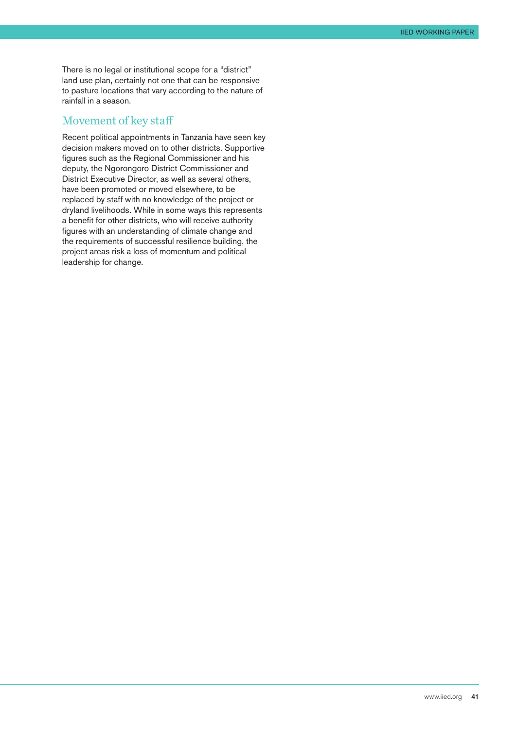There is no legal or institutional scope for a "district" land use plan, certainly not one that can be responsive to pasture locations that vary according to the nature of rainfall in a season.

## Movement of key staff

Recent political appointments in Tanzania have seen key decision makers moved on to other districts. Supportive figures such as the Regional Commissioner and his deputy, the Ngorongoro District Commissioner and District Executive Director, as well as several others, have been promoted or moved elsewhere, to be replaced by staff with no knowledge of the project or dryland livelihoods. While in some ways this represents a benefit for other districts, who will receive authority figures with an understanding of climate change and the requirements of successful resilience building, the project areas risk a loss of momentum and political leadership for change.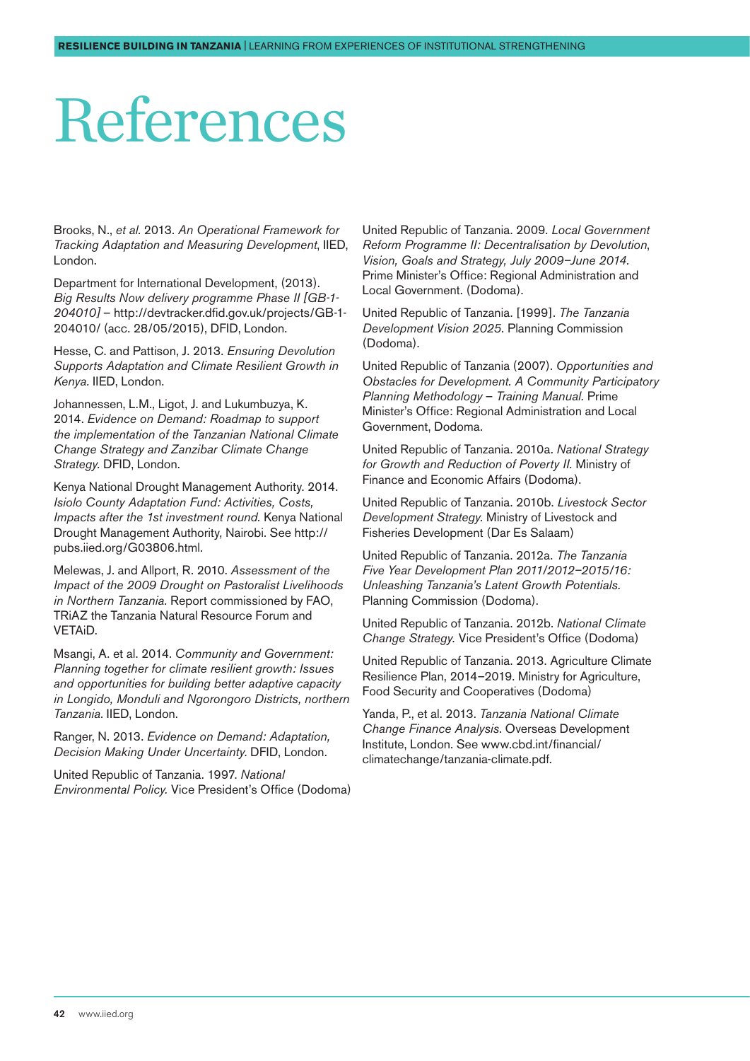# References

Brooks, N., *et al*. 2013. *An Operational Framework for Tracking Adaptation and Measuring Development*, IIED, London.

Department for International Development, (2013). *Big Results Now delivery programme Phase II [GB-1-204010]* – http://devtracker.dfid.gov.uk/projects/GB-1-204010/ (acc. 28/05/2015), DFID, London.

Hesse, C. and Pattison, J. 2013. *Ensuring Devolution Supports Adaptation and Climate Resilient Growth in Kenya.* IIED, London.

Johannessen, L.M., Ligot, J. and Lukumbuzya, K. 2014. *Evidence on Demand: Roadmap to support the implementation of the Tanzanian National Climate Change Strategy and Zanzibar Climate Change Strategy.* DFID, London.

Kenya National Drought Management Authority. 2014. *Isiolo County Adaptation Fund: Activities, Costs, Impacts after the 1st investment round.* Kenya National Drought Management Authority, Nairobi. See http://pubs.iied.org/G03806.html.

Melewas, J. and Allport, R. 2010. *Assessment of the Impact of the 2009 Drought on Pastoralist Livelihoods in Northern Tanzania.* Report commissioned by FAO, TRiAZ the Tanzania Natural Resource Forum and VETAiD.

Msangi, A. et al. 2014. *Community and Government: Planning together for climate resilient growth: Issues and opportunities for building better adaptive capacity in Longido, Monduli and Ngorongoro Districts, northern Tanzania*. IIED, London.

Ranger, N. 2013. *Evidence on Demand: Adaptation, Decision Making Under Uncertainty.* DFID, London.

United Republic of Tanzania. 1997. *National Environmental Policy.* Vice President's Office (Dodoma)

United Republic of Tanzania. 2009. *Local Government Reform Programme II: Decentralisation by Devolution*, *Vision, Goals and Strategy, July 2009–June 2014.* Prime Minister's Office: Regional Administration and Local Government. (Dodoma).

United Republic of Tanzania. [1999]. *The Tanzania Development Vision 2025*. Planning Commission (Dodoma).

United Republic of Tanzania (2007). *Opportunities and Obstacles for Development. A Community Participatory Planning Methodology – Training Manual.* Prime Minister's Office: Regional Administration and Local Government, Dodoma.

United Republic of Tanzania. 2010a. *National Strategy for Growth and Reduction of Poverty II.* Ministry of Finance and Economic Affairs (Dodoma).

United Republic of Tanzania. 2010b. *Livestock Sector Development Strategy.* Ministry of Livestock and Fisheries Development (Dar Es Salaam)

United Republic of Tanzania. 2012a. *The Tanzania Five Year Development Plan 2011/2012–2015/16: Unleashing Tanzania's Latent Growth Potentials.* Planning Commission (Dodoma).

United Republic of Tanzania. 2012b. *National Climate Change Strategy.* Vice President's Office (Dodoma)

United Republic of Tanzania. 2013. Agriculture Climate Resilience Plan, 2014–2019. Ministry for Agriculture, Food Security and Cooperatives (Dodoma)

Yanda, P., et al. 2013. *Tanzania National Climate Change Finance Analysis.* Overseas Development Institute, London. See www.cbd.int/financial/climatechange/tanzania-climate.pdf.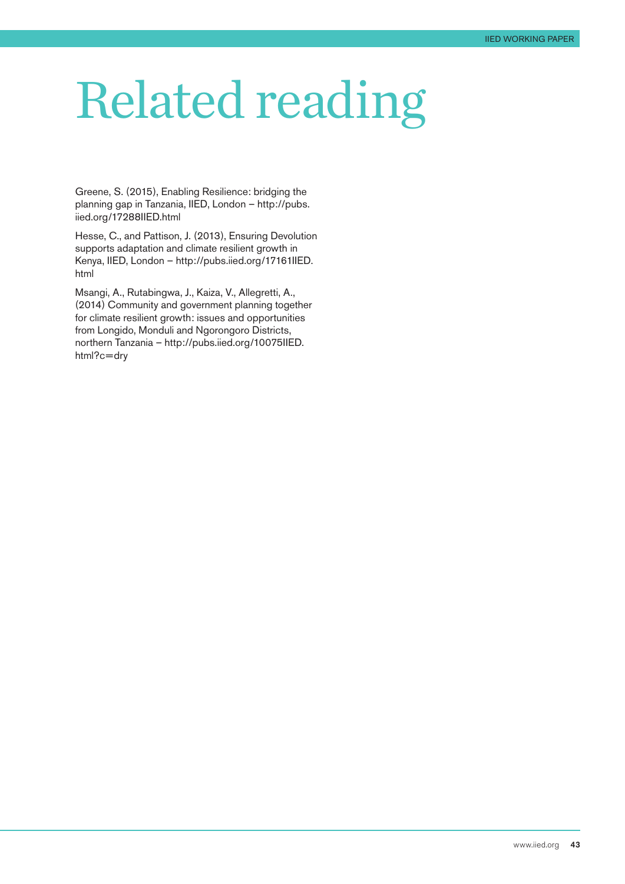# Related reading

Greene, S. (2015), Enabling Resilience: bridging the planning gap in Tanzania, IIED, London – http://pubs.iied.org/17288IIED.html

Hesse, C., and Pattison, J. (2013), Ensuring Devolution supports adaptation and climate resilient growth in Kenya, IIED, London – http://pubs.iied.org/17161IIED.html

Msangi, A., Rutabingwa, J., Kaiza, V., Allegretti, A., (2014) Community and government planning together for climate resilient growth: issues and opportunities from Longido, Monduli and Ngorongoro Districts, northern Tanzania – http://pubs.iied.org/10075IIED.html?c=dry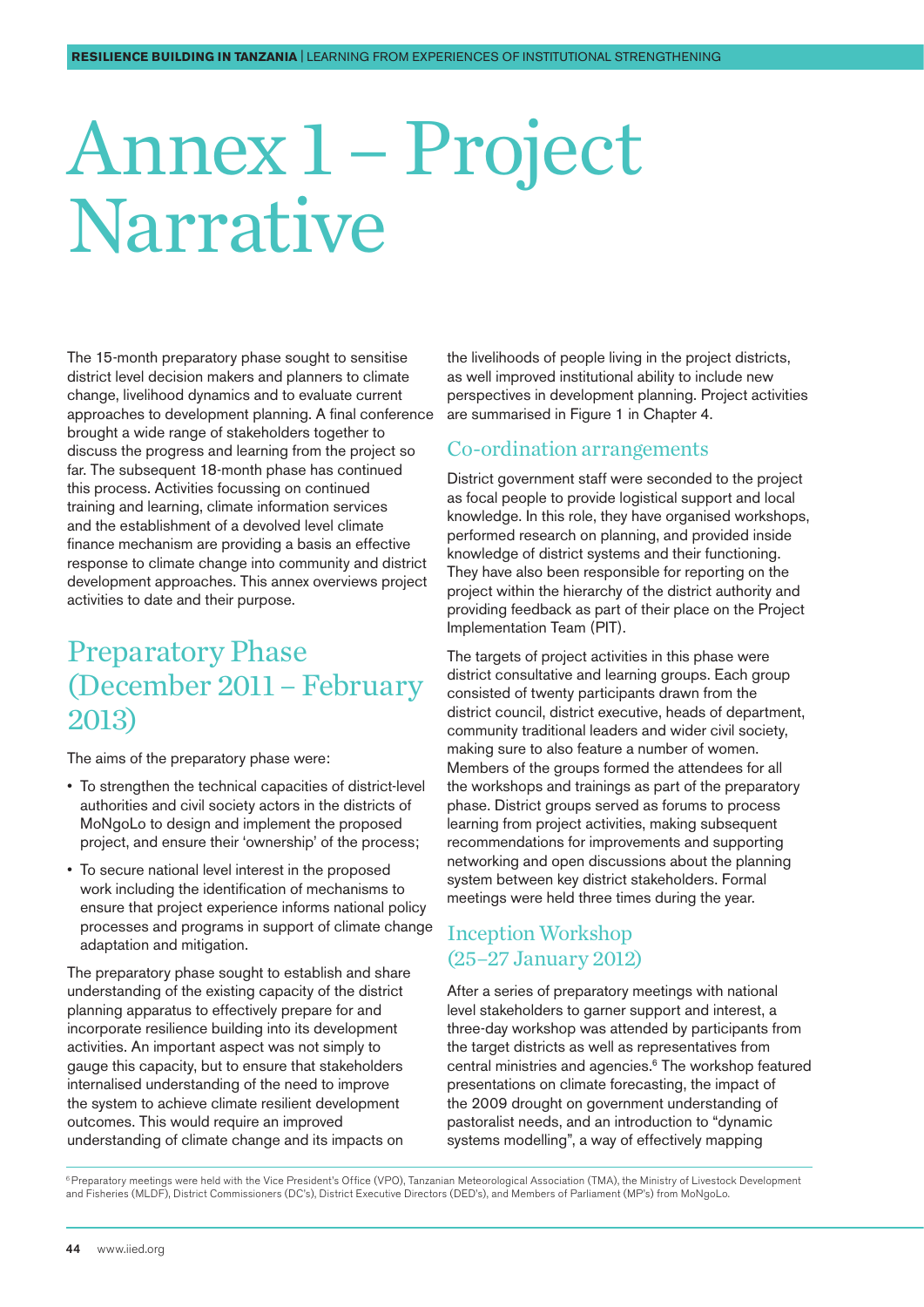# Annex 1 – Project Narrative

The 15-month preparatory phase sought to sensitise district level decision makers and planners to climate change, livelihood dynamics and to evaluate current approaches to development planning. A final conference brought a wide range of stakeholders together to discuss the progress and learning from the project so far. The subsequent 18-month phase has continued this process. Activities focussing on continued training and learning, climate information services and the establishment of a devolved level climate finance mechanism are providing a basis an effective response to climate change into community and district development approaches. This annex overviews project activities to date and their purpose.

## Preparatory Phase (December 2011 – February 2013)

The aims of the preparatory phase were:

- To strengthen the technical capacities of district-level authorities and civil society actors in the districts of MoNgoLo to design and implement the proposed project, and ensure their 'ownership' of the process;
- To secure national level interest in the proposed work including the identification of mechanisms to ensure that project experience informs national policy processes and programs in support of climate change adaptation and mitigation.

The preparatory phase sought to establish and share understanding of the existing capacity of the district planning apparatus to effectively prepare for and incorporate resilience building into its development activities. An important aspect was not simply to gauge this capacity, but to ensure that stakeholders internalised understanding of the need to improve the system to achieve climate resilient development outcomes. This would require an improved understanding of climate change and its impacts on the livelihoods of people living in the project districts, as well improved institutional ability to include new perspectives in development planning. Project activities are summarised in Figure 1 in Chapter 4.

### Co-ordination arrangements

District government staff were seconded to the project as focal people to provide logistical support and local knowledge. In this role, they have organised workshops, performed research on planning, and provided inside knowledge of district systems and their functioning. They have also been responsible for reporting on the project within the hierarchy of the district authority and providing feedback as part of their place on the Project Implementation Team (PIT).

The targets of project activities in this phase were district consultative and learning groups. Each group consisted of twenty participants drawn from the district council, district executive, heads of department, community traditional leaders and wider civil society, making sure to also feature a number of women. Members of the groups formed the attendees for all the workshops and trainings as part of the preparatory phase. District groups served as forums to process learning from project activities, making subsequent recommendations for improvements and supporting networking and open discussions about the planning system between key district stakeholders. Formal meetings were held three times during the year.

### Inception Workshop (25–27 January 2012)

After a series of preparatory meetings with national level stakeholders to garner support and interest, a three-day workshop was attended by participants from the target districts as well as representatives from central ministries and agencies.[6] The workshop featured presentations on climate forecasting, the impact of the 2009 drought on government understanding of pastoralist needs, and an introduction to "dynamic systems modelling", a way of effectively mapping

[6] Preparatory meetings were held with the Vice President's Office (VPO), Tanzanian Meteorological Association (TMA), the Ministry of Livestock Development and Fisheries (MLDF), District Commissioners (DC's), District Executive Directors (DED's), and Members of Parliament (MP's) from MoNgoLo.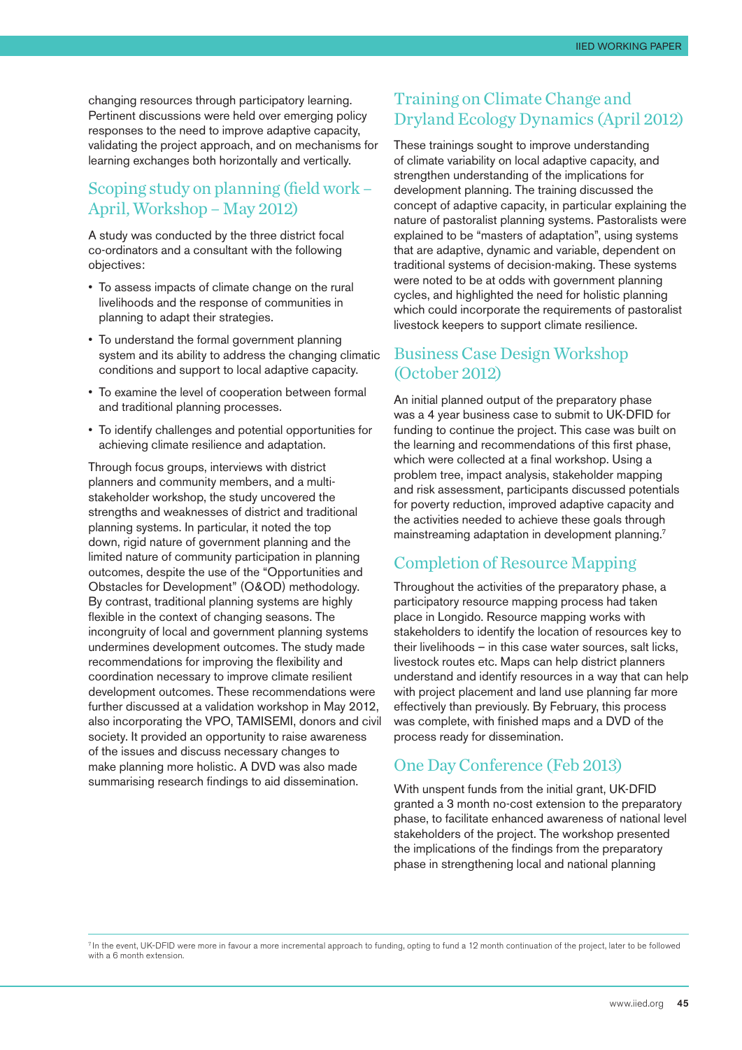changing resources through participatory learning. Pertinent discussions were held over emerging policy responses to the need to improve adaptive capacity, validating the project approach, and on mechanisms for learning exchanges both horizontally and vertically.

## Scoping study on planning (field work – April, Workshop – May 2012)

A study was conducted by the three district focal co-ordinators and a consultant with the following objectives:

- To assess impacts of climate change on the rural livelihoods and the response of communities in planning to adapt their strategies.
- To understand the formal government planning system and its ability to address the changing climatic conditions and support to local adaptive capacity.
- To examine the level of cooperation between formal and traditional planning processes.
- To identify challenges and potential opportunities for achieving climate resilience and adaptation.

Through focus groups, interviews with district planners and community members, and a multi-stakeholder workshop, the study uncovered the strengths and weaknesses of district and traditional planning systems. In particular, it noted the top down, rigid nature of government planning and the limited nature of community participation in planning outcomes, despite the use of the "Opportunities and Obstacles for Development" (O&OD) methodology. By contrast, traditional planning systems are highly flexible in the context of changing seasons. The incongruity of local and government planning systems undermines development outcomes. The study made recommendations for improving the flexibility and coordination necessary to improve climate resilient development outcomes. These recommendations were further discussed at a validation workshop in May 2012, also incorporating the VPO, TAMISEMI, donors and civil society. It provided an opportunity to raise awareness of the issues and discuss necessary changes to make planning more holistic. A DVD was also made summarising research findings to aid dissemination.

## Training on Climate Change and Dryland Ecology Dynamics (April 2012)

These trainings sought to improve understanding of climate variability on local adaptive capacity, and strengthen understanding of the implications for development planning. The training discussed the concept of adaptive capacity, in particular explaining the nature of pastoralist planning systems. Pastoralists were explained to be "masters of adaptation", using systems that are adaptive, dynamic and variable, dependent on traditional systems of decision-making. These systems were noted to be at odds with government planning cycles, and highlighted the need for holistic planning which could incorporate the requirements of pastoralist livestock keepers to support climate resilience.

## Business Case Design Workshop (October 2012)

An initial planned output of the preparatory phase was a 4 year business case to submit to UK-DFID for funding to continue the project. This case was built on the learning and recommendations of this first phase, which were collected at a final workshop. Using a problem tree, impact analysis, stakeholder mapping and risk assessment, participants discussed potentials for poverty reduction, improved adaptive capacity and the activities needed to achieve these goals through mainstreaming adaptation in development planning.[7]

## Completion of Resource Mapping

Throughout the activities of the preparatory phase, a participatory resource mapping process had taken place in Longido. Resource mapping works with stakeholders to identify the location of resources key to their livelihoods – in this case water sources, salt licks, livestock routes etc. Maps can help district planners understand and identify resources in a way that can help with project placement and land use planning far more effectively than previously. By February, this process was complete, with finished maps and a DVD of the process ready for dissemination.

## One Day Conference (Feb 2013)

With unspent funds from the initial grant, UK-DFID granted a 3 month no-cost extension to the preparatory phase, to facilitate enhanced awareness of national level stakeholders of the project. The workshop presented the implications of the findings from the preparatory phase in strengthening local and national planning

[7] In the event, UK-DFID were more in favour a more incremental approach to funding, opting to fund a 12 month continuation of the project, later to be followed with a 6 month extension.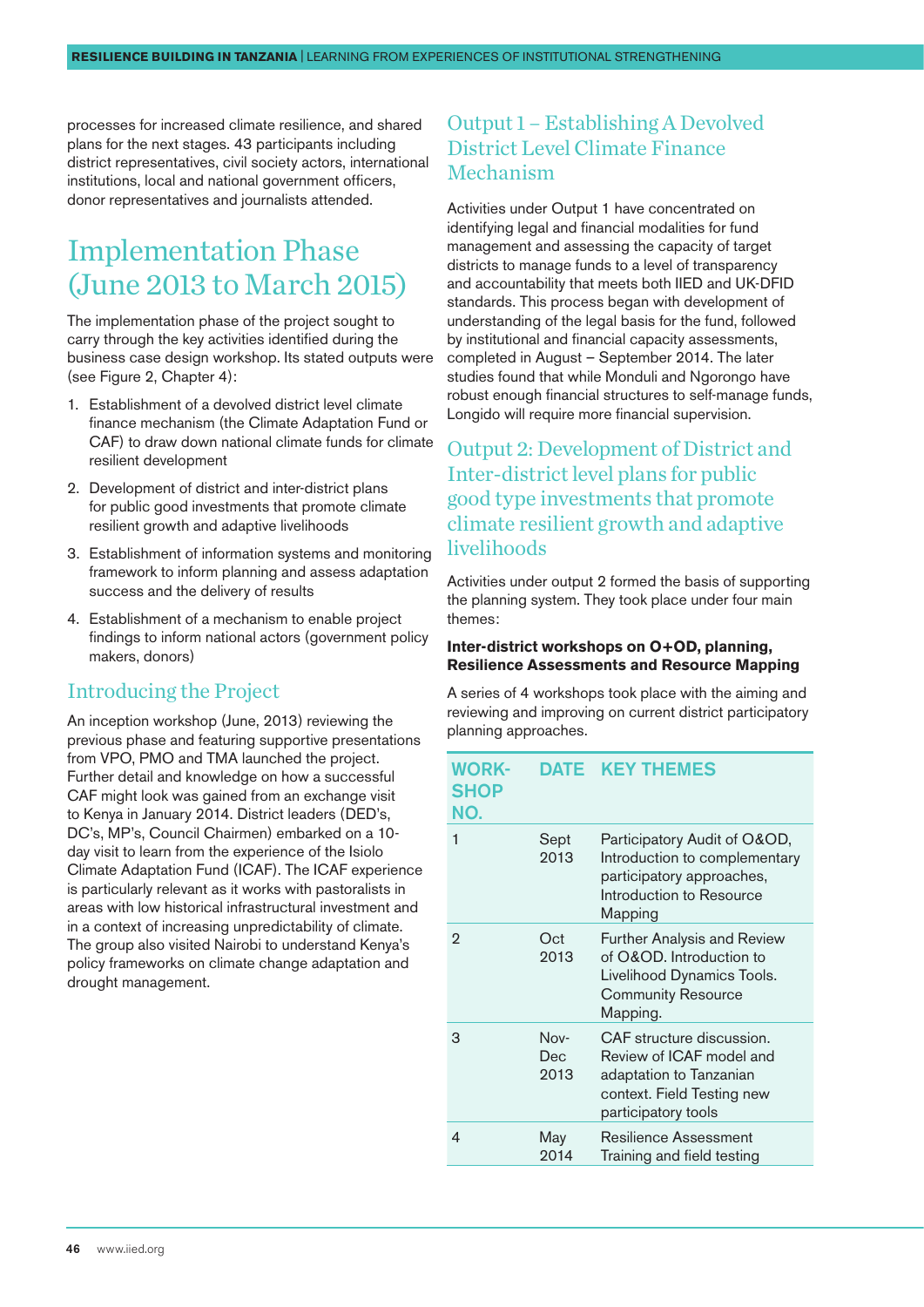processes for increased climate resilience, and shared plans for the next stages. 43 participants including district representatives, civil society actors, international institutions, local and national government officers, donor representatives and journalists attended.

# Implementation Phase (June 2013 to March 2015)

The implementation phase of the project sought to carry through the key activities identified during the business case design workshop. Its stated outputs were (see Figure 2, Chapter 4):

1. Establishment of a devolved district level climate finance mechanism (the Climate Adaptation Fund or CAF) to draw down national climate funds for climate resilient development
2. Development of district and inter-district plans for public good investments that promote climate resilient growth and adaptive livelihoods
3. Establishment of information systems and monitoring framework to inform planning and assess adaptation success and the delivery of results
4. Establishment of a mechanism to enable project findings to inform national actors (government policy makers, donors)

## Introducing the Project

An inception workshop (June, 2013) reviewing the previous phase and featuring supportive presentations from VPO, PMO and TMA launched the project. Further detail and knowledge on how a successful CAF might look was gained from an exchange visit to Kenya in January 2014. District leaders (DED's, DC's, MP's, Council Chairmen) embarked on a 10-day visit to learn from the experience of the Isiolo Climate Adaptation Fund (ICAF). The ICAF experience is particularly relevant as it works with pastoralists in areas with low historical infrastructural investment and in a context of increasing unpredictability of climate. The group also visited Nairobi to understand Kenya's policy frameworks on climate change adaptation and drought management.

## Output 1 – Establishing A Devolved District Level Climate Finance Mechanism

Activities under Output 1 have concentrated on identifying legal and financial modalities for fund management and assessing the capacity of target districts to manage funds to a level of transparency and accountability that meets both IIED and UK-DFID standards. This process began with development of understanding of the legal basis for the fund, followed by institutional and financial capacity assessments, completed in August – September 2014. The later studies found that while Monduli and Ngorongo have robust enough financial structures to self-manage funds, Longido will require more financial supervision.

## Output 2: Development of District and Inter-district level plans for public good type investments that promote climate resilient growth and adaptive livelihoods

Activities under output 2 formed the basis of supporting the planning system. They took place under four main themes:

**Inter-district workshops on O+OD, planning, Resilience Assessments and Resource Mapping**

A series of 4 workshops took place with the aiming and reviewing and improving on current district participatory planning approaches.

| WORKSHOP NO. | DATE | KEY THEMES |
|---|---|---|
| 1 | Sept 2013 | Participatory Audit of O&OD, Introduction to complementary participatory approaches, Introduction to Resource Mapping |
| 2 | Oct 2013 | Further Analysis and Review of O&OD. Introduction to Livelihood Dynamics Tools. Community Resource Mapping. |
| 3 | Nov-Dec 2013 | CAF structure discussion. Review of ICAF model and adaptation to Tanzanian context. Field Testing new participatory tools |
| 4 | May 2014 | Resilience Assessment Training and field testing |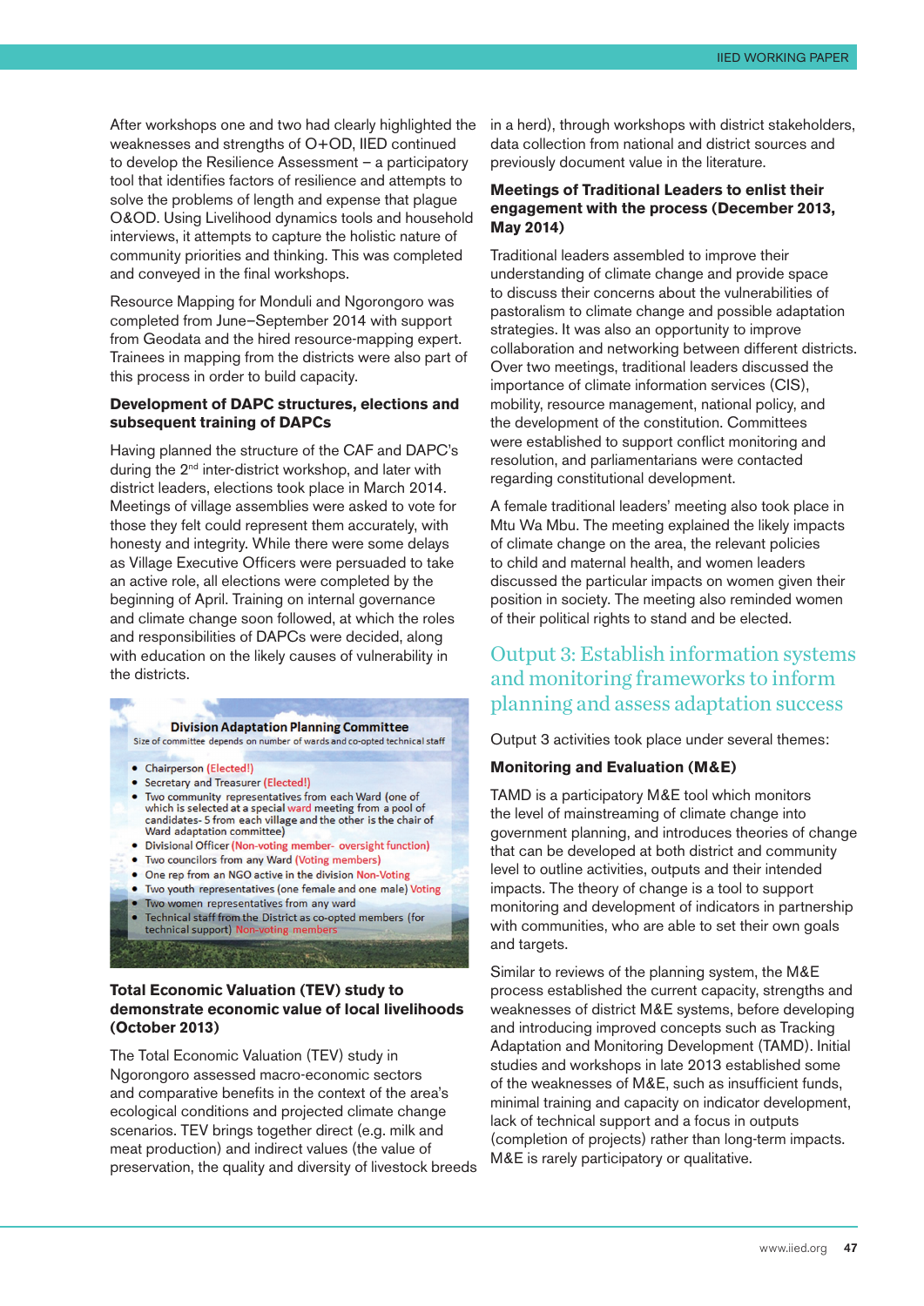After workshops one and two had clearly highlighted the weaknesses and strengths of O+OD, IIED continued to develop the Resilience Assessment – a participatory tool that identifies factors of resilience and attempts to solve the problems of length and expense that plague O&OD. Using Livelihood dynamics tools and household interviews, it attempts to capture the holistic nature of community priorities and thinking. This was completed and conveyed in the final workshops.

Resource Mapping for Monduli and Ngorongoro was completed from June–September 2014 with support from Geodata and the hired resource-mapping expert. Trainees in mapping from the districts were also part of this process in order to build capacity.

**Development of DAPC structures, elections and subsequent training of DAPCs**

Having planned the structure of the CAF and DAPC's during the 2nd inter-district workshop, and later with district leaders, elections took place in March 2014. Meetings of village assemblies were asked to vote for those they felt could represent them accurately, with honesty and integrity. While there were some delays as Village Executive Officers were persuaded to take an active role, all elections were completed by the beginning of April. Training on internal governance and climate change soon followed, at which the roles and responsibilities of DAPCs were decided, along with education on the likely causes of vulnerability in the districts.

**Division Adaptation Planning Committee**

Size of committee depends on number of wards and co-opted technical staff

- Chairperson (Elected!)
- Secretary and Treasurer (Elected!)
- Two community representatives from each Ward (one of which is selected at a special ward meeting from a pool of candidates- 5 from each village and the other is the chair of Ward adaptation committee)
- Divisional Officer (Non-voting member- oversight function)
- Two councilors from any Ward (Voting members)
- One rep from an NGO active in the division Non-Voting
- Two youth representatives (one female and one male) Voting
- Two women representatives from any ward
- Technical staff from the District as co-opted members (for technical support) Non-voting members

**Total Economic Valuation (TEV) study to demonstrate economic value of local livelihoods (October 2013)**

The Total Economic Valuation (TEV) study in Ngorongoro assessed macro-economic sectors and comparative benefits in the context of the area's ecological conditions and projected climate change scenarios. TEV brings together direct (e.g. milk and meat production) and indirect values (the value of preservation, the quality and diversity of livestock breeds in a herd), through workshops with district stakeholders, data collection from national and district sources and previously document value in the literature.

**Meetings of Traditional Leaders to enlist their engagement with the process (December 2013, May 2014)**

Traditional leaders assembled to improve their understanding of climate change and provide space to discuss their concerns about the vulnerabilities of pastoralism to climate change and possible adaptation strategies. It was also an opportunity to improve collaboration and networking between different districts. Over two meetings, traditional leaders discussed the importance of climate information services (CIS), mobility, resource management, national policy, and the development of the constitution. Committees were established to support conflict monitoring and resolution, and parliamentarians were contacted regarding constitutional development.

A female traditional leaders' meeting also took place in Mtu Wa Mbu. The meeting explained the likely impacts of climate change on the area, the relevant policies to child and maternal health, and women leaders discussed the particular impacts on women given their position in society. The meeting also reminded women of their political rights to stand and be elected.

## Output 3: Establish information systems and monitoring frameworks to inform planning and assess adaptation success

Output 3 activities took place under several themes:

**Monitoring and Evaluation (M&E)**

TAMD is a participatory M&E tool which monitors the level of mainstreaming of climate change into government planning, and introduces theories of change that can be developed at both district and community level to outline activities, outputs and their intended impacts. The theory of change is a tool to support monitoring and development of indicators in partnership with communities, who are able to set their own goals and targets.

Similar to reviews of the planning system, the M&E process established the current capacity, strengths and weaknesses of district M&E systems, before developing and introducing improved concepts such as Tracking Adaptation and Monitoring Development (TAMD). Initial studies and workshops in late 2013 established some of the weaknesses of M&E, such as insufficient funds, minimal training and capacity on indicator development, lack of technical support and a focus in outputs (completion of projects) rather than long-term impacts. M&E is rarely participatory or qualitative.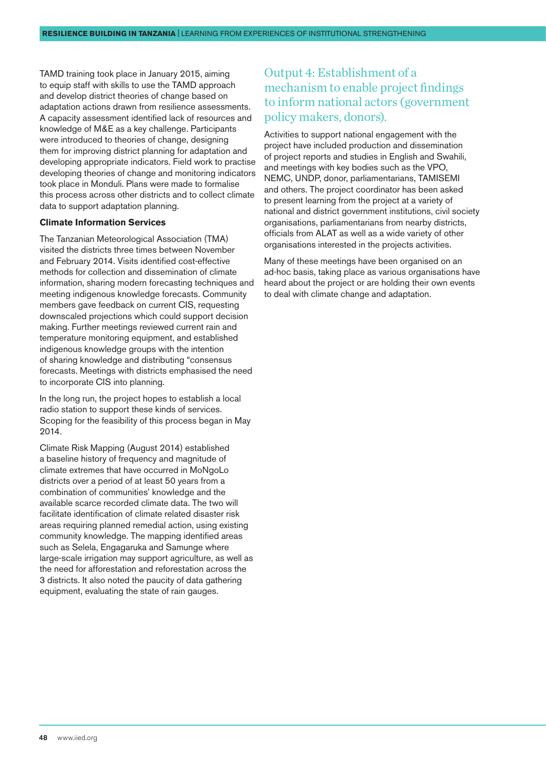TAMD training took place in January 2015, aiming to equip staff with skills to use the TAMD approach and develop district theories of change based on adaptation actions drawn from resilience assessments. A capacity assessment identified lack of resources and knowledge of M&E as a key challenge. Participants were introduced to theories of change, designing them for improving district planning for adaptation and developing appropriate indicators. Field work to practise developing theories of change and monitoring indicators took place in Monduli. Plans were made to formalise this process across other districts and to collect climate data to support adaptation planning.

**Climate Information Services**

The Tanzanian Meteorological Association (TMA) visited the districts three times between November and February 2014. Visits identified cost-effective methods for collection and dissemination of climate information, sharing modern forecasting techniques and meeting indigenous knowledge forecasts. Community members gave feedback on current CIS, requesting downscaled projections which could support decision making. Further meetings reviewed current rain and temperature monitoring equipment, and established indigenous knowledge groups with the intention of sharing knowledge and distributing "consensus forecasts. Meetings with districts emphasised the need to incorporate CIS into planning.

In the long run, the project hopes to establish a local radio station to support these kinds of services. Scoping for the feasibility of this process began in May 2014.

Climate Risk Mapping (August 2014) established a baseline history of frequency and magnitude of climate extremes that have occurred in MoNgoLo districts over a period of at least 50 years from a combination of communities' knowledge and the available scarce recorded climate data. The two will facilitate identification of climate related disaster risk areas requiring planned remedial action, using existing community knowledge. The mapping identified areas such as Selela, Engagaruka and Samunge where large-scale irrigation may support agriculture, as well as the need for afforestation and reforestation across the 3 districts. It also noted the paucity of data gathering equipment, evaluating the state of rain gauges.

## Output 4: Establishment of a mechanism to enable project findings to inform national actors (government policy makers, donors).

Activities to support national engagement with the project have included production and dissemination of project reports and studies in English and Swahili, and meetings with key bodies such as the VPO, NEMC, UNDP, donor, parliamentarians, TAMISEMI and others. The project coordinator has been asked to present learning from the project at a variety of national and district government institutions, civil society organisations, parliamentarians from nearby districts, officials from ALAT as well as a wide variety of other organisations interested in the projects activities.

Many of these meetings have been organised on an ad-hoc basis, taking place as various organisations have heard about the project or are holding their own events to deal with climate change and adaptation.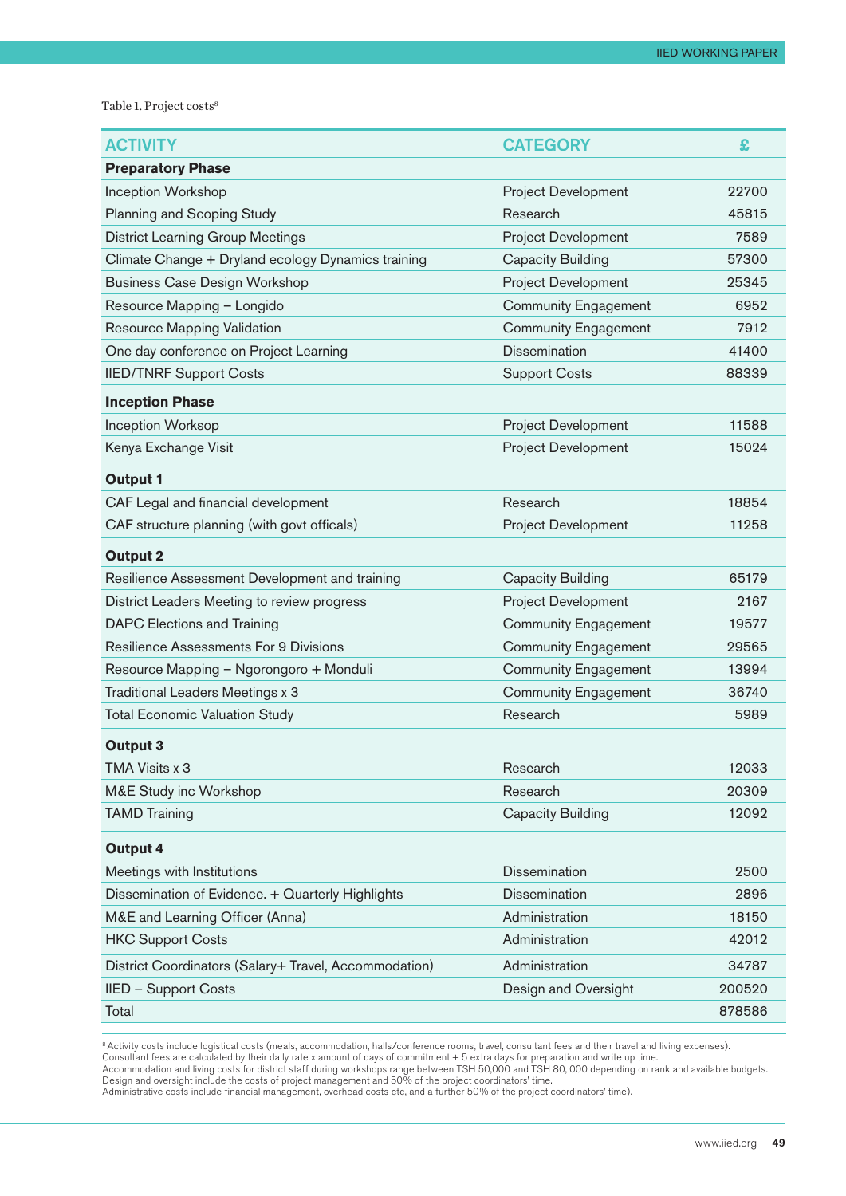Table 1. Project costs[8]

| ACTIVITY | CATEGORY | £ |
|---|---|---|
| **Preparatory Phase** | | |
| Inception Workshop | Project Development | 22700 |
| Planning and Scoping Study | Research | 45815 |
| District Learning Group Meetings | Project Development | 7589 |
| Climate Change + Dryland ecology Dynamics training | Capacity Building | 57300 |
| Business Case Design Workshop | Project Development | 25345 |
| Resource Mapping – Longido | Community Engagement | 6952 |
| Resource Mapping Validation | Community Engagement | 7912 |
| One day conference on Project Learning | Dissemination | 41400 |
| IIED/TNRF Support Costs | Support Costs | 88339 |
| **Inception Phase** | | |
| Inception Worksop | Project Development | 11588 |
| Kenya Exchange Visit | Project Development | 15024 |
| **Output 1** | | |
| CAF Legal and financial development | Research | 18854 |
| CAF structure planning (with govt officals) | Project Development | 11258 |
| **Output 2** | | |
| Resilience Assessment Development and training | Capacity Building | 65179 |
| District Leaders Meeting to review progress | Project Development | 2167 |
| DAPC Elections and Training | Community Engagement | 19577 |
| Resilience Assessments For 9 Divisions | Community Engagement | 29565 |
| Resource Mapping – Ngorongoro + Monduli | Community Engagement | 13994 |
| Traditional Leaders Meetings x 3 | Community Engagement | 36740 |
| Total Economic Valuation Study | Research | 5989 |
| **Output 3** | | |
| TMA Visits x 3 | Research | 12033 |
| M&E Study inc Workshop | Research | 20309 |
| TAMD Training | Capacity Building | 12092 |
| **Output 4** | | |
| Meetings with Institutions | Dissemination | 2500 |
| Dissemination of Evidence. + Quarterly Highlights | Dissemination | 2896 |
| M&E and Learning Officer (Anna) | Administration | 18150 |
| HKC Support Costs | Administration | 42012 |
| District Coordinators (Salary+ Travel, Accommodation) | Administration | 34787 |
| IIED – Support Costs | Design and Oversight | 200520 |
| Total | | 878586 |

[8] Activity costs include logistical costs (meals, accommodation, halls/conference rooms, travel, consultant fees and their travel and living expenses).
Consultant fees are calculated by their daily rate x amount of days of commitment + 5 extra days for preparation and write up time.
Accommodation and living costs for district staff during workshops range between TSH 50,000 and TSH 80, 000 depending on rank and available budgets.
Design and oversight include the costs of project management and 50% of the project coordinators' time.
Administrative costs include financial management, overhead costs etc, and a further 50% of the project coordinators' time).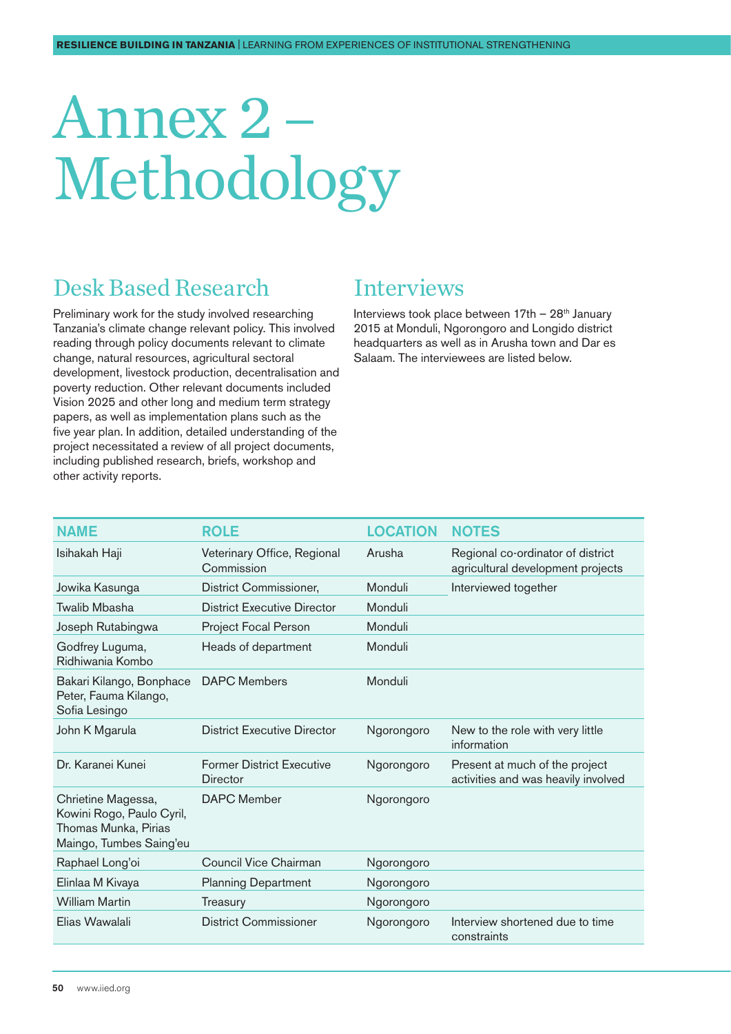# Annex 2 – Methodology

## Desk Based Research

Preliminary work for the study involved researching Tanzania's climate change relevant policy. This involved reading through policy documents relevant to climate change, natural resources, agricultural sectoral development, livestock production, decentralisation and poverty reduction. Other relevant documents included Vision 2025 and other long and medium term strategy papers, as well as implementation plans such as the five year plan. In addition, detailed understanding of the project necessitated a review of all project documents, including published research, briefs, workshop and other activity reports.

## Interviews

Interviews took place between 17th – 28th January 2015 at Monduli, Ngorongoro and Longido district headquarters as well as in Arusha town and Dar es Salaam. The interviewees are listed below.

| NAME | ROLE | LOCATION | NOTES |
|---|---|---|---|
| Isihakah Haji | Veterinary Office, Regional Commission | Arusha | Regional co-ordinator of district agricultural development projects |
| Jowika Kasunga | District Commissioner, | Monduli | Interviewed together |
| Twalib Mbasha | District Executive Director | Monduli | |
| Joseph Rutabingwa | Project Focal Person | Monduli | |
| Godfrey Luguma, Ridhiwania Kombo | Heads of department | Monduli | |
| Bakari Kilango, Bonphace Peter, Fauma Kilango, Sofia Lesingo | DAPC Members | Monduli | |
| John K Mgarula | District Executive Director | Ngorongoro | New to the role with very little information |
| Dr. Karanei Kunei | Former District Executive Director | Ngorongoro | Present at much of the project activities and was heavily involved |
| Chrietine Magessa, Kowini Rogo, Paulo Cyril, Thomas Munka, Pirias Maingo, Tumbes Saing'eu | DAPC Member | Ngorongoro | |
| Raphael Long'oi | Council Vice Chairman | Ngorongoro | |
| Elinlaa M Kivaya | Planning Department | Ngorongoro | |
| William Martin | Treasury | Ngorongoro | |
| Elias Wawalali | District Commissioner | Ngorongoro | Interview shortened due to time constraints |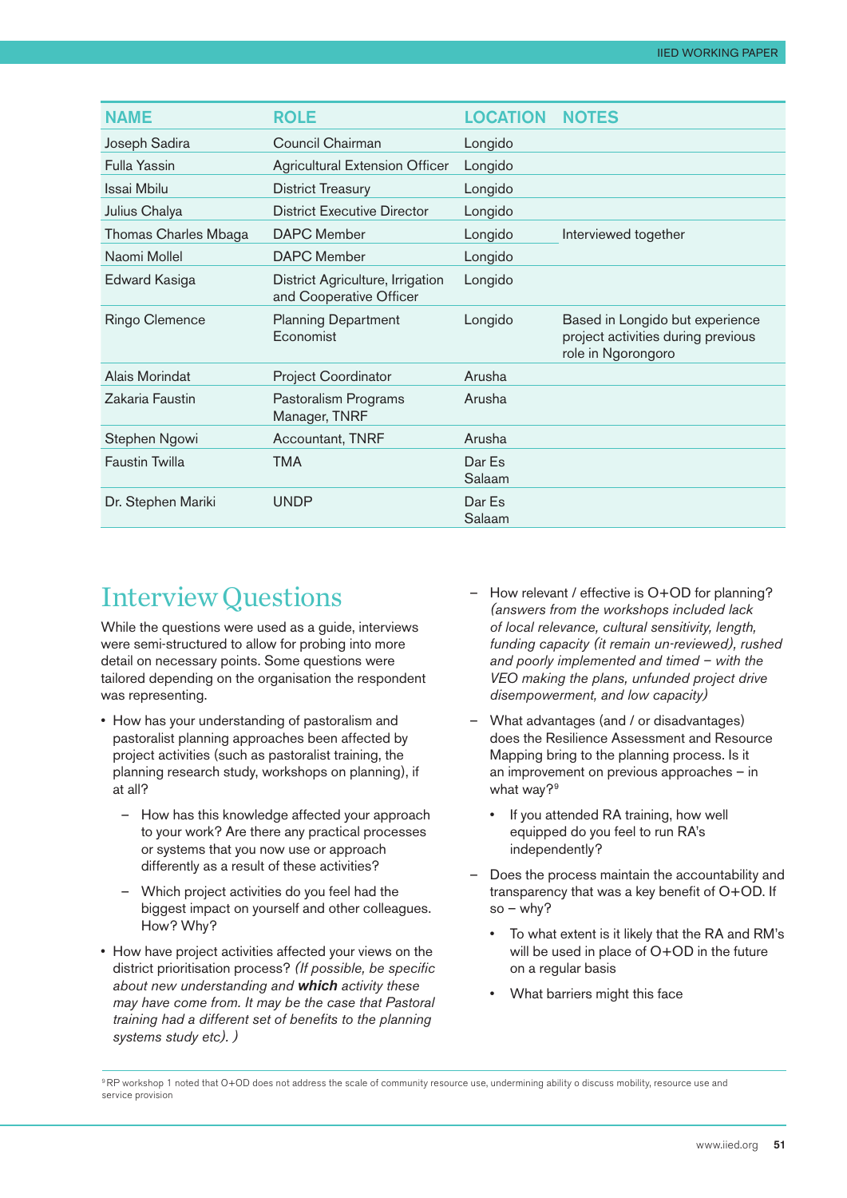| NAME | ROLE | LOCATION | NOTES |
|---|---|---|---|
| Joseph Sadira | Council Chairman | Longido | |
| Fulla Yassin | Agricultural Extension Officer | Longido | |
| Issai Mbilu | District Treasury | Longido | |
| Julius Chalya | District Executive Director | Longido | |
| Thomas Charles Mbaga | DAPC Member | Longido | Interviewed together |
| Naomi Mollel | DAPC Member | Longido | |
| Edward Kasiga | District Agriculture, Irrigation and Cooperative Officer | Longido | |
| Ringo Clemence | Planning Department Economist | Longido | Based in Longido but experience project activities during previous role in Ngorongoro |
| Alais Morindat | Project Coordinator | Arusha | |
| Zakaria Faustin | Pastoralism Programs Manager, TNRF | Arusha | |
| Stephen Ngowi | Accountant, TNRF | Arusha | |
| Faustin Twilla | TMA | Dar Es Salaam | |
| Dr. Stephen Mariki | UNDP | Dar Es Salaam | |

# Interview Questions

While the questions were used as a guide, interviews were semi-structured to allow for probing into more detail on necessary points. Some questions were tailored depending on the organisation the respondent was representing.

- How has your understanding of pastoralism and pastoralist planning approaches been affected by project activities (such as pastoralist training, the planning research study, workshops on planning), if at all?
  - How has this knowledge affected your approach to your work? Are there any practical processes or systems that you now use or approach differently as a result of these activities?
  - Which project activities do you feel had the biggest impact on yourself and other colleagues. How? Why?
- How have project activities affected your views on the district prioritisation process? *(If possible, be specific about new understanding and **which** activity these may have come from. It may be the case that Pastoral training had a different set of benefits to the planning systems study etc). )*
  - How relevant / effective is O+OD for planning? *(answers from the workshops included lack of local relevance, cultural sensitivity, length, funding capacity (it remain un-reviewed), rushed and poorly implemented and timed – with the VEO making the plans, unfunded project drive disempowerment, and low capacity)*
  - What advantages (and / or disadvantages) does the Resilience Assessment and Resource Mapping bring to the planning process. Is it an improvement on previous approaches – in what way?[9]
    - If you attended RA training, how well equipped do you feel to run RA's independently?
  - Does the process maintain the accountability and transparency that was a key benefit of O+OD. If so – why?
    - To what extent is it likely that the RA and RM's will be used in place of O+OD in the future on a regular basis
    - What barriers might this face

[9] RP workshop 1 noted that O+OD does not address the scale of community resource use, undermining ability o discuss mobility, resource use and service provision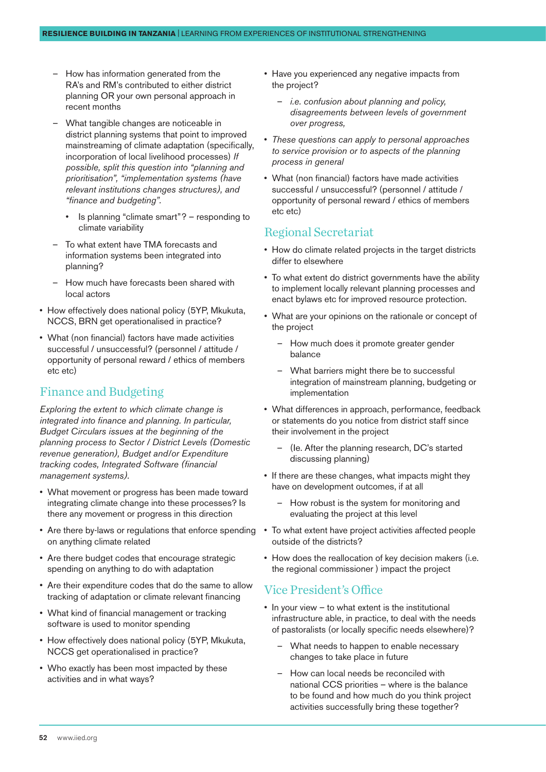- How has information generated from the RA's and RM's contributed to either district planning OR your own personal approach in recent months
- What tangible changes are noticeable in district planning systems that point to improved mainstreaming of climate adaptation (specifically, incorporation of local livelihood processes) *If possible, split this question into "planning and prioritisation", "implementation systems (have relevant institutions changes structures), and "finance and budgeting".*
  - Is planning "climate smart"? – responding to climate variability
- To what extent have TMA forecasts and information systems been integrated into planning?
- How much have forecasts been shared with local actors

- How effectively does national policy (5YP, Mkukuta, NCCS, BRN get operationalised in practice?
- What (non financial) factors have made activities successful / unsuccessful? (personnel / attitude / opportunity of personal reward / ethics of members etc etc)

## Finance and Budgeting

*Exploring the extent to which climate change is integrated into finance and planning. In particular, Budget Circulars issues at the beginning of the planning process to Sector / District Levels (Domestic revenue generation), Budget and/or Expenditure tracking codes, Integrated Software (financial management systems).*

- What movement or progress has been made toward integrating climate change into these processes? Is there any movement or progress in this direction
- Are there by-laws or regulations that enforce spending on anything climate related
- Are there budget codes that encourage strategic spending on anything to do with adaptation
- Are their expenditure codes that do the same to allow tracking of adaptation or climate relevant financing
- What kind of financial management or tracking software is used to monitor spending
- How effectively does national policy (5YP, Mkukuta, NCCS get operationalised in practice?
- Who exactly has been most impacted by these activities and in what ways?
- Have you experienced any negative impacts from the project?
  - *i.e. confusion about planning and policy, disagreements between levels of government over progress,*
- *These questions can apply to personal approaches to service provision or to aspects of the planning process in general*
- What (non financial) factors have made activities successful / unsuccessful? (personnel / attitude / opportunity of personal reward / ethics of members etc etc)

## Regional Secretariat

- How do climate related projects in the target districts differ to elsewhere
- To what extent do district governments have the ability to implement locally relevant planning processes and enact bylaws etc for improved resource protection.
- What are your opinions on the rationale or concept of the project
  - How much does it promote greater gender balance
  - What barriers might there be to successful integration of mainstream planning, budgeting or implementation
- What differences in approach, performance, feedback or statements do you notice from district staff since their involvement in the project
  - (Ie. After the planning research, DC's started discussing planning)
- If there are these changes, what impacts might they have on development outcomes, if at all
  - How robust is the system for monitoring and evaluating the project at this level
- To what extent have project activities affected people outside of the districts?
- How does the reallocation of key decision makers (i.e. the regional commissioner ) impact the project

## Vice President's Office

- In your view – to what extent is the institutional infrastructure able, in practice, to deal with the needs of pastoralists (or locally specific needs elsewhere)?
  - What needs to happen to enable necessary changes to take place in future
  - How can local needs be reconciled with national CCS priorities – where is the balance to be found and how much do you think project activities successfully bring these together?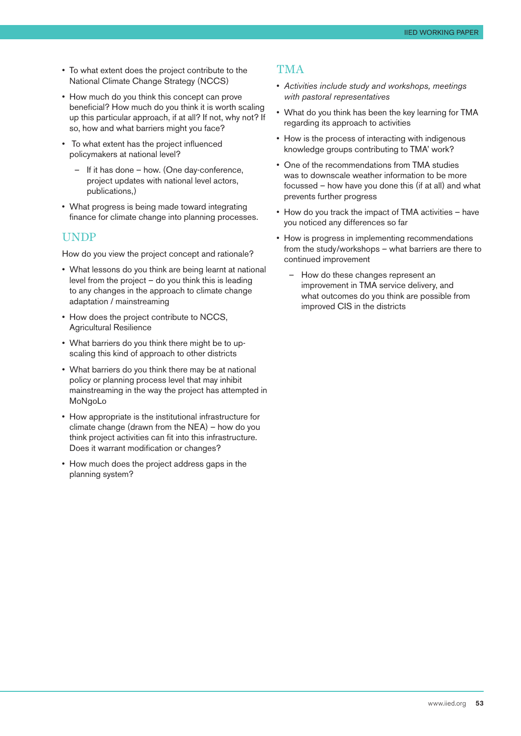- To what extent does the project contribute to the National Climate Change Strategy (NCCS)
- How much do you think this concept can prove beneficial? How much do you think it is worth scaling up this particular approach, if at all? If not, why not? If so, how and what barriers might you face?
- To what extent has the project influenced policymakers at national level?
  - If it has done – how. (One day-conference, project updates with national level actors, publications,)
- What progress is being made toward integrating finance for climate change into planning processes.

## UNDP

How do you view the project concept and rationale?

- What lessons do you think are being learnt at national level from the project – do you think this is leading to any changes in the approach to climate change adaptation / mainstreaming
- How does the project contribute to NCCS, Agricultural Resilience
- What barriers do you think there might be to up-scaling this kind of approach to other districts
- What barriers do you think there may be at national policy or planning process level that may inhibit mainstreaming in the way the project has attempted in MoNgoLo
- How appropriate is the institutional infrastructure for climate change (drawn from the NEA) – how do you think project activities can fit into this infrastructure. Does it warrant modification or changes?
- How much does the project address gaps in the planning system?

## TMA

- *Activities include study and workshops, meetings with pastoral representatives*
- What do you think has been the key learning for TMA regarding its approach to activities
- How is the process of interacting with indigenous knowledge groups contributing to TMA' work?
- One of the recommendations from TMA studies was to downscale weather information to be more focussed – how have you done this (if at all) and what prevents further progress
- How do you track the impact of TMA activities – have you noticed any differences so far
- How is progress in implementing recommendations from the study/workshops – what barriers are there to continued improvement
  - How do these changes represent an improvement in TMA service delivery, and what outcomes do you think are possible from improved CIS in the districts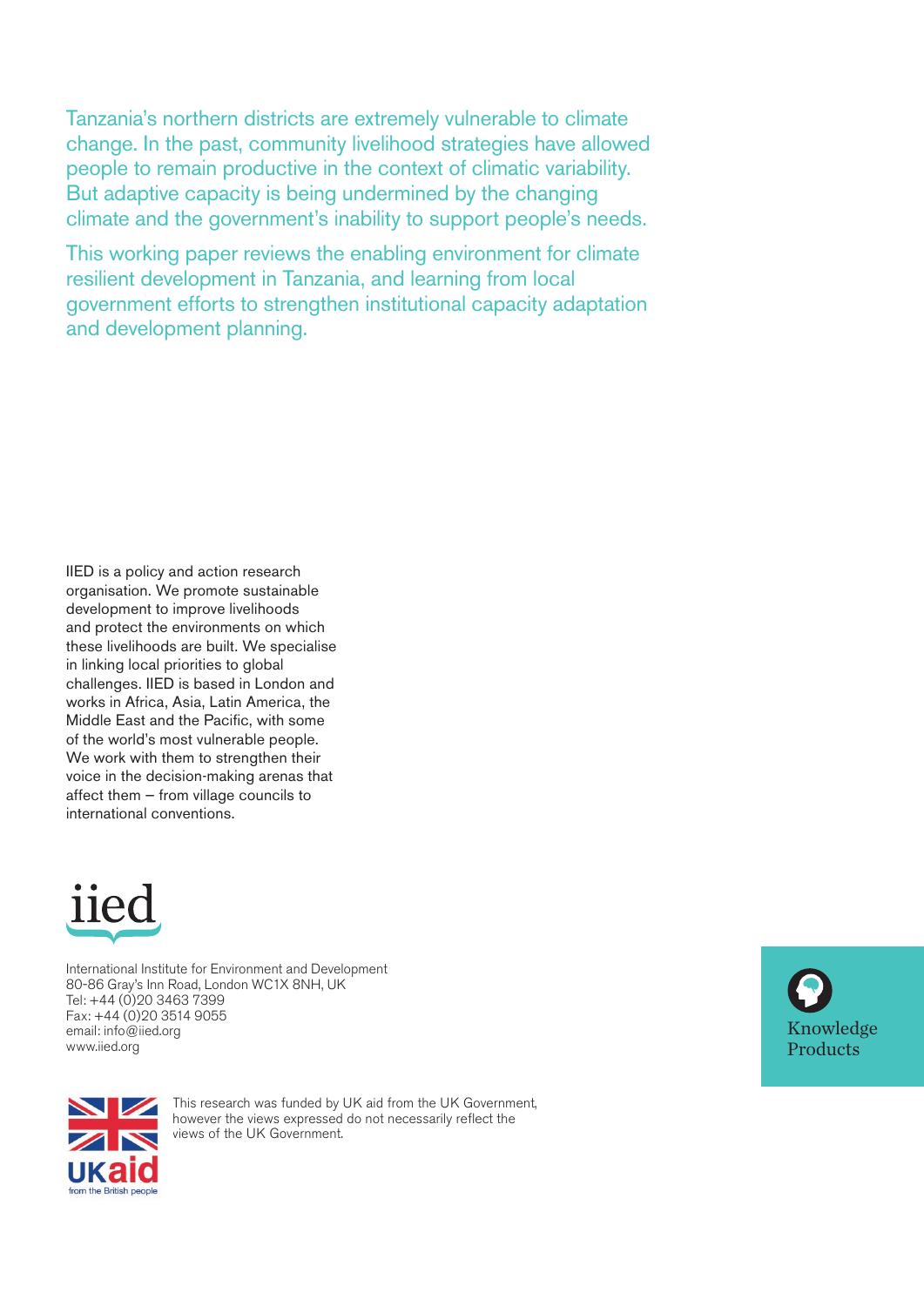Tanzania's northern districts are extremely vulnerable to climate change. In the past, community livelihood strategies have allowed people to remain productive in the context of climatic variability. But adaptive capacity is being undermined by the changing climate and the government's inability to support people's needs.

This working paper reviews the enabling environment for climate resilient development in Tanzania, and learning from local government efforts to strengthen institutional capacity adaptation and development planning.

IIED is a policy and action research organisation. We promote sustainable development to improve livelihoods and protect the environments on which these livelihoods are built. We specialise in linking local priorities to global challenges. IIED is based in London and works in Africa, Asia, Latin America, the Middle East and the Pacific, with some of the world's most vulnerable people. We work with them to strengthen their voice in the decision-making arenas that affect them – from village councils to international conventions.

iied

International Institute for Environment and Development
80-86 Gray's Inn Road, London WC1X 8NH, UK
Tel: +44 (0)20 3463 7399
Fax: +44 (0)20 3514 9055
email: info@iied.org
www.iied.org

Knowledge Products

UKaid from the British people

This research was funded by UK aid from the UK Government, however the views expressed do not necessarily reflect the views of the UK Government.